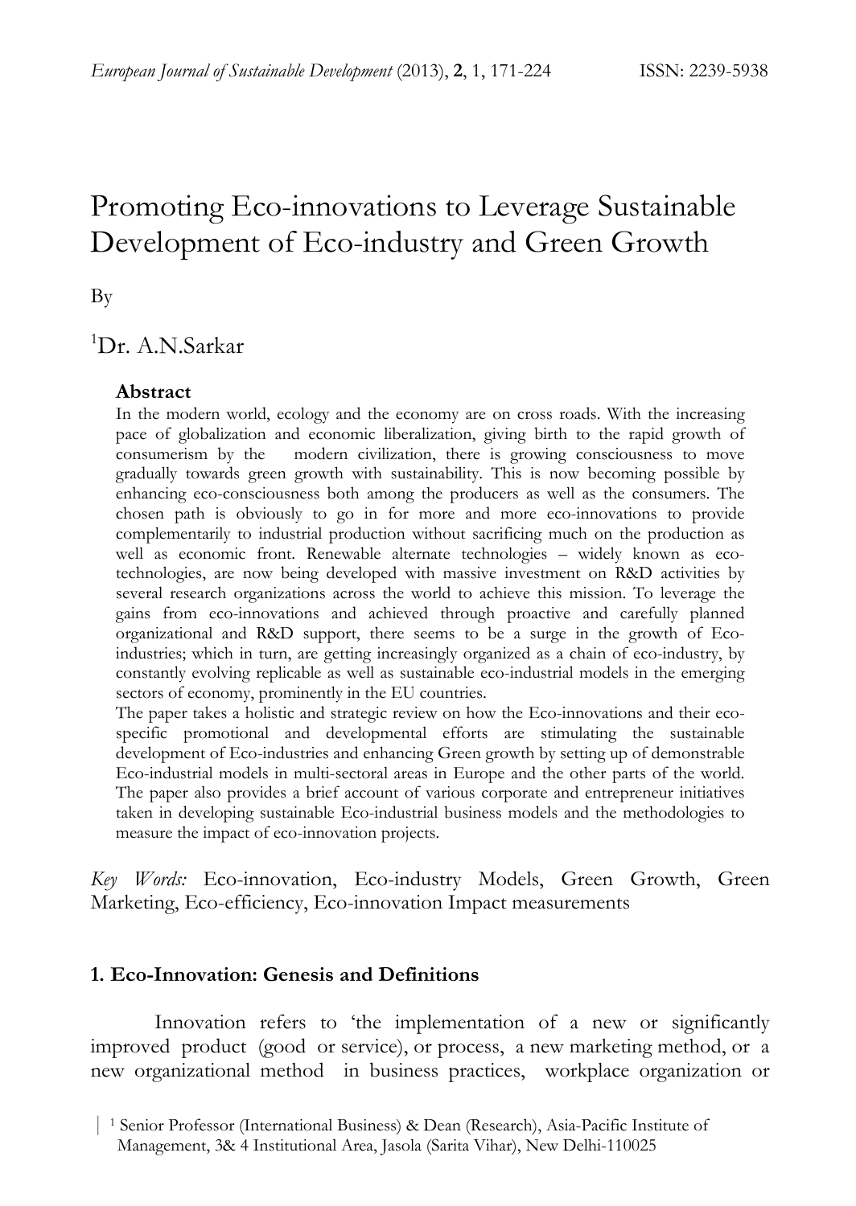# Promoting Eco-innovations to Leverage Sustainable Development of Eco-industry and Green Growth

By

[1]Dr. A.N.Sarkar

### Abstract

In the modern world, ecology and the economy are on cross roads. With the increasing pace of globalization and economic liberalization, giving birth to the rapid growth of consumerism by the modern civilization, there is growing consciousness to move gradually towards green growth with sustainability. This is now becoming possible by enhancing eco-consciousness both among the producers as well as the consumers. The chosen path is obviously to go in for more and more eco-innovations to provide complementarily to industrial production without sacrificing much on the production as well as economic front. Renewable alternate technologies – widely known as eco-technologies, are now being developed with massive investment on R&D activities by several research organizations across the world to achieve this mission. To leverage the gains from eco-innovations and achieved through proactive and carefully planned organizational and R&D support, there seems to be a surge in the growth of Eco-industries; which in turn, are getting increasingly organized as a chain of eco-industry, by constantly evolving replicable as well as sustainable eco-industrial models in the emerging sectors of economy, prominently in the EU countries.

The paper takes a holistic and strategic review on how the Eco-innovations and their eco-specific promotional and developmental efforts are stimulating the sustainable development of Eco-industries and enhancing Green growth by setting up of demonstrable Eco-industrial models in multi-sectoral areas in Europe and the other parts of the world. The paper also provides a brief account of various corporate and entrepreneur initiatives taken in developing sustainable Eco-industrial business models and the methodologies to measure the impact of eco-innovation projects.

*Key Words:* Eco-innovation, Eco-industry Models, Green Growth, Green Marketing, Eco-efficiency, Eco-innovation Impact measurements

## 1. Eco-Innovation: Genesis and Definitions

Innovation refers to 'the implementation of a new or significantly improved product (good or service), or process, a new marketing method, or a new organizational method in business practices, workplace organization or

[1] Senior Professor (International Business) & Dean (Research), Asia-Pacific Institute of Management, 3& 4 Institutional Area, Jasola (Sarita Vihar), New Delhi-110025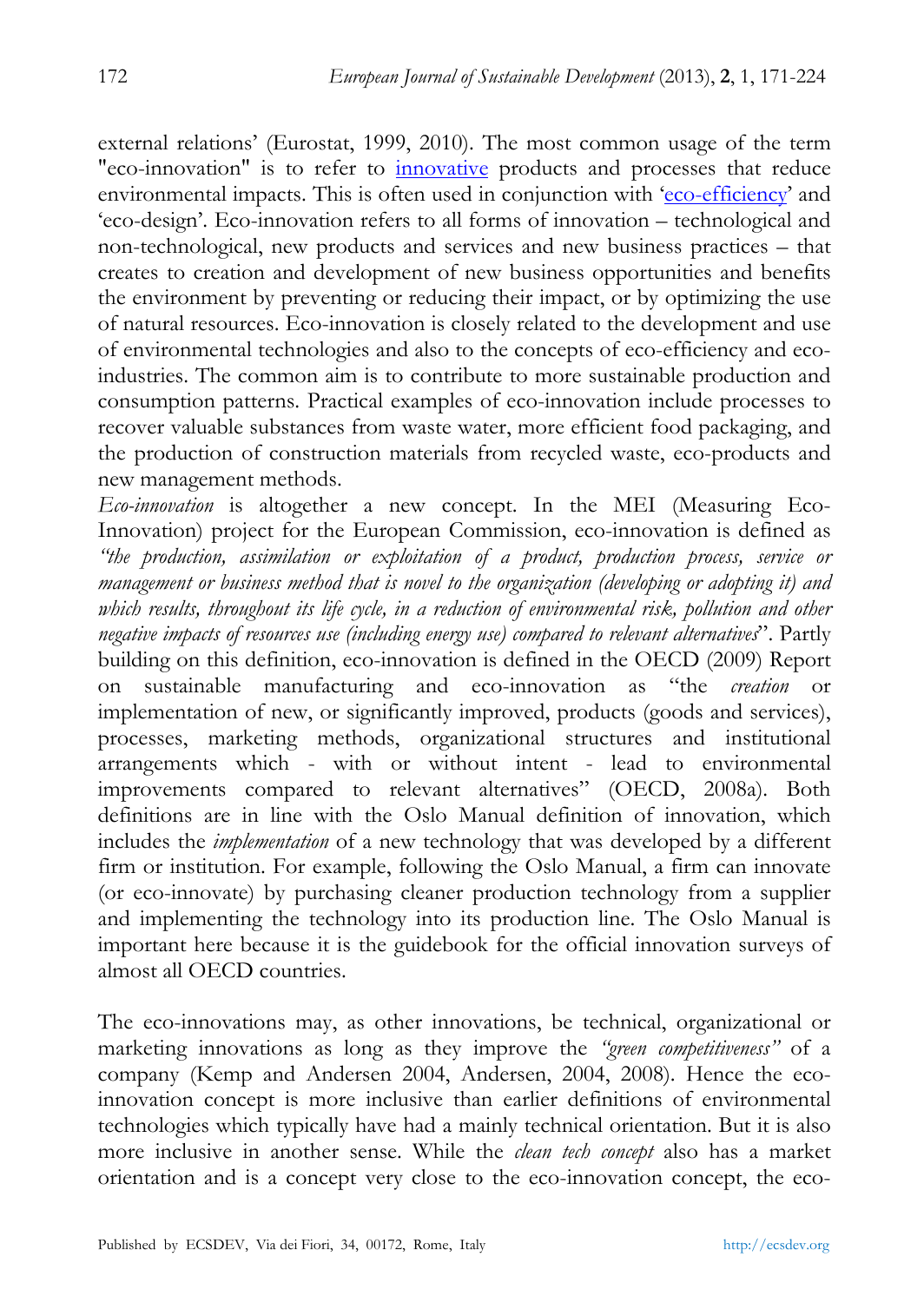external relations' (Eurostat, 1999, 2010). The most common usage of the term "eco-innovation" is to refer to innovative products and processes that reduce environmental impacts. This is often used in conjunction with 'eco-efficiency' and 'eco-design'. Eco-innovation refers to all forms of innovation – technological and non-technological, new products and services and new business practices – that creates to creation and development of new business opportunities and benefits the environment by preventing or reducing their impact, or by optimizing the use of natural resources. Eco-innovation is closely related to the development and use of environmental technologies and also to the concepts of eco-efficiency and eco-industries. The common aim is to contribute to more sustainable production and consumption patterns. Practical examples of eco-innovation include processes to recover valuable substances from waste water, more efficient food packaging, and the production of construction materials from recycled waste, eco-products and new management methods.

*Eco-innovation* is altogether a new concept. In the MEI (Measuring Eco-Innovation) project for the European Commission, eco-innovation is defined as *"the production, assimilation or exploitation of a product, production process, service or management or business method that is novel to the organization (developing or adopting it) and which results, throughout its life cycle, in a reduction of environmental risk, pollution and other negative impacts of resources use (including energy use) compared to relevant alternatives*". Partly building on this definition, eco-innovation is defined in the OECD (2009) Report on sustainable manufacturing and eco-innovation as "the *creation* or implementation of new, or significantly improved, products (goods and services), processes, marketing methods, organizational structures and institutional arrangements which - with or without intent - lead to environmental improvements compared to relevant alternatives" (OECD, 2008a). Both definitions are in line with the Oslo Manual definition of innovation, which includes the *implementation* of a new technology that was developed by a different firm or institution. For example, following the Oslo Manual, a firm can innovate (or eco-innovate) by purchasing cleaner production technology from a supplier and implementing the technology into its production line. The Oslo Manual is important here because it is the guidebook for the official innovation surveys of almost all OECD countries.

The eco-innovations may, as other innovations, be technical, organizational or marketing innovations as long as they improve the *"green competitiveness"* of a company (Kemp and Andersen 2004, Andersen, 2004, 2008). Hence the eco-innovation concept is more inclusive than earlier definitions of environmental technologies which typically have had a mainly technical orientation. But it is also more inclusive in another sense. While the *clean tech concept* also has a market orientation and is a concept very close to the eco-innovation concept, the eco-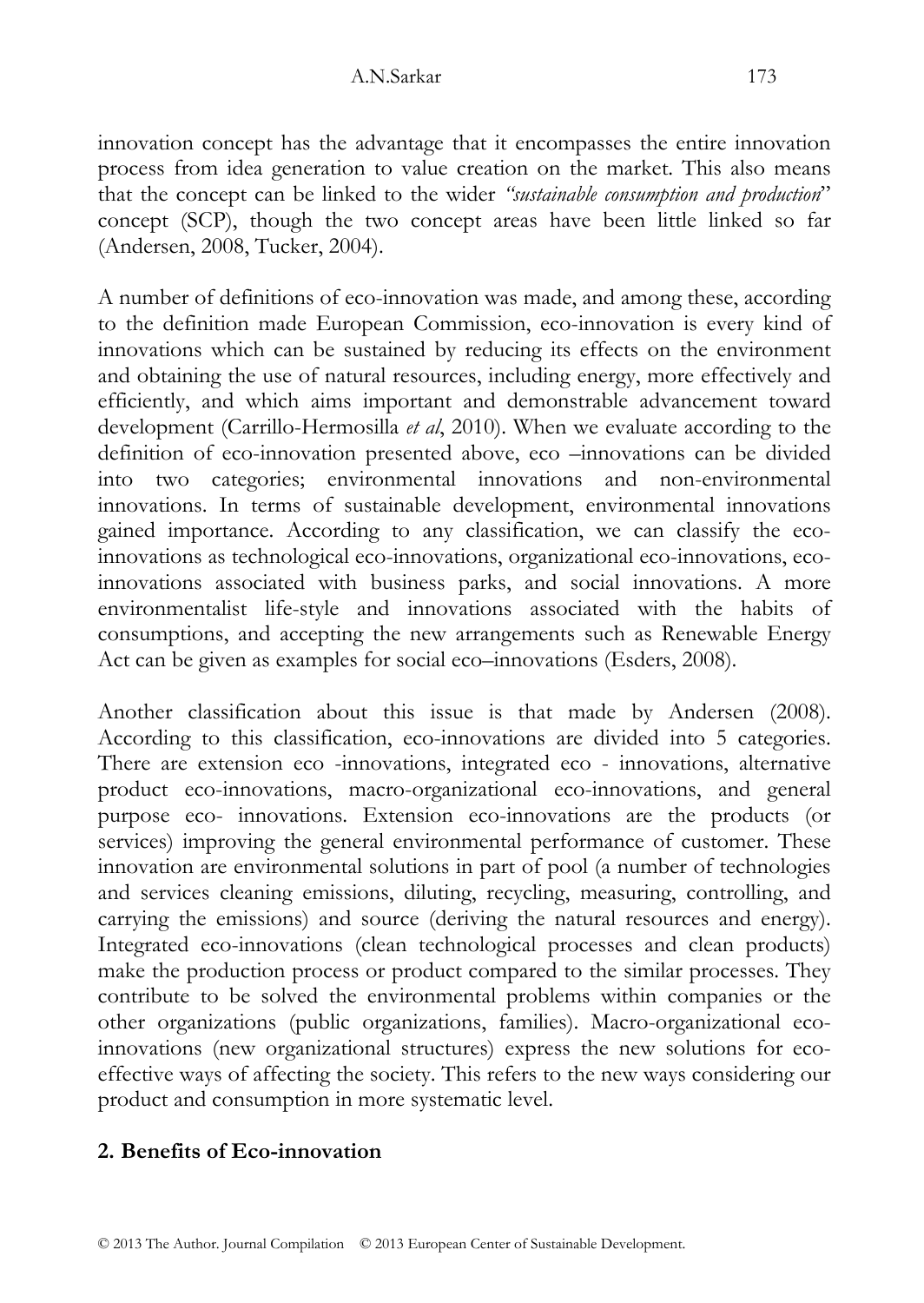innovation concept has the advantage that it encompasses the entire innovation process from idea generation to value creation on the market. This also means that the concept can be linked to the wider *"sustainable consumption and production*" concept (SCP), though the two concept areas have been little linked so far (Andersen, 2008, Tucker, 2004).

A number of definitions of eco-innovation was made, and among these, according to the definition made European Commission, eco-innovation is every kind of innovations which can be sustained by reducing its effects on the environment and obtaining the use of natural resources, including energy, more effectively and efficiently, and which aims important and demonstrable advancement toward development (Carrillo-Hermosilla *et al*, 2010). When we evaluate according to the definition of eco-innovation presented above, eco –innovations can be divided into two categories; environmental innovations and non-environmental innovations. In terms of sustainable development, environmental innovations gained importance. According to any classification, we can classify the eco-innovations as technological eco-innovations, organizational eco-innovations, eco-innovations associated with business parks, and social innovations. A more environmentalist life-style and innovations associated with the habits of consumptions, and accepting the new arrangements such as Renewable Energy Act can be given as examples for social eco–innovations (Esders, 2008).

Another classification about this issue is that made by Andersen (2008). According to this classification, eco-innovations are divided into 5 categories. There are extension eco -innovations, integrated eco - innovations, alternative product eco-innovations, macro-organizational eco-innovations, and general purpose eco- innovations. Extension eco-innovations are the products (or services) improving the general environmental performance of customer. These innovation are environmental solutions in part of pool (a number of technologies and services cleaning emissions, diluting, recycling, measuring, controlling, and carrying the emissions) and source (deriving the natural resources and energy). Integrated eco-innovations (clean technological processes and clean products) make the production process or product compared to the similar processes. They contribute to be solved the environmental problems within companies or the other organizations (public organizations, families). Macro-organizational eco-innovations (new organizational structures) express the new solutions for eco-effective ways of affecting the society. This refers to the new ways considering our product and consumption in more systematic level.

## 2. Benefits of Eco-innovation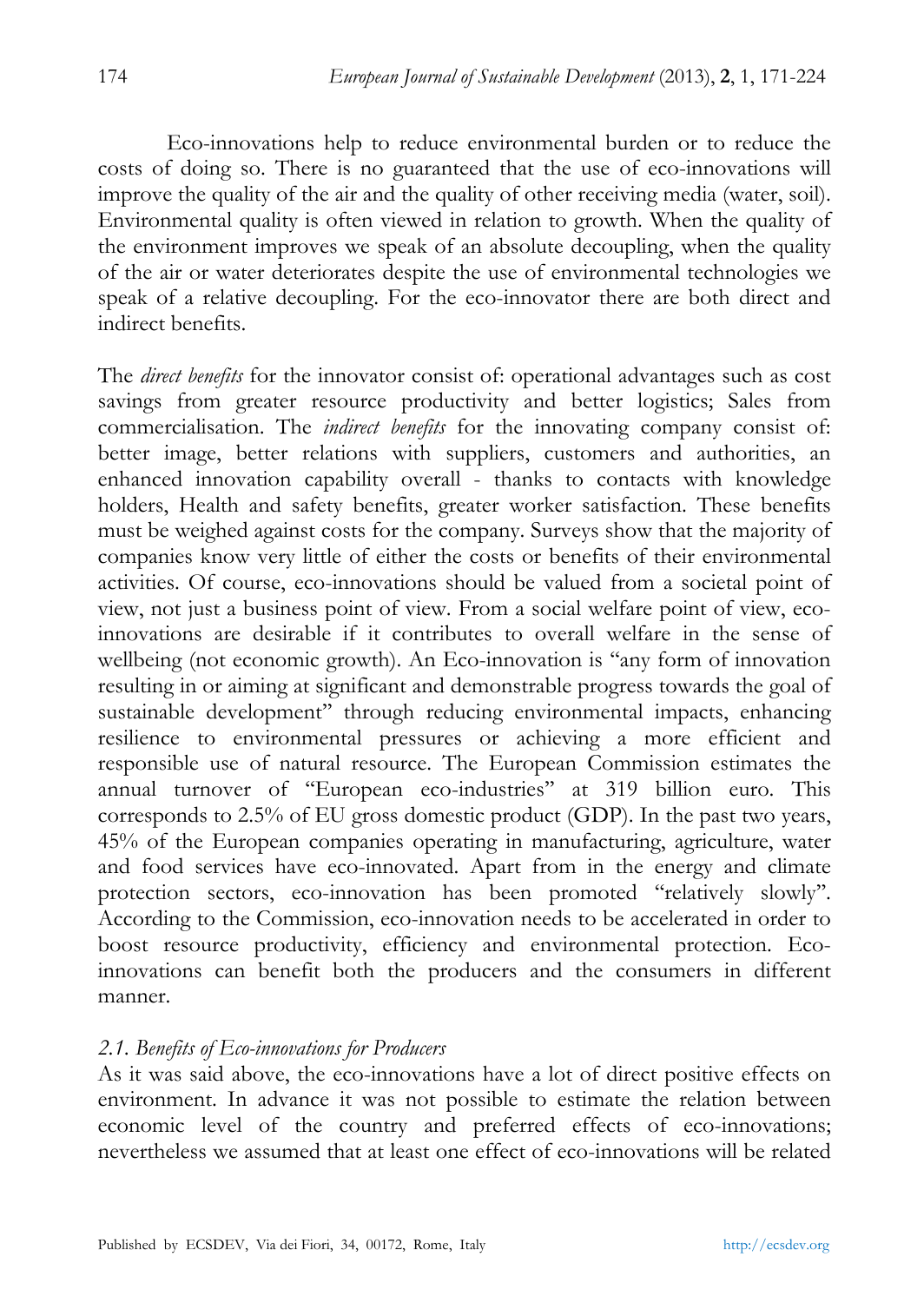Eco-innovations help to reduce environmental burden or to reduce the costs of doing so. There is no guaranteed that the use of eco-innovations will improve the quality of the air and the quality of other receiving media (water, soil). Environmental quality is often viewed in relation to growth. When the quality of the environment improves we speak of an absolute decoupling, when the quality of the air or water deteriorates despite the use of environmental technologies we speak of a relative decoupling. For the eco-innovator there are both direct and indirect benefits.

The *direct benefits* for the innovator consist of: operational advantages such as cost savings from greater resource productivity and better logistics; Sales from commercialisation. The *indirect benefits* for the innovating company consist of: better image, better relations with suppliers, customers and authorities, an enhanced innovation capability overall - thanks to contacts with knowledge holders, Health and safety benefits, greater worker satisfaction. These benefits must be weighed against costs for the company. Surveys show that the majority of companies know very little of either the costs or benefits of their environmental activities. Of course, eco-innovations should be valued from a societal point of view, not just a business point of view. From a social welfare point of view, eco-innovations are desirable if it contributes to overall welfare in the sense of wellbeing (not economic growth). An Eco-innovation is "any form of innovation resulting in or aiming at significant and demonstrable progress towards the goal of sustainable development" through reducing environmental impacts, enhancing resilience to environmental pressures or achieving a more efficient and responsible use of natural resource. The European Commission estimates the annual turnover of "European eco-industries" at 319 billion euro. This corresponds to 2.5% of EU gross domestic product (GDP). In the past two years, 45% of the European companies operating in manufacturing, agriculture, water and food services have eco-innovated. Apart from in the energy and climate protection sectors, eco-innovation has been promoted "relatively slowly". According to the Commission, eco-innovation needs to be accelerated in order to boost resource productivity, efficiency and environmental protection. Eco-innovations can benefit both the producers and the consumers in different manner.

### *2.1. Benefits of Eco-innovations for Producers*

As it was said above, the eco-innovations have a lot of direct positive effects on environment. In advance it was not possible to estimate the relation between economic level of the country and preferred effects of eco-innovations; nevertheless we assumed that at least one effect of eco-innovations will be related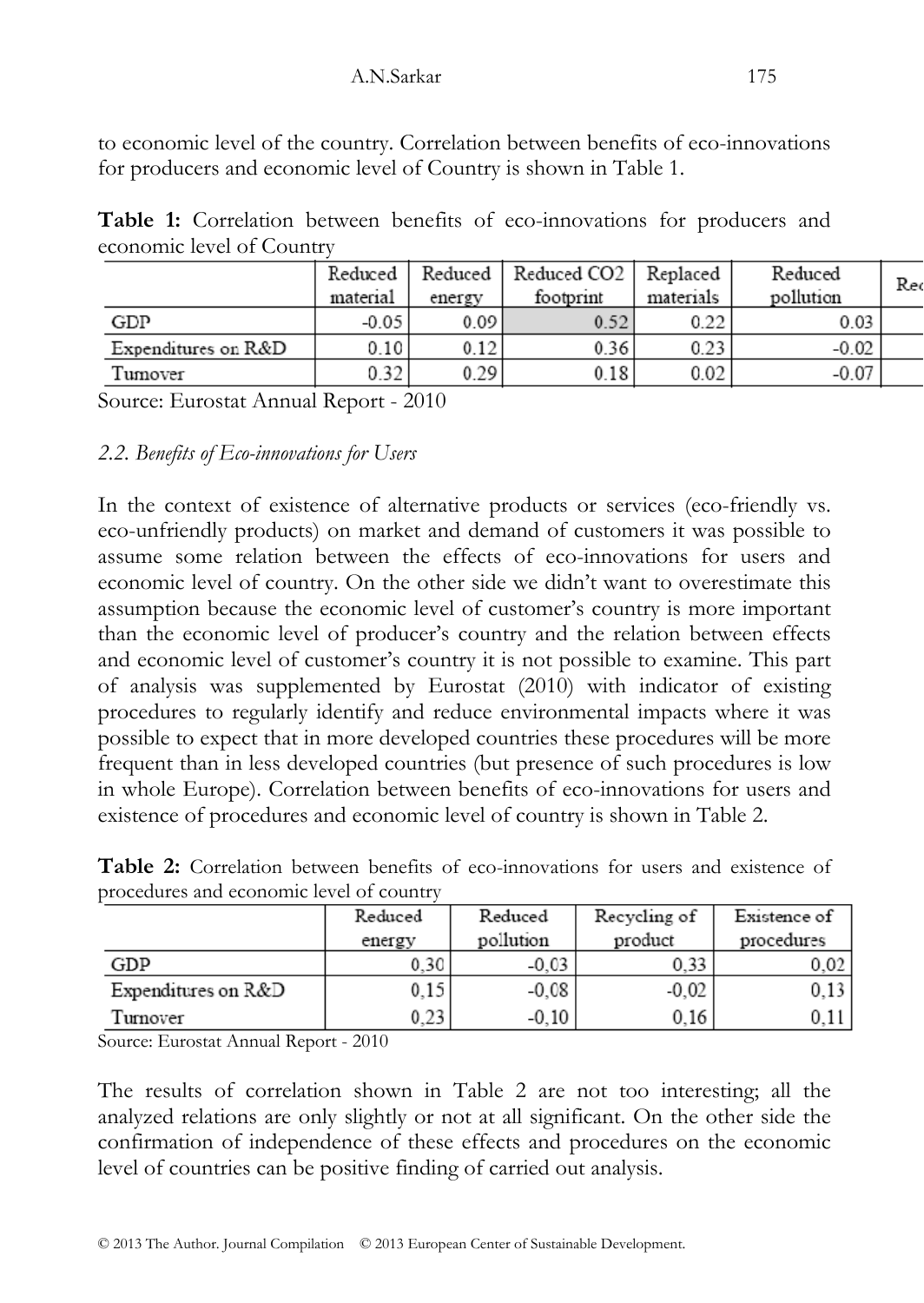to economic level of the country. Correlation between benefits of eco-innovations for producers and economic level of Country is shown in Table 1.

**Table 1:** Correlation between benefits of eco-innovations for producers and economic level of Country

| | Reduced material | Reduced energy | Reduced CO2 footprint | Replaced materials | Reduced pollution | Rec |
|---|---|---|---|---|---|---|
| GDP | -0.05 | 0.09 | 0.52 | 0.22 | 0.03 | |
| Expenditures on R&D | 0.10 | 0.12 | 0.36 | 0.23 | -0.02 | |
| Turnover | 0.32 | 0.29 | 0.18 | 0.02 | -0.07 | |

Source: Eurostat Annual Report - 2010

*2.2. Benefits of Eco-innovations for Users*

In the context of existence of alternative products or services (eco-friendly vs. eco-unfriendly products) on market and demand of customers it was possible to assume some relation between the effects of eco-innovations for users and economic level of country. On the other side we didn't want to overestimate this assumption because the economic level of customer's country is more important than the economic level of producer's country and the relation between effects and economic level of customer's country it is not possible to examine. This part of analysis was supplemented by Eurostat (2010) with indicator of existing procedures to regularly identify and reduce environmental impacts where it was possible to expect that in more developed countries these procedures will be more frequent than in less developed countries (but presence of such procedures is low in whole Europe). Correlation between benefits of eco-innovations for users and existence of procedures and economic level of country is shown in Table 2.

**Table 2:** Correlation between benefits of eco-innovations for users and existence of procedures and economic level of country

| | Reduced energy | Reduced pollution | Recycling of product | Existence of procedures |
|---|---|---|---|---|
| GDP | 0,30 | -0,03 | 0,33 | 0,02 |
| Expenditures on R&D | 0,15 | -0,08 | -0,02 | 0,13 |
| Turnover | 0,23 | -0,10 | 0,16 | 0,11 |

Source: Eurostat Annual Report - 2010

The results of correlation shown in Table 2 are not too interesting; all the analyzed relations are only slightly or not at all significant. On the other side the confirmation of independence of these effects and procedures on the economic level of countries can be positive finding of carried out analysis.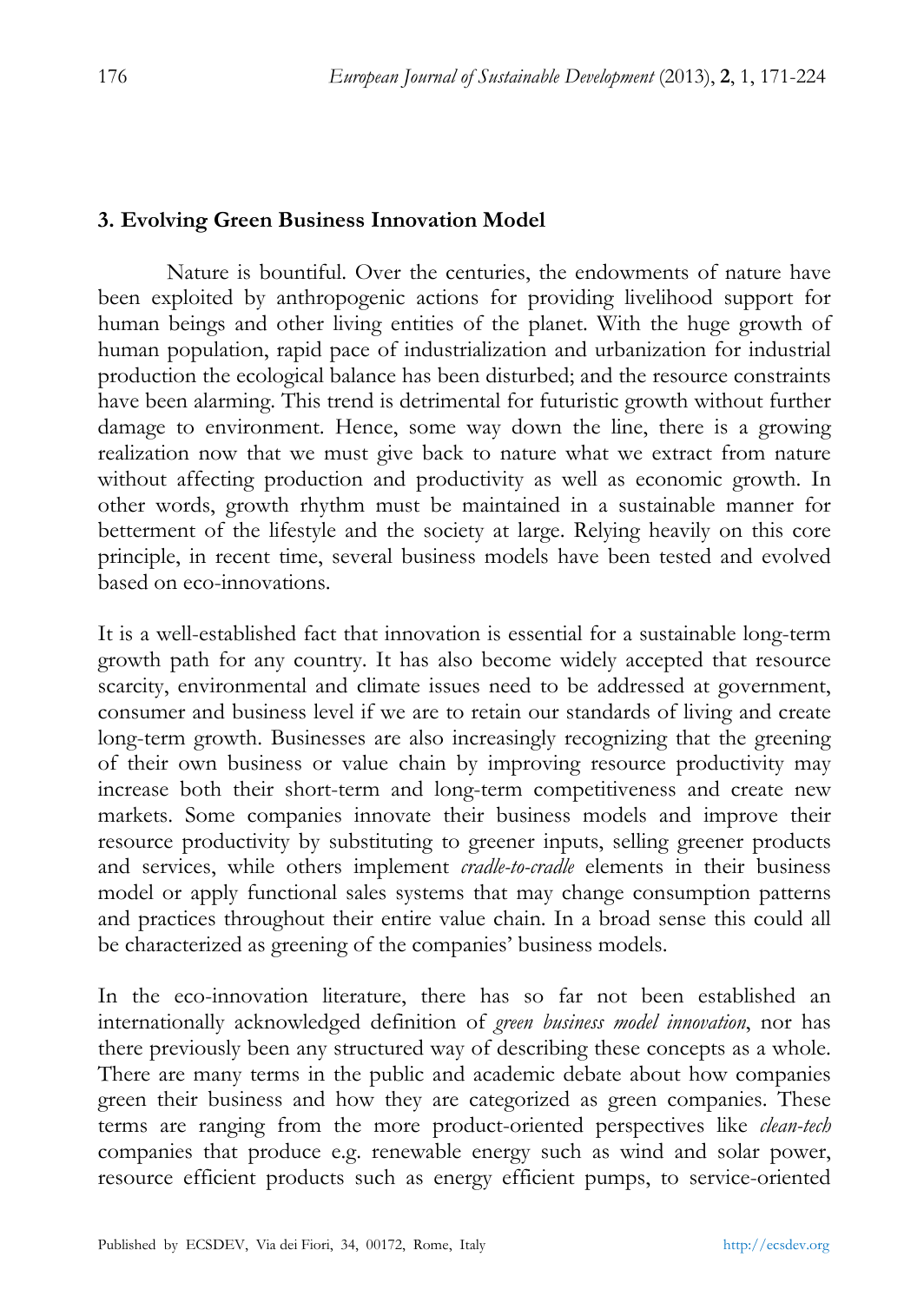## 3. Evolving Green Business Innovation Model

Nature is bountiful. Over the centuries, the endowments of nature have been exploited by anthropogenic actions for providing livelihood support for human beings and other living entities of the planet. With the huge growth of human population, rapid pace of industrialization and urbanization for industrial production the ecological balance has been disturbed; and the resource constraints have been alarming. This trend is detrimental for futuristic growth without further damage to environment. Hence, some way down the line, there is a growing realization now that we must give back to nature what we extract from nature without affecting production and productivity as well as economic growth. In other words, growth rhythm must be maintained in a sustainable manner for betterment of the lifestyle and the society at large. Relying heavily on this core principle, in recent time, several business models have been tested and evolved based on eco-innovations.

It is a well-established fact that innovation is essential for a sustainable long-term growth path for any country. It has also become widely accepted that resource scarcity, environmental and climate issues need to be addressed at government, consumer and business level if we are to retain our standards of living and create long-term growth. Businesses are also increasingly recognizing that the greening of their own business or value chain by improving resource productivity may increase both their short-term and long-term competitiveness and create new markets. Some companies innovate their business models and improve their resource productivity by substituting to greener inputs, selling greener products and services, while others implement *cradle-to-cradle* elements in their business model or apply functional sales systems that may change consumption patterns and practices throughout their entire value chain. In a broad sense this could all be characterized as greening of the companies' business models.

In the eco-innovation literature, there has so far not been established an internationally acknowledged definition of *green business model innovation*, nor has there previously been any structured way of describing these concepts as a whole. There are many terms in the public and academic debate about how companies green their business and how they are categorized as green companies. These terms are ranging from the more product-oriented perspectives like *clean-tech* companies that produce e.g. renewable energy such as wind and solar power, resource efficient products such as energy efficient pumps, to service-oriented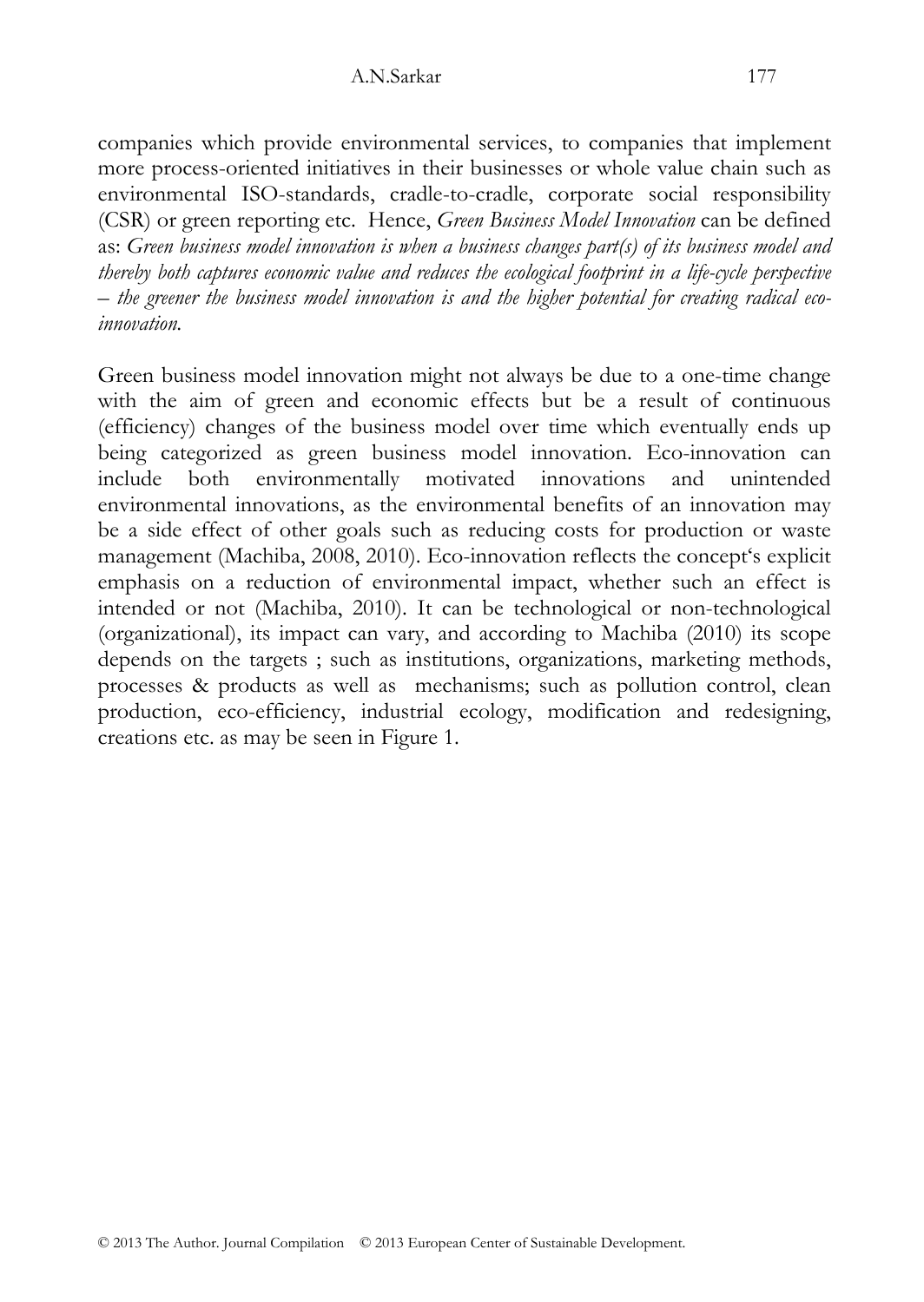companies which provide environmental services, to companies that implement more process-oriented initiatives in their businesses or whole value chain such as environmental ISO-standards, cradle-to-cradle, corporate social responsibility (CSR) or green reporting etc. Hence, *Green Business Model Innovation* can be defined as: *Green business model innovation is when a business changes part(s) of its business model and thereby both captures economic value and reduces the ecological footprint in a life-cycle perspective – the greener the business model innovation is and the higher potential for creating radical eco-innovation.*

Green business model innovation might not always be due to a one-time change with the aim of green and economic effects but be a result of continuous (efficiency) changes of the business model over time which eventually ends up being categorized as green business model innovation. Eco-innovation can include both environmentally motivated innovations and unintended environmental innovations, as the environmental benefits of an innovation may be a side effect of other goals such as reducing costs for production or waste management (Machiba, 2008, 2010). Eco-innovation reflects the concept‘s explicit emphasis on a reduction of environmental impact, whether such an effect is intended or not (Machiba, 2010). It can be technological or non-technological (organizational), its impact can vary, and according to Machiba (2010) its scope depends on the targets ; such as institutions, organizations, marketing methods, processes & products as well as mechanisms; such as pollution control, clean production, eco-efficiency, industrial ecology, modification and redesigning, creations etc. as may be seen in Figure 1.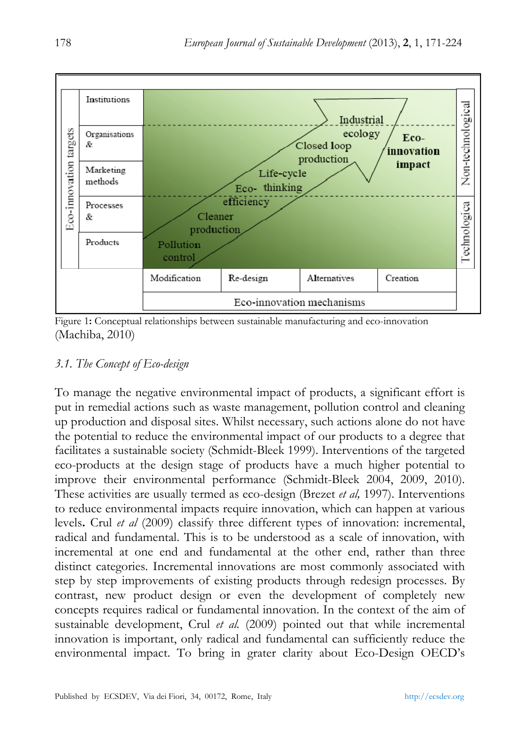Figure 1: Conceptual relationships between sustainable manufacturing and eco-innovation (Machiba, 2010)

### *3.1. The Concept of Eco-design*

To manage the negative environmental impact of products, a significant effort is put in remedial actions such as waste management, pollution control and cleaning up production and disposal sites. Whilst necessary, such actions alone do not have the potential to reduce the environmental impact of our products to a degree that facilitates a sustainable society (Schmidt-Bleek 1999). Interventions of the targeted eco-products at the design stage of products have a much higher potential to improve their environmental performance (Schmidt-Bleek 2004, 2009, 2010). These activities are usually termed as eco-design (Brezet *et al,* 1997). Interventions to reduce environmental impacts require innovation, which can happen at various levels**.** Crul *et al* (2009) classify three different types of innovation: incremental, radical and fundamental. This is to be understood as a scale of innovation, with incremental at one end and fundamental at the other end, rather than three distinct categories. Incremental innovations are most commonly associated with step by step improvements of existing products through redesign processes. By contrast, new product design or even the development of completely new concepts requires radical or fundamental innovation. In the context of the aim of sustainable development, Crul *et al.* (2009) pointed out that while incremental innovation is important, only radical and fundamental can sufficiently reduce the environmental impact. To bring in grater clarity about Eco-Design OECD's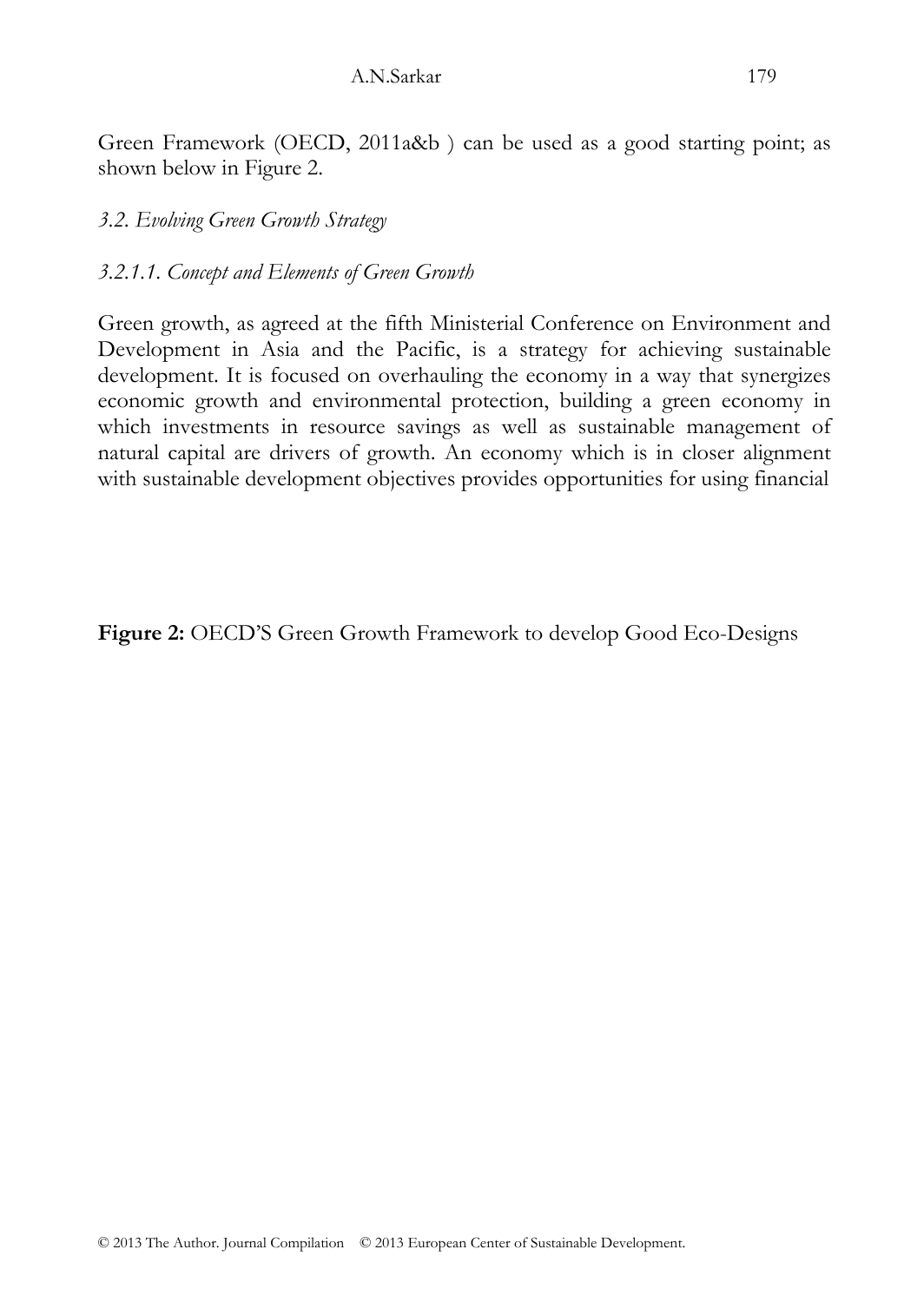Green Framework (OECD, 2011a&b ) can be used as a good starting point; as shown below in Figure 2.

*3.2. Evolving Green Growth Strategy*

*3.2.1.1. Concept and Elements of Green Growth*

Green growth, as agreed at the fifth Ministerial Conference on Environment and Development in Asia and the Pacific, is a strategy for achieving sustainable development. It is focused on overhauling the economy in a way that synergizes economic growth and environmental protection, building a green economy in which investments in resource savings as well as sustainable management of natural capital are drivers of growth. An economy which is in closer alignment with sustainable development objectives provides opportunities for using financial

**Figure 2:** OECD'S Green Growth Framework to develop Good Eco-Designs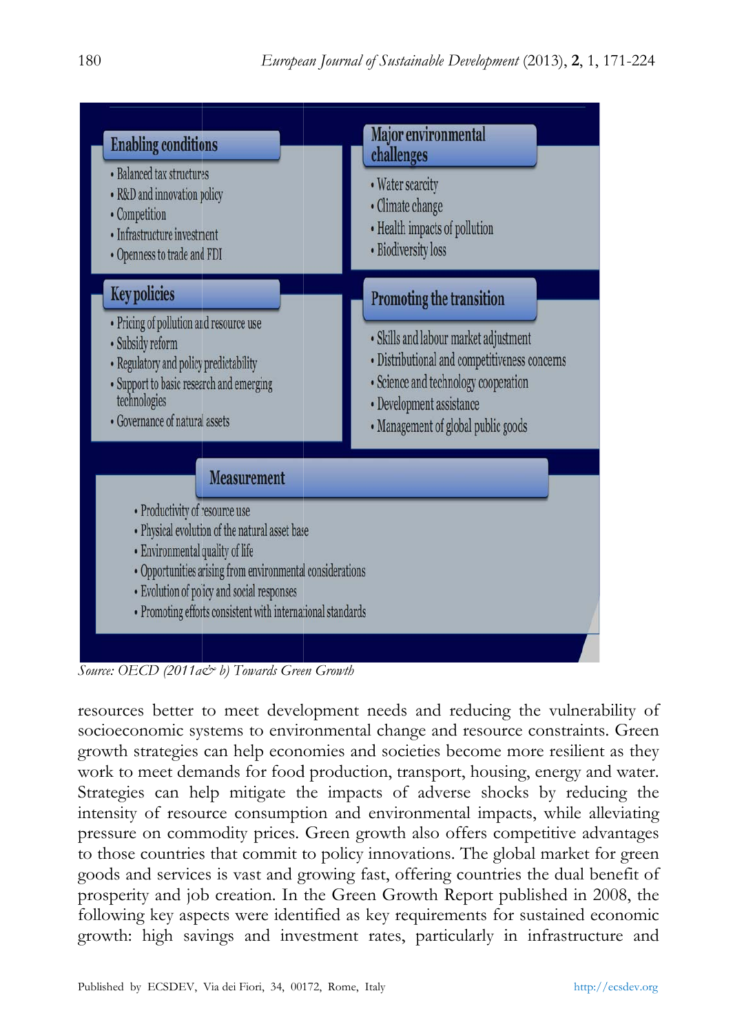**Enabling conditions**

- Balanced tax structures
- R&D and innovation policy
- Competition
- Infrastructure investment
- Openness to trade and FDI

**Major environmental challenges**

- Water scarcity
- Climate change
- Health impacts of pollution
- Biodiversity loss

**Key policies**

- Pricing of pollution and resource use
- Subsidy reform
- Regulatory and policy predictability
- Support to basic research and emerging technologies
- Governance of natural assets

**Promoting the transition**

- Skills and labour market adjustment
- Distributional and competitiveness concerns
- Science and technology cooperation
- Development assistance
- Management of global public goods

**Measurement**

- Productivity of resource use
- Physical evolution of the natural asset base
- Environmental quality of life
- Opportunities arising from environmental considerations
- Evolution of policy and social responses
- Promoting efforts consistent with international standards

*Source: OECD (2011a& b) Towards Green Growth*

resources better to meet development needs and reducing the vulnerability of socioeconomic systems to environmental change and resource constraints. Green growth strategies can help economies and societies become more resilient as they work to meet demands for food production, transport, housing, energy and water. Strategies can help mitigate the impacts of adverse shocks by reducing the intensity of resource consumption and environmental impacts, while alleviating pressure on commodity prices. Green growth also offers competitive advantages to those countries that commit to policy innovations. The global market for green goods and services is vast and growing fast, offering countries the dual benefit of prosperity and job creation. In the Green Growth Report published in 2008, the following key aspects were identified as key requirements for sustained economic growth: high savings and investment rates, particularly in infrastructure and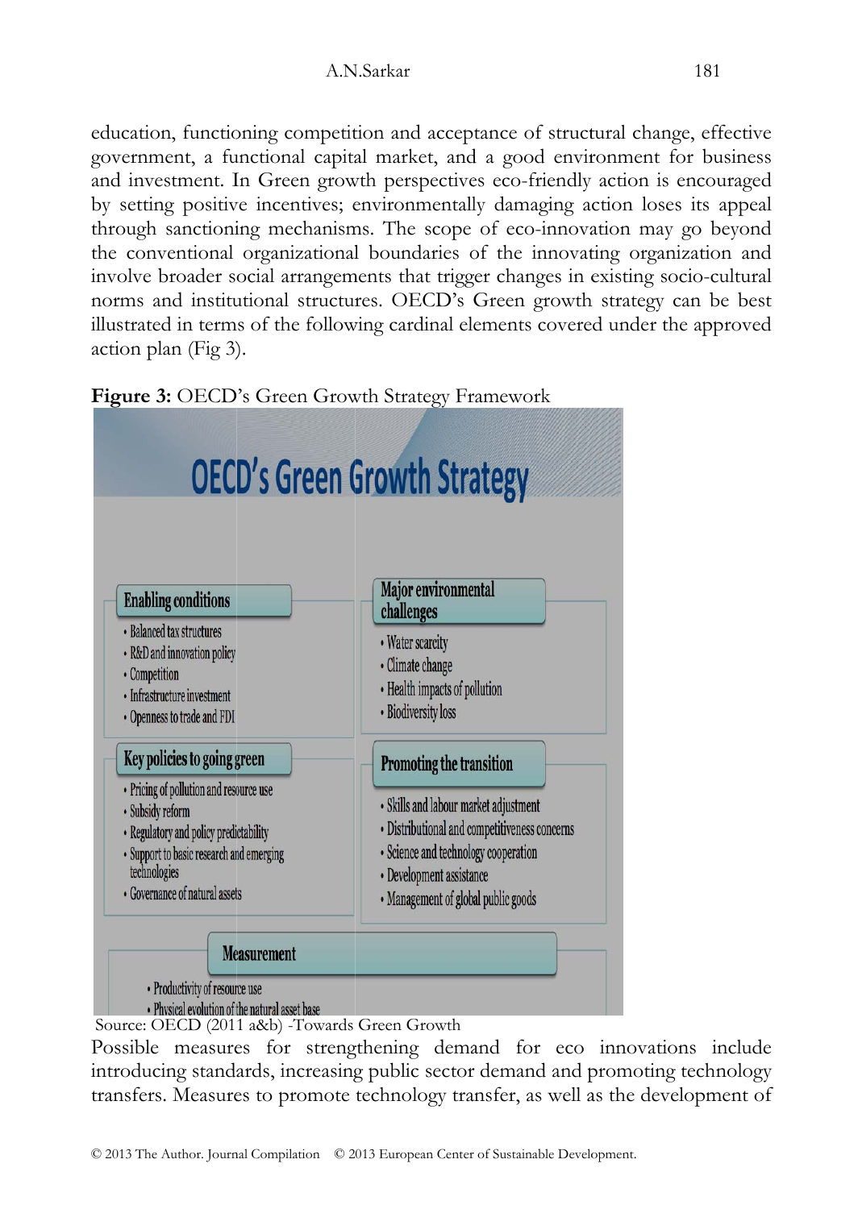education, functioning competition and acceptance of structural change, effective government, a functional capital market, and a good environment for business and investment. In Green growth perspectives eco-friendly action is encouraged by setting positive incentives; environmentally damaging action loses its appeal through sanctioning mechanisms. The scope of eco-innovation may go beyond the conventional organizational boundaries of the innovating organization and involve broader social arrangements that trigger changes in existing socio-cultural norms and institutional structures. OECD's Green growth strategy can be best illustrated in terms of the following cardinal elements covered under the approved action plan (Fig 3).

**Figure 3:** OECD's Green Growth Strategy Framework

**OECD's Green Growth Strategy**

**Enabling conditions**

- Balanced tax structures
- R&D and innovation policy
- Competition
- Infrastructure investment
- Openness to trade and FDI

**Major environmental challenges**

- Water scarcity
- Climate change
- Health impacts of pollution
- Biodiversity loss

**Key policies to going green**

- Pricing of pollution and resource use
- Subsidy reform
- Regulatory and policy predictability
- Support to basic research and emerging technologies
- Governance of natural assets

**Promoting the transition**

- Skills and labour market adjustment
- Distributional and competitiveness concerns
- Science and technology cooperation
- Development assistance
- Management of global public goods

**Measurement**

- Productivity of resource use
- Physical evolution of the natural asset base

Source: OECD (2011 a&b) -Towards Green Growth

Possible measures for strengthening demand for eco innovations include introducing standards, increasing public sector demand and promoting technology transfers. Measures to promote technology transfer, as well as the development of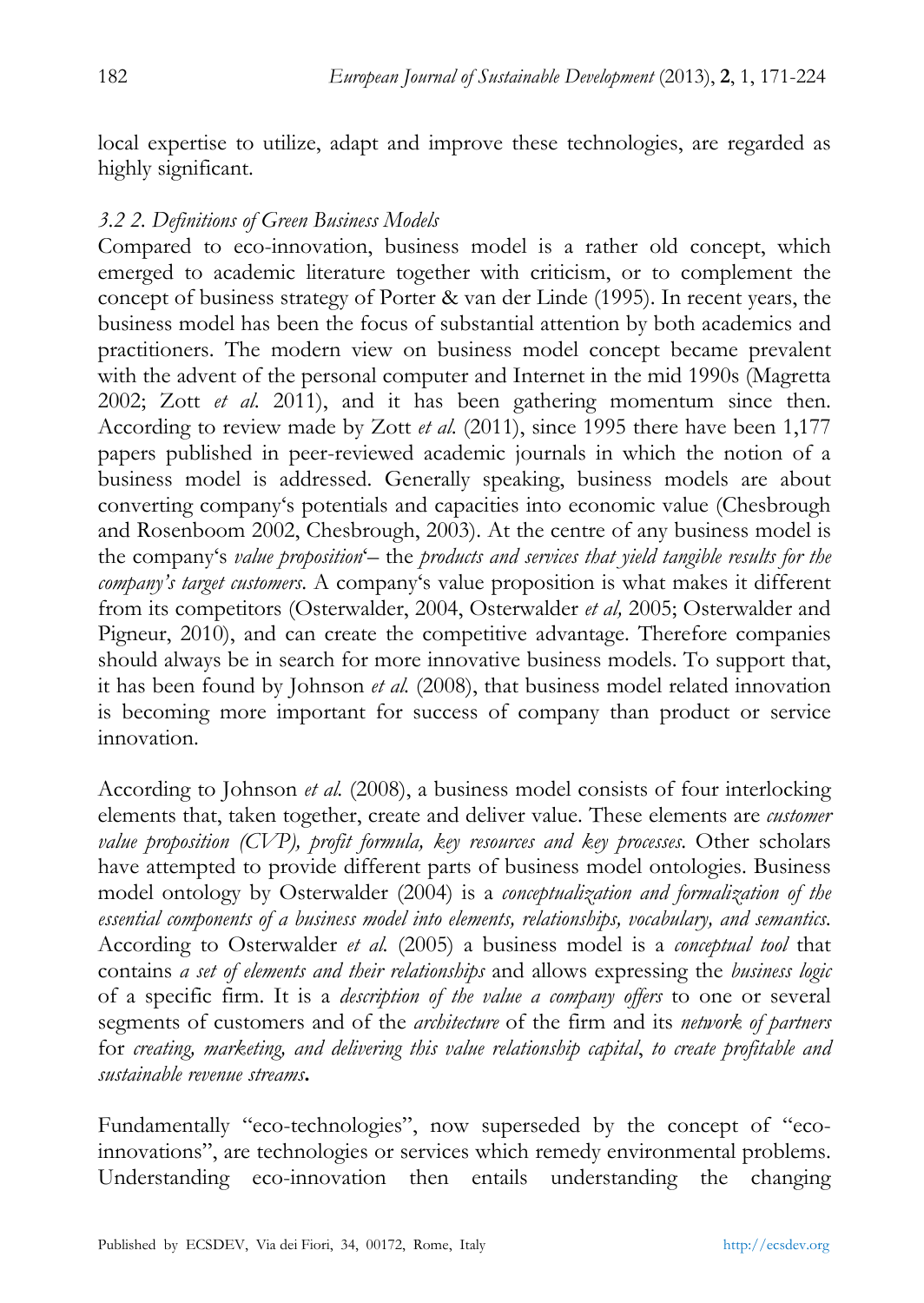local expertise to utilize, adapt and improve these technologies, are regarded as highly significant.

### *3.2 2. Definitions of Green Business Models*

Compared to eco-innovation, business model is a rather old concept, which emerged to academic literature together with criticism, or to complement the concept of business strategy of Porter & van der Linde (1995). In recent years, the business model has been the focus of substantial attention by both academics and practitioners. The modern view on business model concept became prevalent with the advent of the personal computer and Internet in the mid 1990s (Magretta 2002; Zott *et al.* 2011), and it has been gathering momentum since then. According to review made by Zott *et al.* (2011), since 1995 there have been 1,177 papers published in peer-reviewed academic journals in which the notion of a business model is addressed. Generally speaking, business models are about converting company's potentials and capacities into economic value (Chesbrough and Rosenboom 2002, Chesbrough, 2003). At the centre of any business model is the company's *value proposition*'– the *products and services that yield tangible results for the company's target customers*. A company's value proposition is what makes it different from its competitors (Osterwalder, 2004, Osterwalder *et al,* 2005; Osterwalder and Pigneur, 2010), and can create the competitive advantage. Therefore companies should always be in search for more innovative business models. To support that, it has been found by Johnson *et al.* (2008), that business model related innovation is becoming more important for success of company than product or service innovation.

According to Johnson *et al.* (2008), a business model consists of four interlocking elements that, taken together, create and deliver value. These elements are *customer value proposition (CVP), profit formula, key resources and key processes.* Other scholars have attempted to provide different parts of business model ontologies. Business model ontology by Osterwalder (2004) is a *conceptualization and formalization of the essential components of a business model into elements, relationships, vocabulary, and semantics.* According to Osterwalder *et al.* (2005) a business model is a *conceptual tool* that contains *a set of elements and their relationships* and allows expressing the *business logic* of a specific firm. It is a *description of the value a company offers* to one or several segments of customers and of the *architecture* of the firm and its *network of partners* for *creating, marketing, and delivering this value relationship capital*, *to create profitable and sustainable revenue streams***.**

Fundamentally "eco-technologies", now superseded by the conceptual of "eco-innovations", are technologies or services which remedy environmental problems. Understanding eco-innovation then entails understanding the changing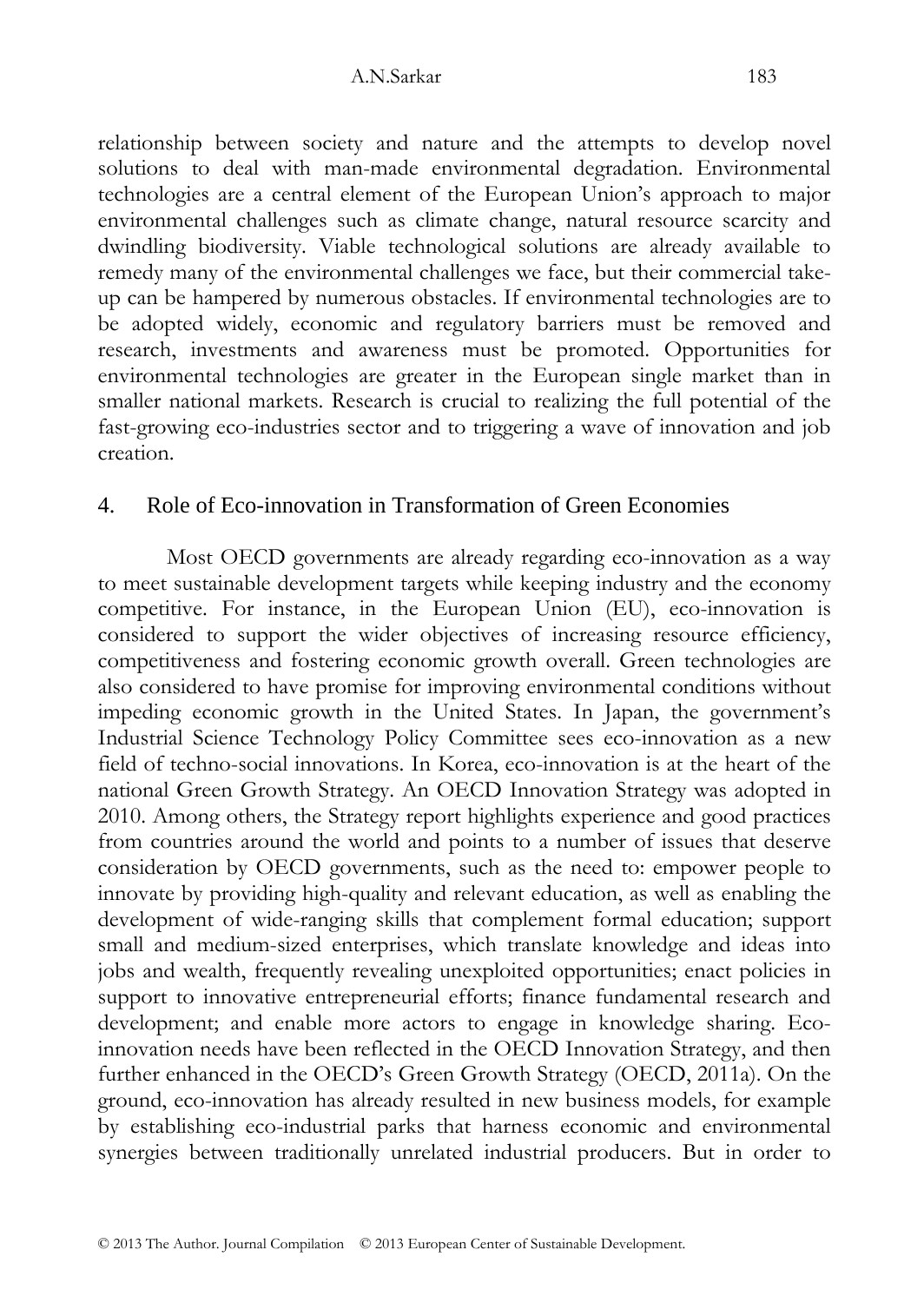relationship between society and nature and the attempts to develop novel solutions to deal with man-made environmental degradation. Environmental technologies are a central element of the European Union's approach to major environmental challenges such as climate change, natural resource scarcity and dwindling biodiversity. Viable technological solutions are already available to remedy many of the environmental challenges we face, but their commercial take-up can be hampered by numerous obstacles. If environmental technologies are to be adopted widely, economic and regulatory barriers must be removed and research, investments and awareness must be promoted. Opportunities for environmental technologies are greater in the European single market than in smaller national markets. Research is crucial to realizing the full potential of the fast-growing eco-industries sector and to triggering a wave of innovation and job creation.

## 4. Role of Eco-innovation in Transformation of Green Economies

Most OECD governments are already regarding eco-innovation as a way to meet sustainable development targets while keeping industry and the economy competitive. For instance, in the European Union (EU), eco-innovation is considered to support the wider objectives of increasing resource efficiency, competitiveness and fostering economic growth overall. Green technologies are also considered to have promise for improving environmental conditions without impeding economic growth in the United States. In Japan, the government's Industrial Science Technology Policy Committee sees eco-innovation as a new field of techno-social innovations. In Korea, eco-innovation is at the heart of the national Green Growth Strategy. An OECD Innovation Strategy was adopted in 2010. Among others, the Strategy report highlights experience and good practices from countries around the world and points to a number of issues that deserve consideration by OECD governments, such as the need to: empower people to innovate by providing high-quality and relevant education, as well as enabling the development of wide-ranging skills that complement formal education; support small and medium-sized enterprises, which translate knowledge and ideas into jobs and wealth, frequently revealing unexploited opportunities; enact policies in support to innovative entrepreneurial efforts; finance fundamental research and development; and enable more actors to engage in knowledge sharing. Eco-innovation needs have been reflected in the OECD Innovation Strategy, and then further enhanced in the OECD's Green Growth Strategy (OECD, 2011a). On the ground, eco-innovation has already resulted in new business models, for example by establishing eco-industrial parks that harness economic and environmental synergies between traditionally unrelated industrial producers. But in order to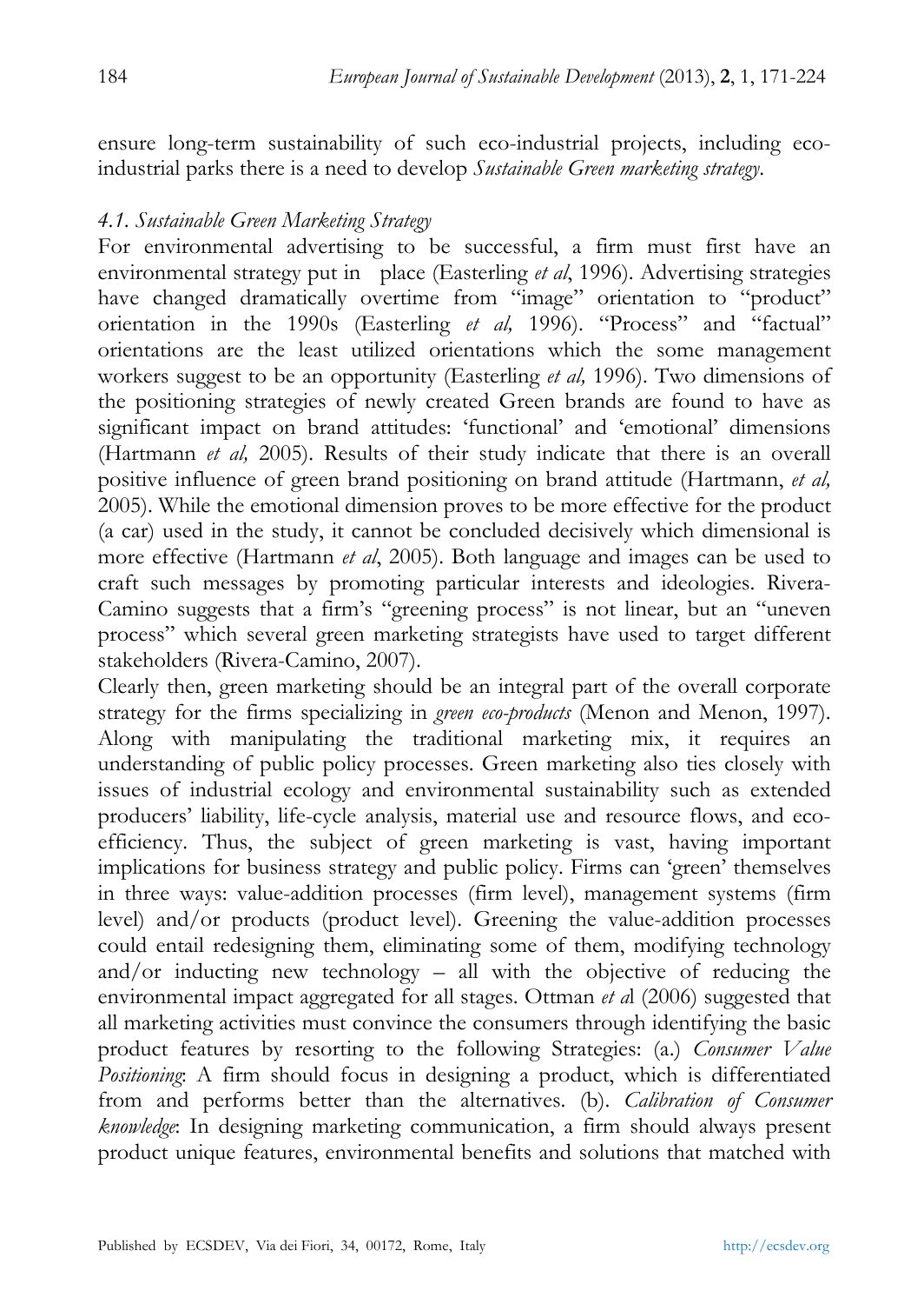ensure long-term sustainability of such eco-industrial projects, including eco-industrial parks there is a need to develop *Sustainable Green marketing strategy*.

### *4.1. Sustainable Green Marketing Strategy*

For environmental advertising to be successful, a firm must first have an environmental strategy put in place (Easterling *et al*, 1996). Advertising strategies have changed dramatically overtime from "image" orientation to "product" orientation in the 1990s (Easterling *et al,* 1996). "Process" and "factual" orientations are the least utilized orientations which the some management workers suggest to be an opportunity (Easterling *et al,* 1996). Two dimensions of the positioning strategies of newly created Green brands are found to have as significant impact on brand attitudes: 'functional' and 'emotional' dimensions (Hartmann *et al,* 2005). Results of their study indicate that there is an overall positive influence of green brand positioning on brand attitude (Hartmann, *et al,* 2005). While the emotional dimension proves to be more effective for the product (a car) used in the study, it cannot be concluded decisively which dimensional is more effective (Hartmann *et al*, 2005). Both language and images can be used to craft such messages by promoting particular interests and ideologies. Rivera-Camino suggests that a firm's "greening process" is not linear, but an "uneven process" which several green marketing strategists have used to target different stakeholders (Rivera-Camino, 2007).

Clearly then, green marketing should be an integral part of the overall corporate strategy for the firms specializing in *green eco-products* (Menon and Menon, 1997). Along with manipulating the traditional marketing mix, it requires an understanding of public policy processes. Green marketing also ties closely with issues of industrial ecology and environmental sustainability such as extended producers' liability, life-cycle analysis, material use and resource flows, and eco-efficiency. Thus, the subject of green marketing is vast, having important implications for business strategy and public policy. Firms can 'green' themselves in three ways: value-addition processes (firm level), management systems (firm level) and/or products (product level). Greening the value-addition processes could entail redesigning them, eliminating some of them, modifying technology and/or inducting new technology – all with the objective of reducing the environmental impact aggregated for all stages. Ottman *et a*l (2006) suggested that all marketing activities must convince the consumers through identifying the basic product features by resorting to the following Strategies: (a.) *Consumer Value Positioning*: A firm should focus in designing a product, which is differentiated from and performs better than the alternatives. (b). *Calibration of Consumer knowledge*: In designing marketing communication, a firm should always present product unique features, environmental benefits and solutions that matched with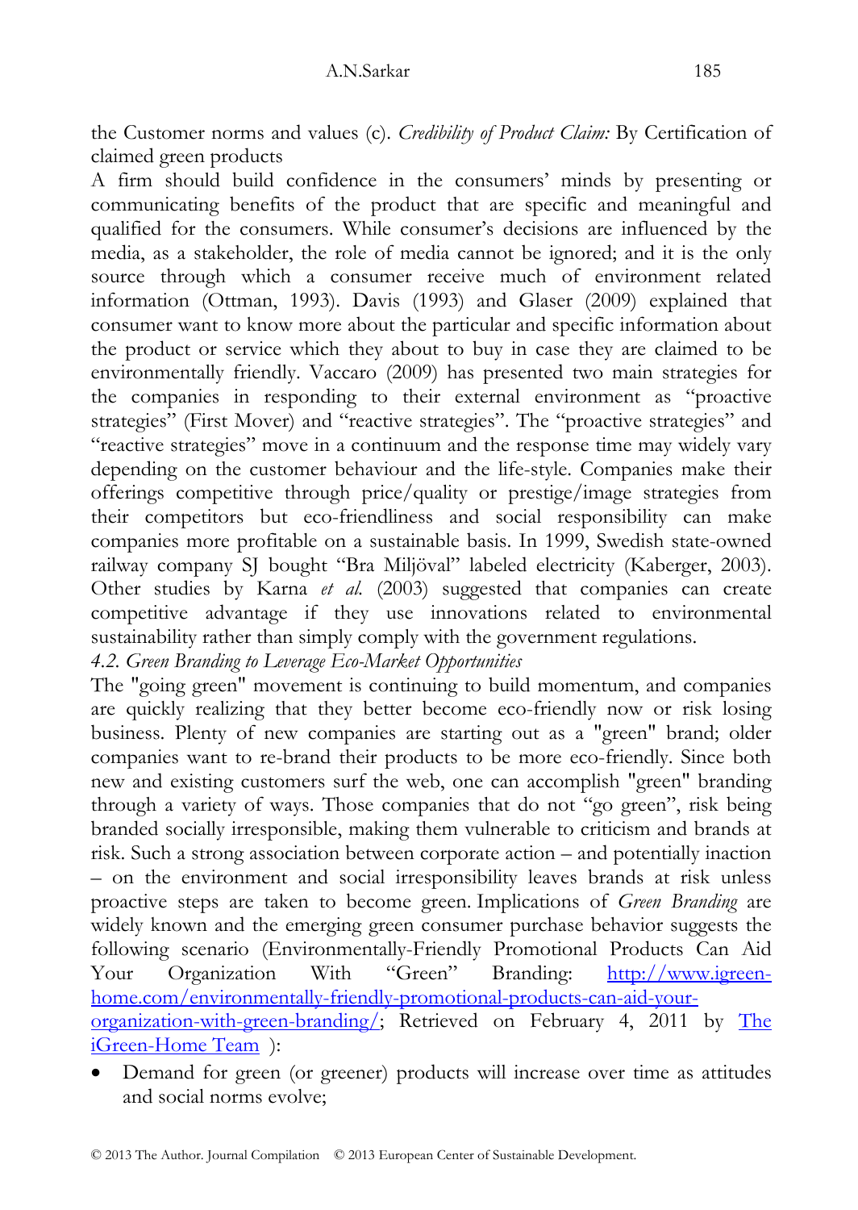the Customer norms and values (c). *Credibility of Product Claim:* By Certification of claimed green products

A firm should build confidence in the consumers' minds by presenting or communicating benefits of the product that are specific and meaningful and qualified for the consumers. While consumer's decisions are influenced by the media, as a stakeholder, the role of media cannot be ignored; and it is the only source through which a consumer receive much of environment related information (Ottman, 1993). Davis (1993) and Glaser (2009) explained that consumer want to know more about the particular and specific information about the product or service which they about to buy in case they are claimed to be environmentally friendly. Vaccaro (2009) has presented two main strategies for the companies in responding to their external environment as "proactive strategies" (First Mover) and "reactive strategies". The "proactive strategies" and "reactive strategies" move in a continuum and the response time may widely vary depending on the customer behaviour and the life-style. Companies make their offerings competitive through price/quality or prestige/image strategies from their competitors but eco-friendliness and social responsibility can make companies more profitable on a sustainable basis. In 1999, Swedish state-owned railway company SJ bought "Bra Miljöval" labeled electricity (Kaberger, 2003). Other studies by Karna *et al.* (2003) suggested that companies can create competitive advantage if they use innovations related to environmental sustainability rather than simply comply with the government regulations.

*4.2. Green Branding to Leverage Eco-Market Opportunities*

The "going green" movement is continuing to build momentum, and companies are quickly realizing that they better become eco-friendly now or risk losing business. Plenty of new companies are starting out as a "green" brand; older companies want to re-brand their products to be more eco-friendly. Since both new and existing customers surf the web, one can accomplish "green" branding through a variety of ways. Those companies that do not "go green", risk being branded socially irresponsible, making them vulnerable to criticism and brands at risk. Such a strong association between corporate action – and potentially inaction – on the environment and social irresponsibility leaves brands at risk unless proactive steps are taken to become green. Implications of *Green Branding* are widely known and the emerging green consumer purchase behavior suggests the following scenario (Environmentally-Friendly Promotional Products Can Aid Your Organization With "Green" Branding: http://www.igreen-home.com/environmentally-friendly-promotional-products-can-aid-your-organization-with-green-branding/; Retrieved on February 4, 2011 by The iGreen-Home Team ):

- Demand for green (or greener) products will increase over time as attitudes and social norms evolve;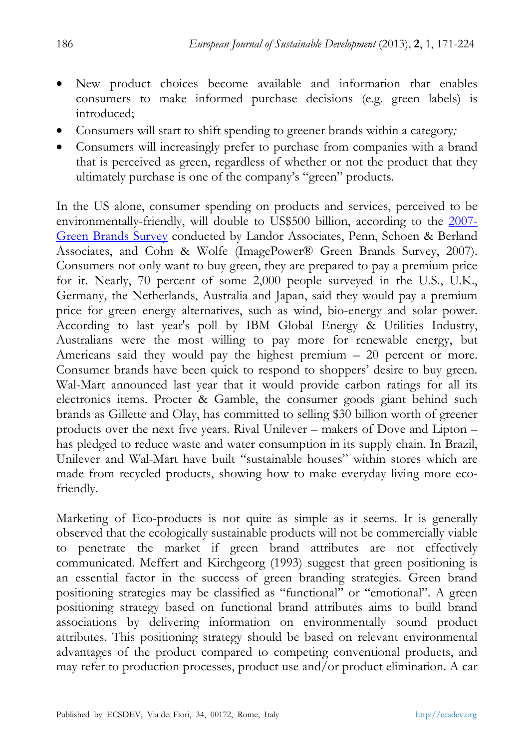- New product choices become available and information that enables consumers to make informed purchase decisions (e.g. green labels) is introduced;
- Consumers will start to shift spending to greener brands within a category;
- Consumers will increasingly prefer to purchase from companies with a brand that is perceived as green, regardless of whether or not the product that they ultimately purchase is one of the company's "green" products.

In the US alone, consumer spending on products and services, perceived to be environmentally-friendly, will double to US$500 billion, according to the 2007-Green Brands Survey conducted by Landor Associates, Penn, Schoen & Berland Associates, and Cohn & Wolfe (ImagePower® Green Brands Survey, 2007). Consumers not only want to buy green, they are prepared to pay a premium price for it. Nearly, 70 percent of some 2,000 people surveyed in the U.S., U.K., Germany, the Netherlands, Australia and Japan, said they would pay a premium price for green energy alternatives, such as wind, bio-energy and solar power. According to last year's poll by IBM Global Energy & Utilities Industry, Australians were the most willing to pay more for renewable energy, but Americans said they would pay the highest premium – 20 percent or more. Consumer brands have been quick to respond to shoppers' desire to buy green. Wal-Mart announced last year that it would provide carbon ratings for all its electronics items. Procter & Gamble, the consumer goods giant behind such brands as Gillette and Olay, has committed to selling $30 billion worth of greener products over the next five years. Rival Unilever – makers of Dove and Lipton – has pledged to reduce waste and water consumption in its supply chain. In Brazil, Unilever and Wal-Mart have built "sustainable houses" within stores which are made from recycled products, showing how to make everyday living more eco-friendly.

Marketing of Eco-products is not quite as simple as it seems. It is generally observed that the ecologically sustainable products will not be commercially viable to penetrate the market if green brand attributes are not effectively communicated. Meffert and Kirchgeorg (1993) suggest that green positioning is an essential factor in the success of green branding strategies. Green brand positioning strategies may be classified as "functional" or "emotional". A green positioning strategy based on functional brand attributes aims to build brand associations by delivering information on environmentally sound product attributes. This positioning strategy should be based on relevant environmental advantages of the product compared to competing conventional products, and may refer to production processes, product use and/or product elimination. A car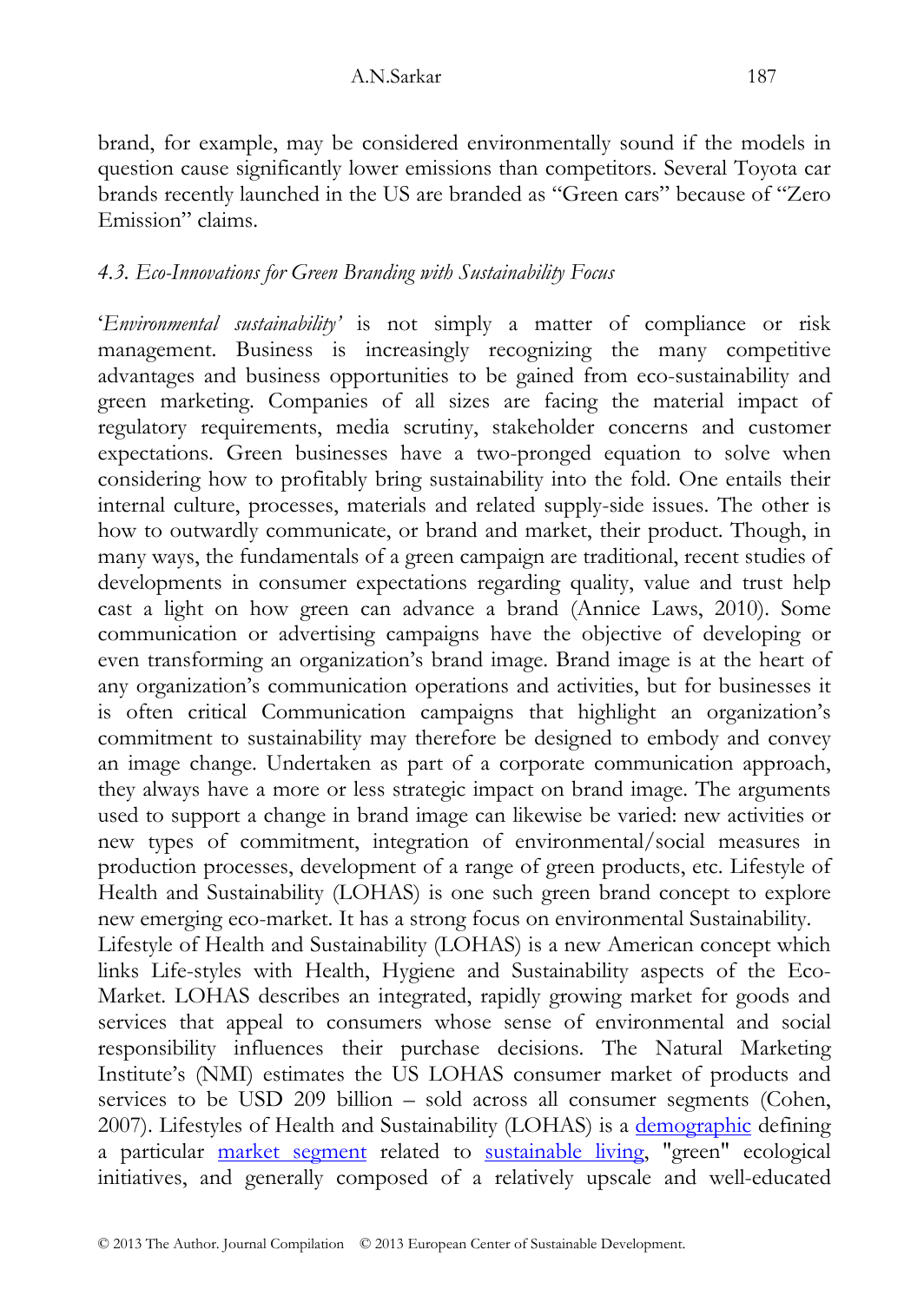brand, for example, may be considered environmentally sound if the models in question cause significantly lower emissions than competitors. Several Toyota car brands recently launched in the US are branded as "Green cars" because of "Zero Emission" claims.

### *4.3. Eco-Innovations for Green Branding with Sustainability Focus*

'*Environmental sustainability'* is not simply a matter of compliance or risk management. Business is increasingly recognizing the many competitive advantages and business opportunities to be gained from eco-sustainability and green marketing. Companies of all sizes are facing the material impact of regulatory requirements, media scrutiny, stakeholder concerns and customer expectations. Green businesses have a two-pronged equation to solve when considering how to profitably bring sustainability into the fold. One entails their internal culture, processes, materials and related supply-side issues. The other is how to outwardly communicate, or brand and market, their product. Though, in many ways, the fundamentals of a green campaign are traditional, recent studies of developments in consumer expectations regarding quality, value and trust help cast a light on how green can advance a brand (Annice Laws, 2010). Some communication or advertising campaigns have the objective of developing or even transforming an organization's brand image. Brand image is at the heart of any organization's communication operations and activities, but for businesses it is often critical Communication campaigns that highlight an organization's commitment to sustainability may therefore be designed to embody and convey an image change. Undertaken as part of a corporate communication approach, they always have a more or less strategic impact on brand image. The arguments used to support a change in brand image can likewise be varied: new activities or new types of commitment, integration of environmental/social measures in production processes, development of a range of green products, etc. Lifestyle of Health and Sustainability (LOHAS) is one such green brand concept to explore new emerging eco-market. It has a strong focus on environmental Sustainability.

Lifestyle of Health and Sustainability (LOHAS) is a new American concept which links Life-styles with Health, Hygiene and Sustainability aspects of the Eco-Market. LOHAS describes an integrated, rapidly growing market for goods and services that appeal to consumers whose sense of environmental and social responsibility influences their purchase decisions. The Natural Marketing Institute's (NMI) estimates the US LOHAS consumer market of products and services to be USD 209 billion – sold across all consumer segments (Cohen, 2007). Lifestyles of Health and Sustainability (LOHAS) is a demographic defining a particular market segment related to sustainable living, "green" ecological initiatives, and generally composed of a relatively upscale and well-educated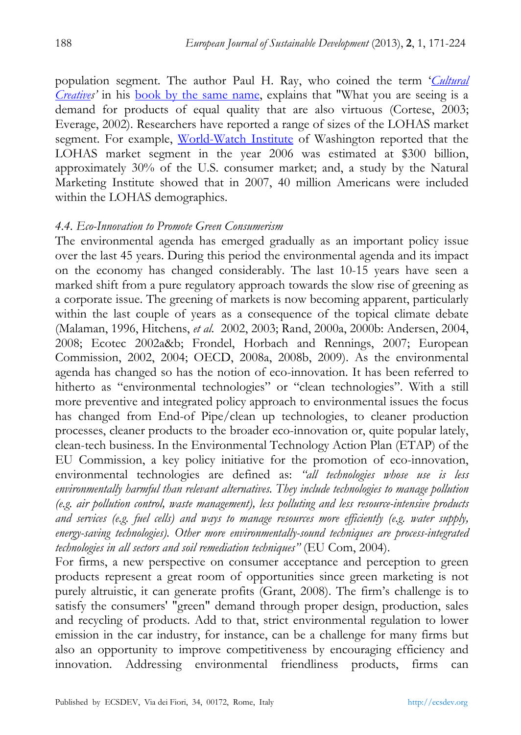population segment. The author Paul H. Ray, who coined the term '*Cultural Creatives*' in his book by the same name, explains that "What you are seeing is a demand for products of equal quality that are also virtuous (Cortese, 2003; Everage, 2002). Researchers have reported a range of sizes of the LOHAS market segment. For example, World-Watch Institute of Washington reported that the LOHAS market segment in the year 2006 was estimated at $300 billion, approximately 30% of the U.S. consumer market; and, a study by the Natural Marketing Institute showed that in 2007, 40 million Americans were included within the LOHAS demographics.

### *4.4. Eco-Innovation to Promote Green Consumerism*

The environmental agenda has emerged gradually as an important policy issue over the last 45 years. During this period the environmental agenda and its impact on the economy has changed considerably. The last 10-15 years have seen a marked shift from a pure regulatory approach towards the slow rise of greening as a corporate issue. The greening of markets is now becoming apparent, particularly within the last couple of years as a consequence of the topical climate debate (Malaman, 1996, Hitchens, *et al.* 2002, 2003; Rand, 2000a, 2000b: Andersen, 2004, 2008; Ecotec 2002a&b; Frondel, Horbach and Rennings, 2007; European Commission, 2002, 2004; OECD, 2008a, 2008b, 2009). As the environmental agenda has changed so has the notion of eco-innovation. It has been referred to hitherto as "environmental technologies" or "clean technologies". With a still more preventive and integrated policy approach to environmental issues the focus has changed from End-of Pipe/clean up technologies, to cleaner production processes, cleaner products to the broader eco-innovation or, quite popular lately, clean-tech business. In the Environmental Technology Action Plan (ETAP) of the EU Commission, a key policy initiative for the promotion of eco-innovation, environmental technologies are defined as: *"all technologies whose use is less environmentally harmful than relevant alternatives. They include technologies to manage pollution (e.g. air pollution control, waste management), less polluting and less resource-intensive products and services (e.g. fuel cells) and ways to manage resources more efficiently (e.g. water supply, energy-saving technologies). Other more environmentally-sound techniques are process-integrated technologies in all sectors and soil remediation techniques"* (EU Com, 2004).

For firms, a new perspective on consumer acceptance and perception to green products represent a great room of opportunities since green marketing is not purely altruistic, it can generate profits (Grant, 2008). The firm's challenge is to satisfy the consumers' "green" demand through proper design, production, sales and recycling of products. Add to that, strict environmental regulation to lower emission in the car industry, for instance, can be a challenge for many firms but also an opportunity to improve competitiveness by encouraging efficiency and innovation. Addressing environmental friendliness products, firms can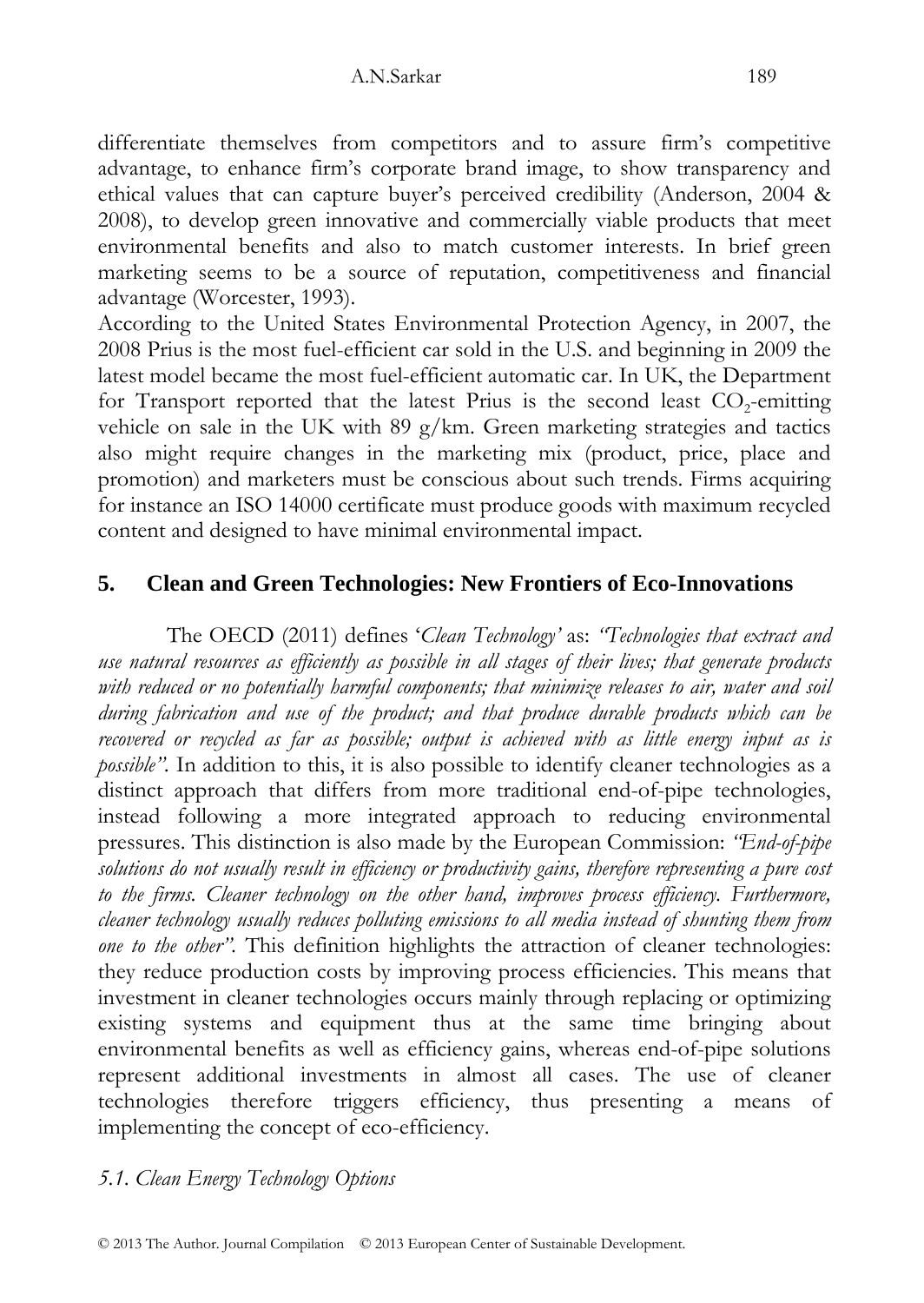differentiate themselves from competitors and to assure firm's competitive advantage, to enhance firm's corporate brand image, to show transparency and ethical values that can capture buyer's perceived credibility (Anderson, 2004 & 2008), to develop green innovative and commercially viable products that meet environmental benefits and also to match customer interests. In brief green marketing seems to be a source of reputation, competitiveness and financial advantage (Worcester, 1993).

According to the United States Environmental Protection Agency, in 2007, the 2008 Prius is the most fuel-efficient car sold in the U.S. and beginning in 2009 the latest model became the most fuel-efficient automatic car. In UK, the Department for Transport reported that the latest Prius is the second least $CO_2$-emitting vehicle on sale in the UK with 89 g/km. Green marketing strategies and tactics also might require changes in the marketing mix (product, price, place and promotion) and marketers must be conscious about such trends. Firms acquiring for instance an ISO 14000 certificate must produce goods with maximum recycled content and designed to have minimal environmental impact.

## 5. Clean and Green Technologies: New Frontiers of Eco-Innovations

The OECD (2011) defines '*Clean Technology*' as: *"Technologies that extract and use natural resources as efficiently as possible in all stages of their lives; that generate products with reduced or no potentially harmful components; that minimize releases to air, water and soil during fabrication and use of the product; and that produce durable products which can be recovered or recycled as far as possible; output is achieved with as little energy input as is possible"*. In addition to this, it is also possible to identify cleaner technologies as a distinct approach that differs from more traditional end-of-pipe technologies, instead following a more integrated approach to reducing environmental pressures. This distinction is also made by the European Commission: *"End-of-pipe solutions do not usually result in efficiency or productivity gains, therefore representing a pure cost to the firms. Cleaner technology on the other hand, improves process efficiency. Furthermore, cleaner technology usually reduces polluting emissions to all media instead of shunting them from one to the other"*. This definition highlights the attraction of cleaner technologies: they reduce production costs by improving process efficiencies. This means that investment in cleaner technologies occurs mainly through replacing or optimizing existing systems and equipment thus at the same time bringing about environmental benefits as well as efficiency gains, whereas end-of-pipe solutions represent additional investments in almost all cases. The use of cleaner technologies therefore triggers efficiency, thus presenting a means of implementing the concept of eco-efficiency.

### *5.1. Clean Energy Technology Options*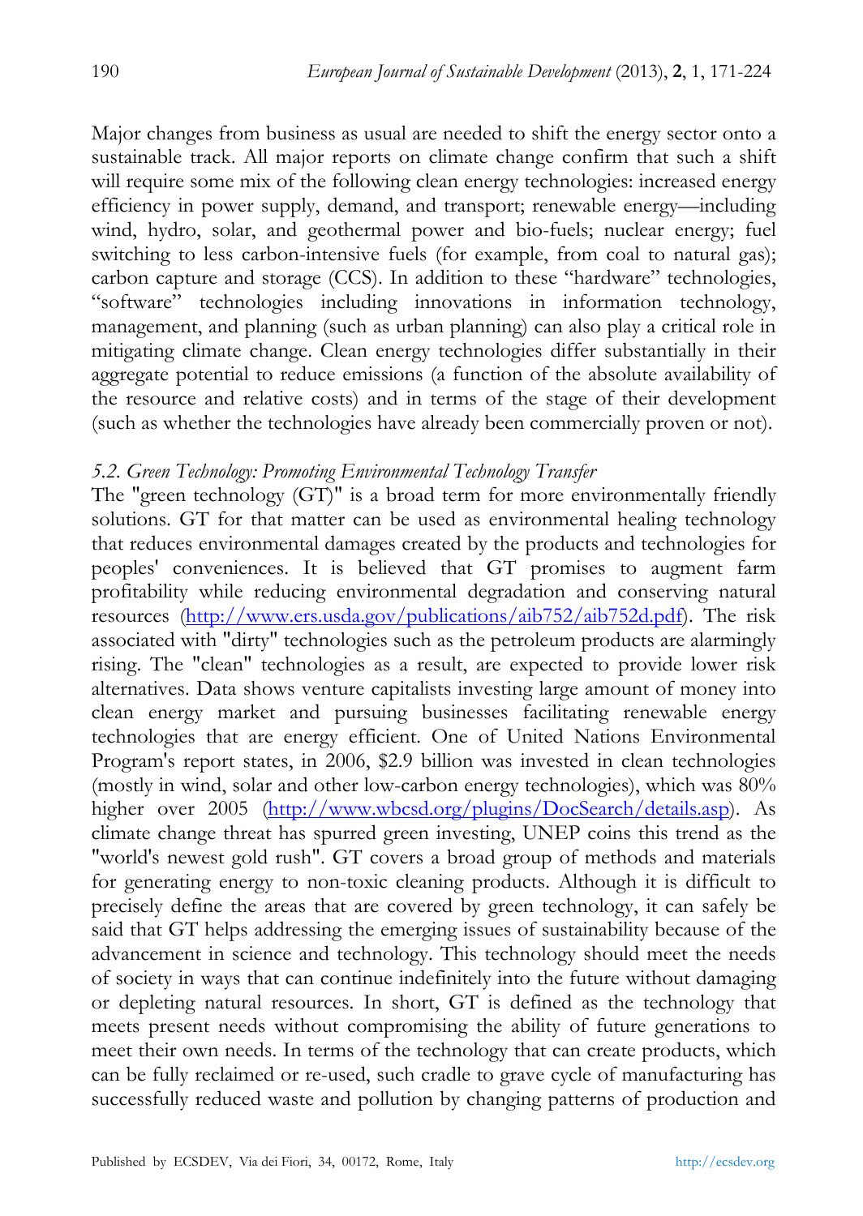Major changes from business as usual are needed to shift the energy sector onto a sustainable track. All major reports on climate change confirm that such a shift will require some mix of the following clean energy technologies: increased energy efficiency in power supply, demand, and transport; renewable energy—including wind, hydro, solar, and geothermal power and bio-fuels; nuclear energy; fuel switching to less carbon-intensive fuels (for example, from coal to natural gas); carbon capture and storage (CCS). In addition to these "hardware" technologies, "software" technologies including innovations in information technology, management, and planning (such as urban planning) can also play a critical role in mitigating climate change. Clean energy technologies differ substantially in their aggregate potential to reduce emissions (a function of the absolute availability of the resource and relative costs) and in terms of the stage of their development (such as whether the technologies have already been commercially proven or not).

### *5.2. Green Technology: Promoting Environmental Technology Transfer*

The "green technology (GT)" is a broad term for more environmentally friendly solutions. GT for that matter can be used as environmental healing technology that reduces environmental damages created by the products and technologies for peoples' conveniences. It is believed that GT promises to augment farm profitability while reducing environmental degradation and conserving natural resources (http://www.ers.usda.gov/publications/aib752/aib752d.pdf). The risk associated with "dirty" technologies such as the petroleum products are alarmingly rising. The "clean" technologies as a result, are expected to provide lower risk alternatives. Data shows venture capitalists investing large amount of money into clean energy market and pursuing businesses facilitating renewable energy technologies that are energy efficient. One of United Nations Environmental Program's report states, in 2006, $2.9 billion was invested in clean technologies (mostly in wind, solar and other low-carbon energy technologies), which was 80% higher over 2005 (http://www.wbcsd.org/plugins/DocSearch/details.asp). As climate change threat has spurred green investing, UNEP coins this trend as the "world's newest gold rush". GT covers a broad group of methods and materials for generating energy to non-toxic cleaning products. Although it is difficult to precisely define the areas that are covered by green technology, it can safely be said that GT helps addressing the emerging issues of sustainability because of the advancement in science and technology. This technology should meet the needs of society in ways that can continue indefinitely into the future without damaging or depleting natural resources. In short, GT is defined as the technology that meets present needs without compromising the ability of future generations to meet their own needs. In terms of the technology that can create products, which can be fully reclaimed or re-used, such cradle to grave cycle of manufacturing has successfully reduced waste and pollution by changing patterns of production and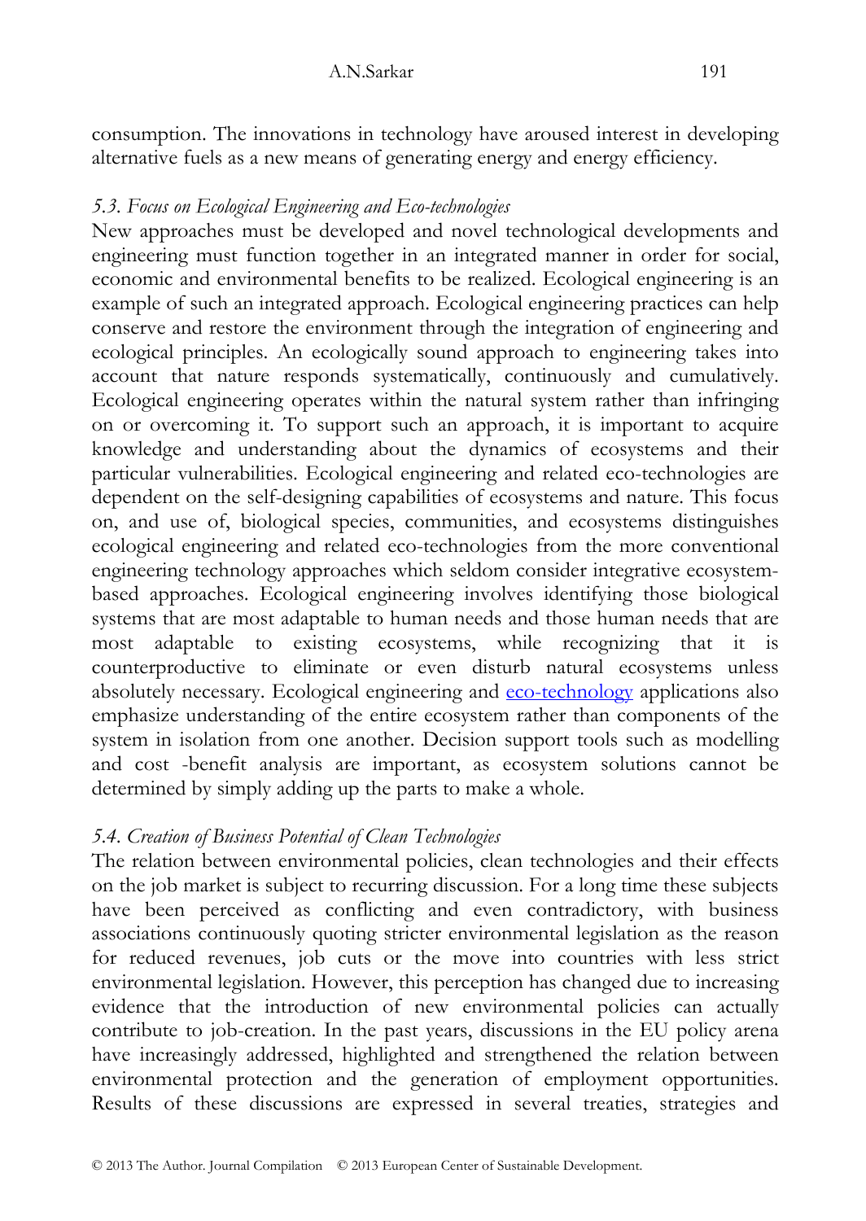consumption. The innovations in technology have aroused interest in developing alternative fuels as a new means of generating energy and energy efficiency.

### *5.3. Focus on Ecological Engineering and Eco-technologies*

New approaches must be developed and novel technological developments and engineering must function together in an integrated manner in order for social, economic and environmental benefits to be realized. Ecological engineering is an example of such an integrated approach. Ecological engineering practices can help conserve and restore the environment through the integration of engineering and ecological principles. An ecologically sound approach to engineering takes into account that nature responds systematically, continuously and cumulatively. Ecological engineering operates within the natural system rather than infringing on or overcoming it. To support such an approach, it is important to acquire knowledge and understanding about the dynamics of ecosystems and their particular vulnerabilities. Ecological engineering and related eco-technologies are dependent on the self-designing capabilities of ecosystems and nature. This focus on, and use of, biological species, communities, and ecosystems distinguishes ecological engineering and related eco-technologies from the more conventional engineering technology approaches which seldom consider integrative ecosystem-based approaches. Ecological engineering involves identifying those biological systems that are most adaptable to human needs and those human needs that are most adaptable to existing ecosystems, while recognizing that it is counterproductive to eliminate or even disturb natural ecosystems unless absolutely necessary. Ecological engineering and eco-technology applications also emphasize understanding of the entire ecosystem rather than components of the system in isolation from one another. Decision support tools such as modelling and cost -benefit analysis are important, as ecosystem solutions cannot be determined by simply adding up the parts to make a whole.

### *5.4. Creation of Business Potential of Clean Technologies*

The relation between environmental policies, clean technologies and their effects on the job market is subject to recurring discussion. For a long time these subjects have been perceived as conflicting and even contradictory, with business associations continuously quoting stricter environmental legislation as the reason for reduced revenues, job cuts or the move into countries with less strict environmental legislation. However, this perception has changed due to increasing evidence that the introduction of new environmental policies can actually contribute to job-creation. In the past years, discussions in the EU policy arena have increasingly addressed, highlighted and strengthened the relation between environmental protection and the generation of employment opportunities. Results of these discussions are expressed in several treaties, strategies and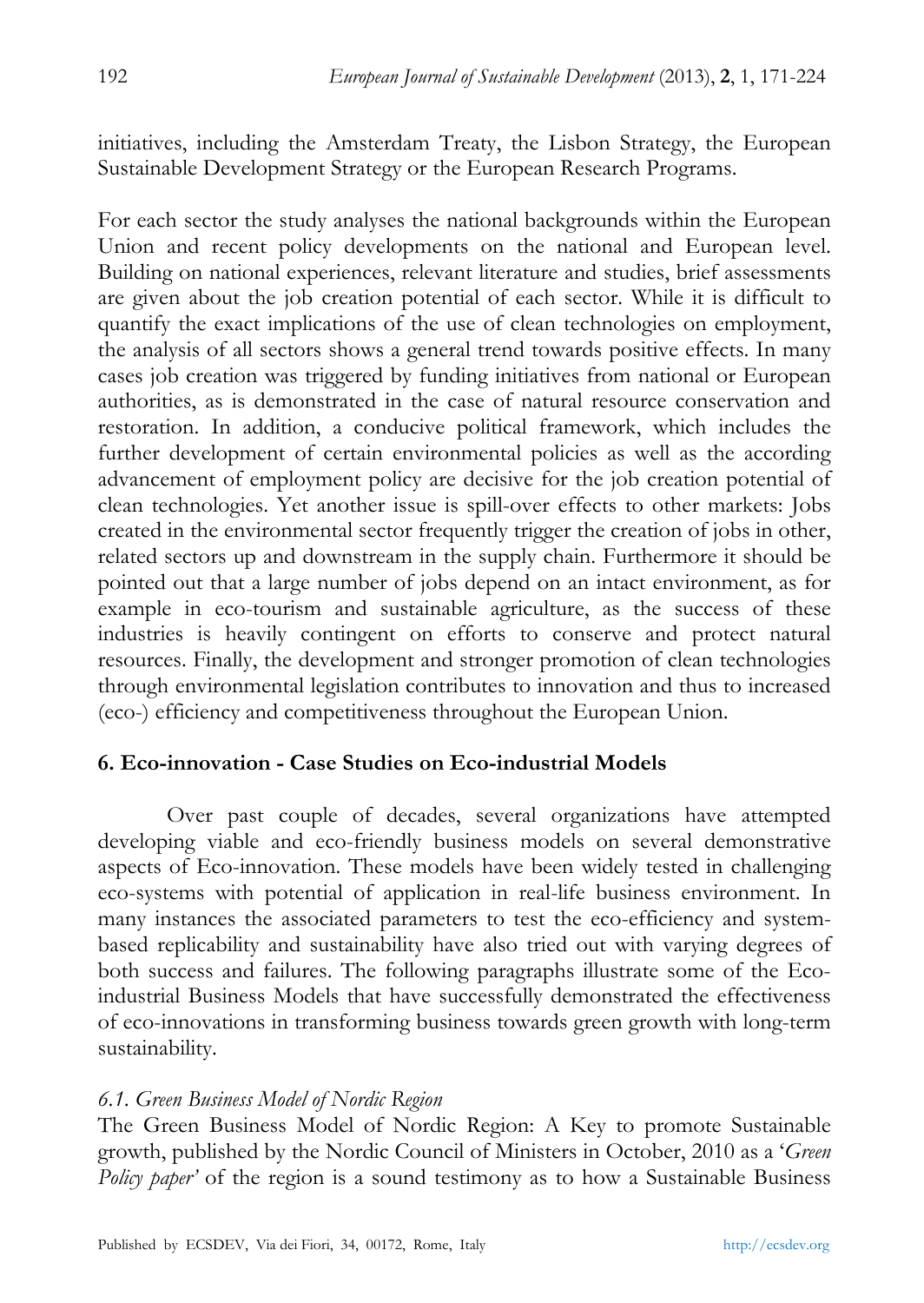initiatives, including the Amsterdam Treaty, the Lisbon Strategy, the European Sustainable Development Strategy or the European Research Programs.

For each sector the study analyses the national backgrounds within the European Union and recent policy developments on the national and European level. Building on national experiences, relevant literature and studies, brief assessments are given about the job creation potential of each sector. While it is difficult to quantify the exact implications of the use of clean technologies on employment, the analysis of all sectors shows a general trend towards positive effects. In many cases job creation was triggered by funding initiatives from national or European authorities, as is demonstrated in the case of natural resource conservation and restoration. In addition, a conducive political framework, which includes the further development of certain environmental policies as well as the according advancement of employment policy are decisive for the job creation potential of clean technologies. Yet another issue is spill-over effects to other markets: Jobs created in the environmental sector frequently trigger the creation of jobs in other, related sectors up and downstream in the supply chain. Furthermore it should be pointed out that a large number of jobs depend on an intact environment, as for example in eco-tourism and sustainable agriculture, as the success of these industries is heavily contingent on efforts to conserve and protect natural resources. Finally, the development and stronger promotion of clean technologies through environmental legislation contributes to innovation and thus to increased (eco-) efficiency and competitiveness throughout the European Union.

## 6. Eco-innovation - Case Studies on Eco-industrial Models

Over past couple of decades, several organizations have attempted developing viable and eco-friendly business models on several demonstrative aspects of Eco-innovation. These models have been widely tested in challenging eco-systems with potential of application in real-life business environment. In many instances the associated parameters to test the eco-efficiency and system-based replicability and sustainability have also tried out with varying degrees of both success and failures. The following paragraphs illustrate some of the Eco-industrial Business Models that have successfully demonstrated the effectiveness of eco-innovations in transforming business towards green growth with long-term sustainability.

### *6.1. Green Business Model of Nordic Region*

The Green Business Model of Nordic Region: A Key to promote Sustainable growth, published by the Nordic Council of Ministers in October, 2010 as a '*Green Policy paper*' of the region is a sound testimony as to how a Sustainable Business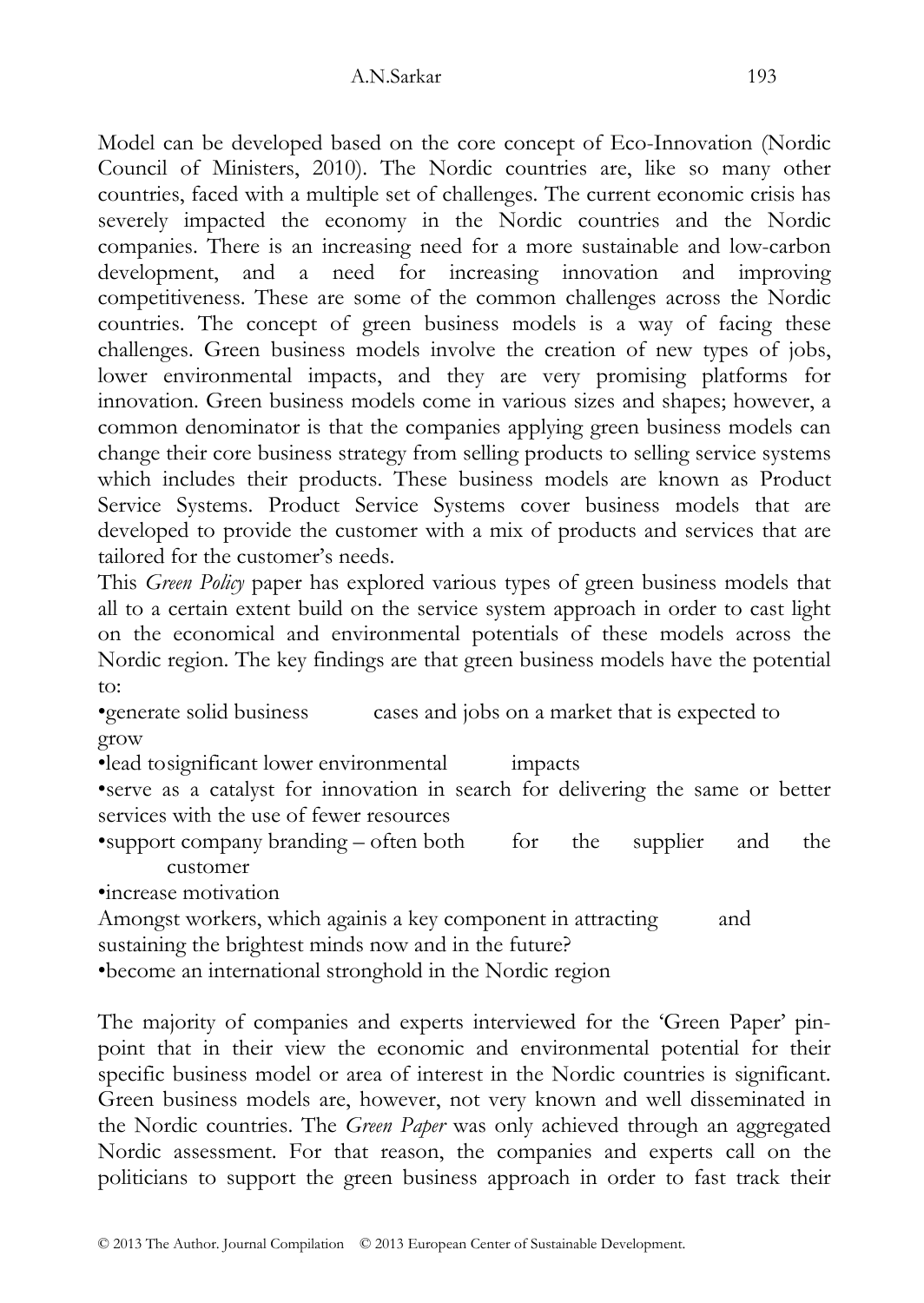Model can be developed based on the core concept of Eco-Innovation (Nordic Council of Ministers, 2010). The Nordic countries are, like so many other countries, faced with a multiple set of challenges. The current economic crisis has severely impacted the economy in the Nordic countries and the Nordic companies. There is an increasing need for a more sustainable and low-carbon development, and a need for increasing innovation and improving competitiveness. These are some of the common challenges across the Nordic countries. The concept of green business models is a way of facing these challenges. Green business models involve the creation of new types of jobs, lower environmental impacts, and they are very promising platforms for innovation. Green business models come in various sizes and shapes; however, a common denominator is that the companies applying green business models can change their core business strategy from selling products to selling service systems which includes their products. These business models are known as Product Service Systems. Product Service Systems cover business models that are developed to provide the customer with a mix of products and services that are tailored for the customer's needs.

This *Green Policy* paper has explored various types of green business models that all to a certain extent build on the service system approach in order to cast light on the economical and environmental potentials of these models across the Nordic region. The key findings are that green business models have the potential to:

- generate solid business cases and jobs on a market that is expected to grow
- lead tosignificant lower environmental impacts
- serve as a catalyst for innovation in search for delivering the same or better services with the use of fewer resources
- support company branding – often both for the supplier and the customer
- increase motivation

Amongst workers, which againis a key component in attracting and sustaining the brightest minds now and in the future?

- become an international stronghold in the Nordic region

The majority of companies and experts interviewed for the 'Green Paper' pin-point that in their view the economic and environmental potential for their specific business model or area of interest in the Nordic countries is significant. Green business models are, however, not very known and well disseminated in the Nordic countries. The *Green Paper* was only achieved through an aggregated Nordic assessment. For that reason, the companies and experts call on the politicians to support the green business approach in order to fast track their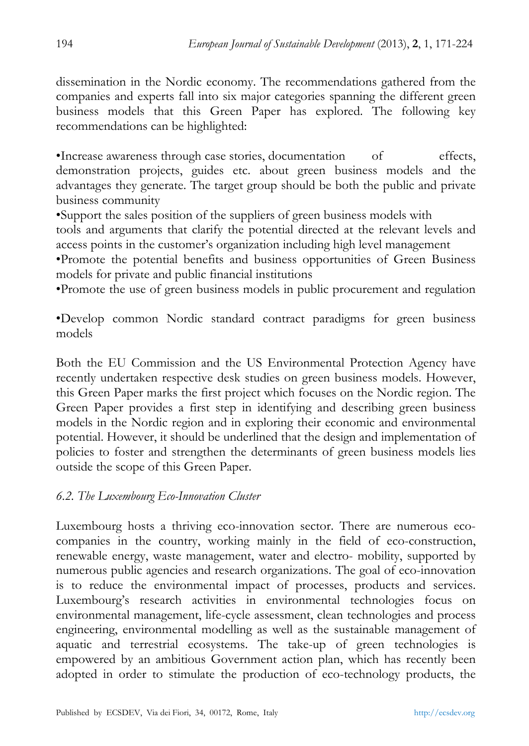dissemination in the Nordic economy. The recommendations gathered from the companies and experts fall into six major categories spanning the different green business models that this Green Paper has explored. The following key recommendations can be highlighted:

- Increase awareness through case stories, documentation of effects, demonstration projects, guides etc. about green business models and the advantages they generate. The target group should be both the public and private business community
- Support the sales position of the suppliers of green business models with tools and arguments that clarify the potential directed at the relevant levels and access points in the customer's organization including high level management
- Promote the potential benefits and business opportunities of Green Business models for private and public financial institutions
- Promote the use of green business models in public procurement and regulation
- Develop common Nordic standard contract paradigms for green business models

Both the EU Commission and the US Environmental Protection Agency have recently undertaken respective desk studies on green business models. However, this Green Paper marks the first project which focuses on the Nordic region. The Green Paper provides a first step in identifying and describing green business models in the Nordic region and in exploring their economic and environmental potential. However, it should be underlined that the design and implementation of policies to foster and strengthen the determinants of green business models lies outside the scope of this Green Paper.

### *6.2. The Luxembourg Eco-Innovation Cluster*

Luxembourg hosts a thriving eco-innovation sector. There are numerous eco-companies in the country, working mainly in the field of eco-construction, renewable energy, waste management, water and electro- mobility, supported by numerous public agencies and research organizations. The goal of eco-innovation is to reduce the environmental impact of processes, products and services. Luxembourg's research activities in environmental technologies focus on environmental management, life-cycle assessment, clean technologies and process engineering, environmental modelling as well as the sustainable management of aquatic and terrestrial ecosystems. The take-up of green technologies is empowered by an ambitious Government action plan, which has recently been adopted in order to stimulate the production of eco-technology products, the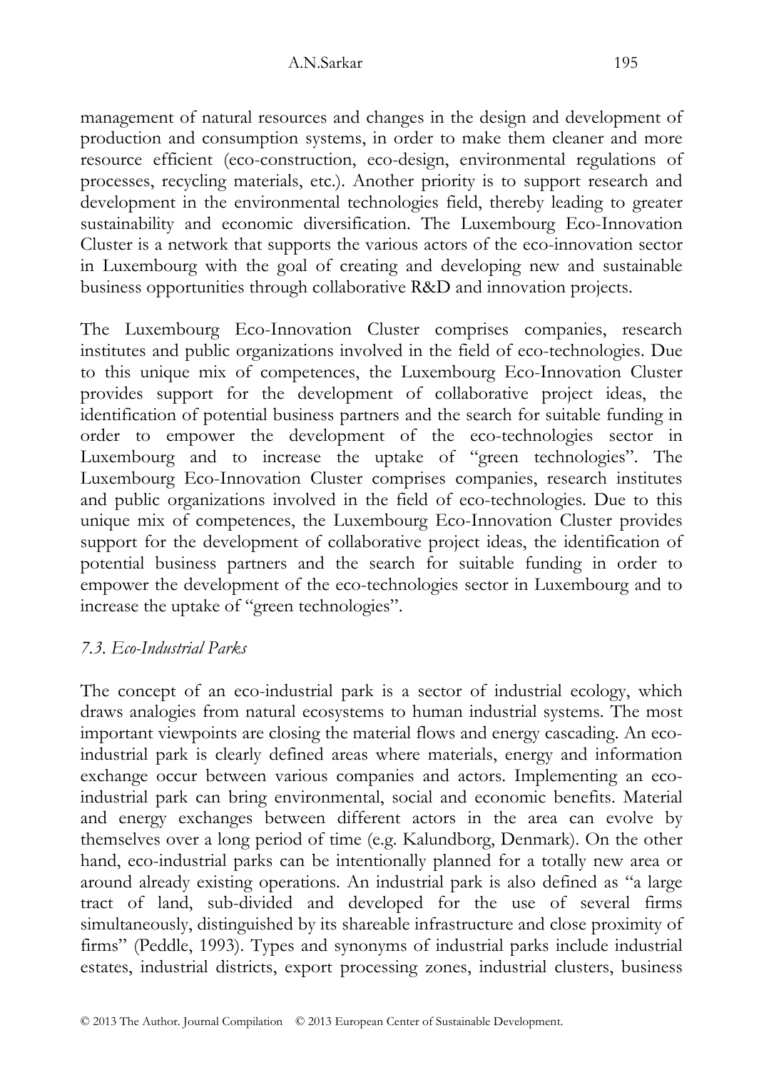management of natural resources and changes in the design and development of production and consumption systems, in order to make them cleaner and more resource efficient (eco-construction, eco-design, environmental regulations of processes, recycling materials, etc.). Another priority is to support research and development in the environmental technologies field, thereby leading to greater sustainability and economic diversification. The Luxembourg Eco-Innovation Cluster is a network that supports the various actors of the eco-innovation sector in Luxembourg with the goal of creating and developing new and sustainable business opportunities through collaborative R&D and innovation projects.

The Luxembourg Eco-Innovation Cluster comprises companies, research institutes and public organizations involved in the field of eco-technologies. Due to this unique mix of competences, the Luxembourg Eco-Innovation Cluster provides support for the development of collaborative project ideas, the identification of potential business partners and the search for suitable funding in order to empower the development of the eco-technologies sector in Luxembourg and to increase the uptake of "green technologies". The Luxembourg Eco-Innovation Cluster comprises companies, research institutes and public organizations involved in the field of eco-technologies. Due to this unique mix of competences, the Luxembourg Eco-Innovation Cluster provides support for the development of collaborative project ideas, the identification of potential business partners and the search for suitable funding in order to empower the development of the eco-technologies sector in Luxembourg and to increase the uptake of "green technologies".

### *7.3. Eco-Industrial Parks*

The concept of an eco-industrial park is a sector of industrial ecology, which draws analogies from natural ecosystems to human industrial systems. The most important viewpoints are closing the material flows and energy cascading. An eco-industrial park is clearly defined areas where materials, energy and information exchange occur between various companies and actors. Implementing an eco-industrial park can bring environmental, social and economic benefits. Material and energy exchanges between different actors in the area can evolve by themselves over a long period of time (e.g. Kalundborg, Denmark). On the other hand, eco-industrial parks can be intentionally planned for a totally new area or around already existing operations. An industrial park is also defined as "a large tract of land, sub-divided and developed for the use of several firms simultaneously, distinguished by its shareable infrastructure and close proximity of firms" (Peddle, 1993). Types and synonyms of industrial parks include industrial estates, industrial districts, export processing zones, industrial clusters, business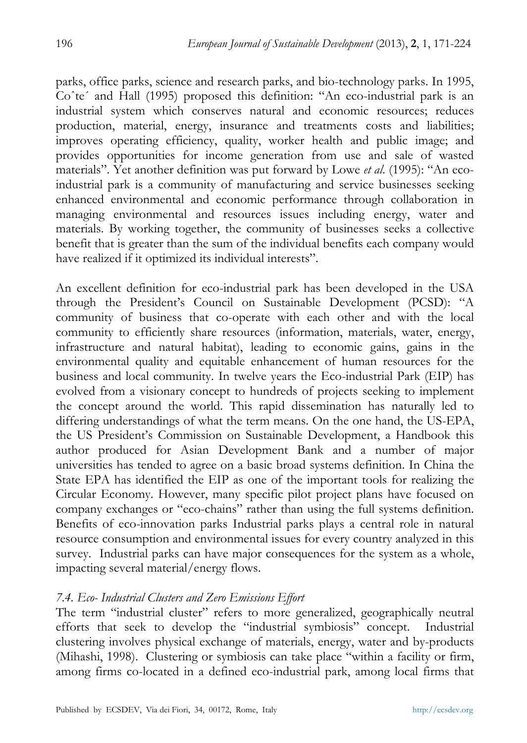parks, office parks, science and research parks, and bio-technology parks. In 1995, Coˆte´ and Hall (1995) proposed this definition: "An eco-industrial park is an industrial system which conserves natural and economic resources; reduces production, material, energy, insurance and treatments costs and liabilities; improves operating efficiency, quality, worker health and public image; and provides opportunities for income generation from use and sale of wasted materials". Yet another definition was put forward by Lowe *et al.* (1995): "An eco-industrial park is a community of manufacturing and service businesses seeking enhanced environmental and economic performance through collaboration in managing environmental and resources issues including energy, water and materials. By working together, the community of businesses seeks a collective benefit that is greater than the sum of the individual benefits each company would have realized if it optimized its individual interests".

An excellent definition for eco-industrial park has been developed in the USA through the President's Council on Sustainable Development (PCSD): "A community of business that co-operate with each other and with the local community to efficiently share resources (information, materials, water, energy, infrastructure and natural habitat), leading to economic gains, gains in the environmental quality and equitable enhancement of human resources for the business and local community. In twelve years the Eco-industrial Park (EIP) has evolved from a visionary concept to hundreds of projects seeking to implement the concept around the world. This rapid dissemination has naturally led to differing understandings of what the term means. On the one hand, the US-EPA, the US President's Commission on Sustainable Development, a Handbook this author produced for Asian Development Bank and a number of major universities has tended to agree on a basic broad systems definition. In China the State EPA has identified the EIP as one of the important tools for realizing the Circular Economy. However, many specific pilot project plans have focused on company exchanges or "eco-chains" rather than using the full systems definition. Benefits of eco-innovation parks Industrial parks plays a central role in natural resource consumption and environmental issues for every country analyzed in this survey. Industrial parks can have major consequences for the system as a whole, impacting several material/energy flows.

### *7.4. Eco- Industrial Clusters and Zero Emissions Effort*

The term "industrial cluster" refers to more generalized, geographically neutral efforts that seek to develop the "industrial symbiosis" concept. Industrial clustering involves physical exchange of materials, energy, water and by-products (Mihashi, 1998). Clustering or symbiosis can take place "within a facility or firm, among firms co-located in a defined eco-industrial park, among local firms that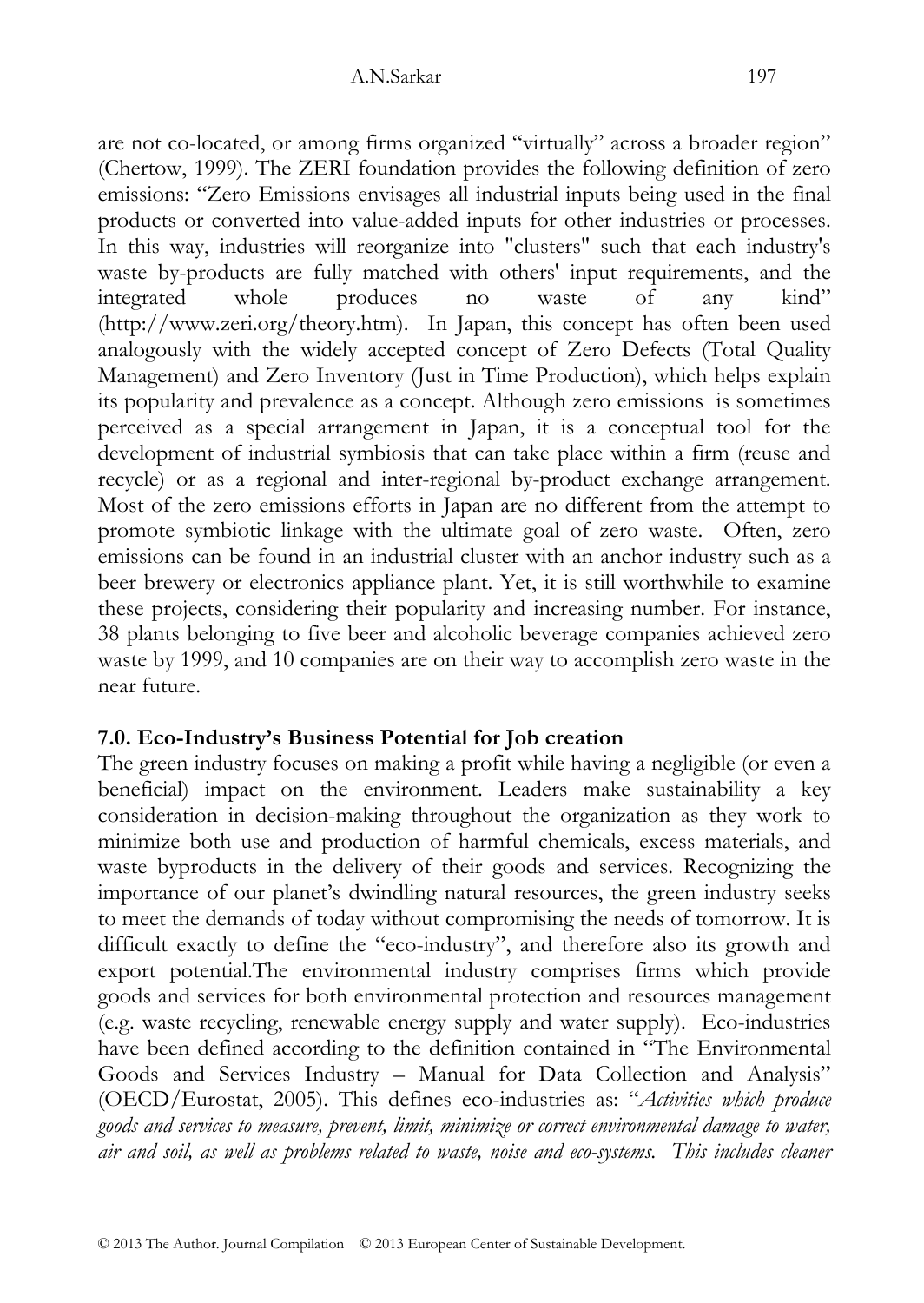are not co-located, or among firms organized "virtually" across a broader region" (Chertow, 1999). The ZERI foundation provides the following definition of zero emissions: "Zero Emissions envisages all industrial inputs being used in the final products or converted into value-added inputs for other industries or processes. In this way, industries will reorganize into "clusters" such that each industry's waste by-products are fully matched with others' input requirements, and the integrated whole produces no waste of any kind" (http://www.zeri.org/theory.htm). In Japan, this concept has often been used analogously with the widely accepted concept of Zero Defects (Total Quality Management) and Zero Inventory (Just in Time Production), which helps explain its popularity and prevalence as a concept. Although zero emissions is sometimes perceived as a special arrangement in Japan, it is a conceptual tool for the development of industrial symbiosis that can take place within a firm (reuse and recycle) or as a regional and inter-regional by-product exchange arrangement. Most of the zero emissions efforts in Japan are no different from the attempt to promote symbiotic linkage with the ultimate goal of zero waste. Often, zero emissions can be found in an industrial cluster with an anchor industry such as a beer brewery or electronics appliance plant. Yet, it is still worthwhile to examine these projects, considering their popularity and increasing number. For instance, 38 plants belonging to five beer and alcoholic beverage companies achieved zero waste by 1999, and 10 companies are on their way to accomplish zero waste in the near future.

### 7.0. Eco-Industry's Business Potential for Job creation

The green industry focuses on making a profit while having a negligible (or even a beneficial) impact on the environment. Leaders make sustainability a key consideration in decision-making throughout the organization as they work to minimize both use and production of harmful chemicals, excess materials, and waste byproducts in the delivery of their goods and services. Recognizing the importance of our planet's dwindling natural resources, the green industry seeks to meet the demands of today without compromising the needs of tomorrow. It is difficult exactly to define the "eco-industry", and therefore also its growth and export potential.The environmental industry comprises firms which provide goods and services for both environmental protection and resources management (e.g. waste recycling, renewable energy supply and water supply). Eco-industries have been defined according to the definition contained in "The Environmental Goods and Services Industry – Manual for Data Collection and Analysis" (OECD/Eurostat, 2005). This defines eco-industries as: "*Activities which produce goods and services to measure, prevent, limit, minimize or correct environmental damage to water, air and soil, as well as problems related to waste, noise and eco-systems. This includes cleaner*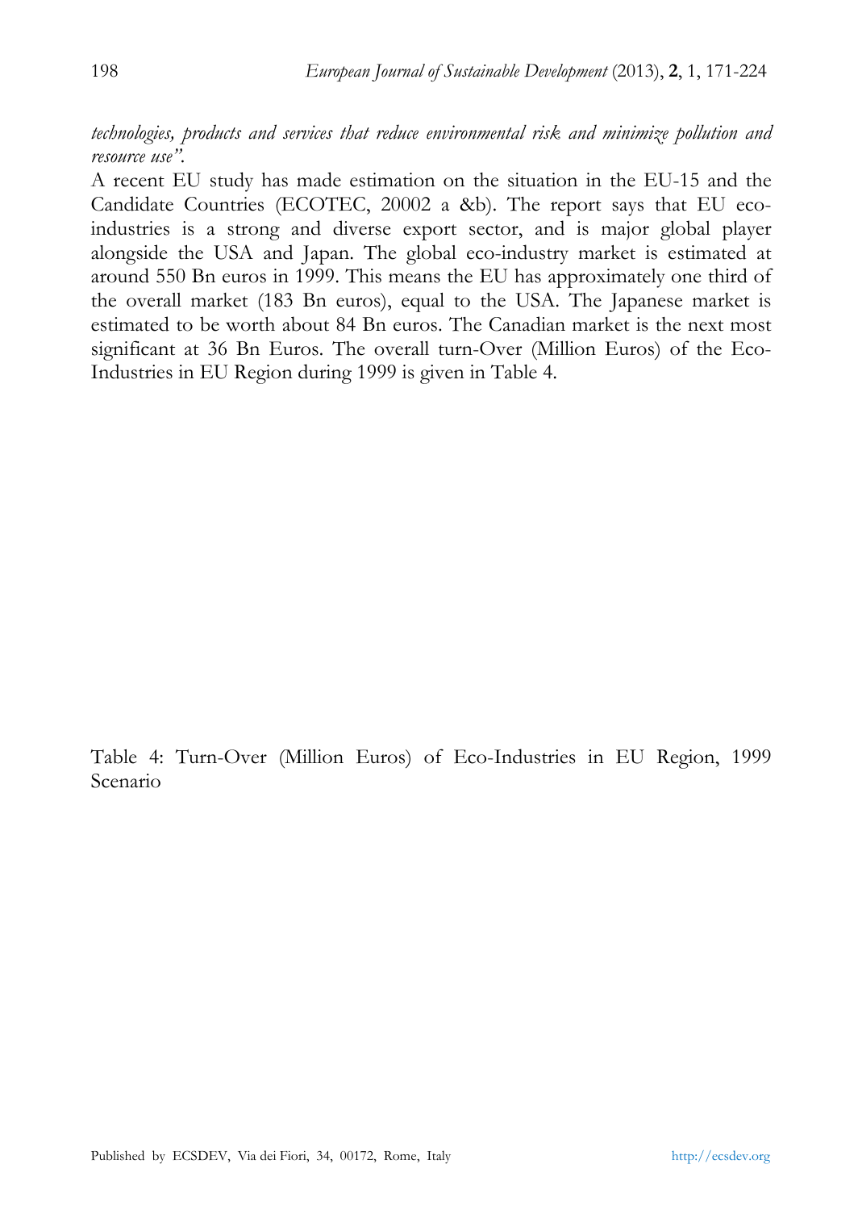*technologies, products and services that reduce environmental risk and minimize pollution and resource use".*

A recent EU study has made estimation on the situation in the EU-15 and the Candidate Countries (ECOTEC, 20002 a &b). The report says that EU eco-industries is a strong and diverse export sector, and is major global player alongside the USA and Japan. The global eco-industry market is estimated at around 550 Bn euros in 1999. This means the EU has approximately one third of the overall market (183 Bn euros), equal to the USA. The Japanese market is estimated to be worth about 84 Bn euros. The Canadian market is the next most significant at 36 Bn Euros. The overall turn-Over (Million Euros) of the Eco-Industries in EU Region during 1999 is given in Table 4.

Table 4: Turn-Over (Million Euros) of Eco-Industries in EU Region, 1999 Scenario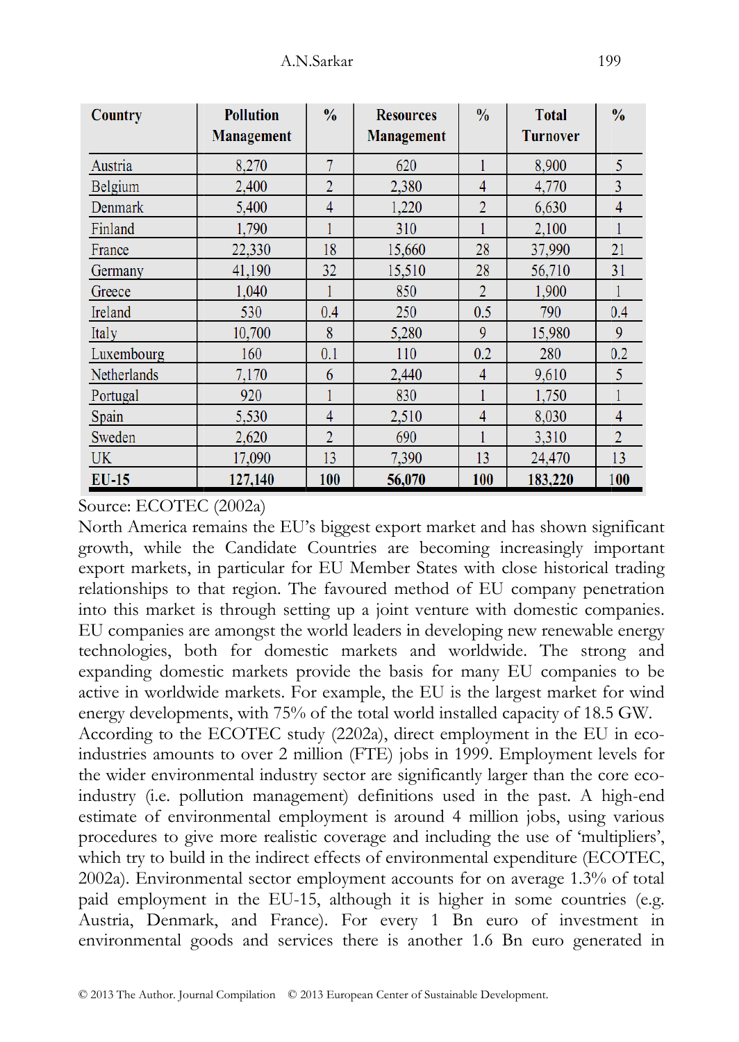| Country | Pollution Management | % | Resources Management | % | Total Turnover | % |
|---|---|---|---|---|---|---|
| Austria | 8,270 | 7 | 620 | 1 | 8,900 | 5 |
| Belgium | 2,400 | 2 | 2,380 | 4 | 4,770 | 3 |
| Denmark | 5,400 | 4 | 1,220 | 2 | 6,630 | 4 |
| Finland | 1,790 | 1 | 310 | 1 | 2,100 | 1 |
| France | 22,330 | 18 | 15,660 | 28 | 37,990 | 21 |
| Germany | 41,190 | 32 | 15,510 | 28 | 56,710 | 31 |
| Greece | 1,040 | 1 | 850 | 2 | 1,900 | 1 |
| Ireland | 530 | 0.4 | 250 | 0.5 | 790 | 0.4 |
| Italy | 10,700 | 8 | 5,280 | 9 | 15,980 | 9 |
| Luxembourg | 160 | 0.1 | 110 | 0.2 | 280 | 0.2 |
| Netherlands | 7,170 | 6 | 2,440 | 4 | 9,610 | 5 |
| Portugal | 920 | 1 | 830 | 1 | 1,750 | 1 |
| Spain | 5,530 | 4 | 2,510 | 4 | 8,030 | 4 |
| Sweden | 2,620 | 2 | 690 | 1 | 3,310 | 2 |
| UK | 17,090 | 13 | 7,390 | 13 | 24,470 | 13 |
| **EU-15** | **127,140** | **100** | **56,070** | **100** | **183,220** | **100** |

Source: ECOTEC (2002a)

North America remains the EU's biggest export market and has shown significant growth, while the Candidate Countries are becoming increasingly important export markets, in particular for EU Member States with close historical trading relationships to that region. The favoured method of EU company penetration into this market is through setting up a joint venture with domestic companies. EU companies are amongst the world leaders in developing new renewable energy technologies, both for domestic markets and worldwide. The strong and expanding domestic markets provide the basis for many EU companies to be active in worldwide markets. For example, the EU is the largest market for wind energy developments, with 75% of the total world installed capacity of 18.5 GW.

According to the ECOTEC study (2202a), direct employment in the EU in eco-industries amounts to over 2 million (FTE) jobs in 1999. Employment levels for the wider environmental industry sector are significantly larger than the core eco-industry (i.e. pollution management) definitions used in the past. A high-end estimate of environmental employment is around 4 million jobs, using various procedures to give more realistic coverage and including the use of 'multipliers', which try to build in the indirect effects of environmental expenditure (ECOTEC, 2002a). Environmental sector employment accounts for on average 1.3% of total paid employment in the EU-15, although it is higher in some countries (e.g. Austria, Denmark, and France). For every 1 Bn euro of investment in environmental goods and services there is another 1.6 Bn euro generated in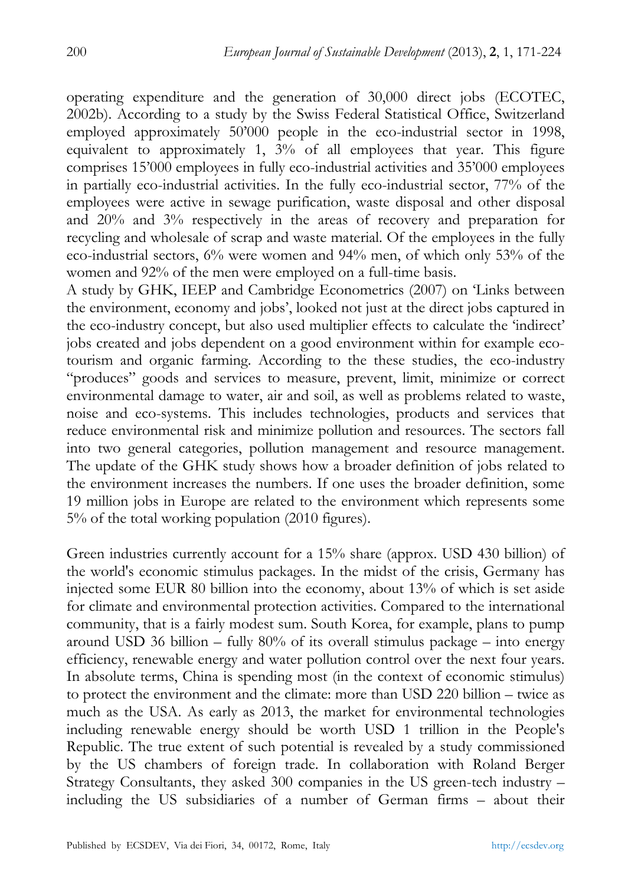operating expenditure and the generation of 30,000 direct jobs (ECOTEC, 2002b). According to a study by the Swiss Federal Statistical Office, Switzerland employed approximately 50'000 people in the eco-industrial sector in 1998, equivalent to approximately 1, 3% of all employees that year. This figure comprises 15'000 employees in fully eco-industrial activities and 35'000 employees in partially eco-industrial activities. In the fully eco-industrial sector, 77% of the employees were active in sewage purification, waste disposal and other disposal and 20% and 3% respectively in the areas of recovery and preparation for recycling and wholesale of scrap and waste material. Of the employees in the fully eco-industrial sectors, 6% were women and 94% men, of which only 53% of the women and 92% of the men were employed on a full-time basis.

A study by GHK, IEEP and Cambridge Econometrics (2007) on 'Links between the environment, economy and jobs', looked not just at the direct jobs captured in the eco-industry concept, but also used multiplier effects to calculate the 'indirect' jobs created and jobs dependent on a good environment within for example eco-tourism and organic farming. According to the these studies, the eco-industry "produces" goods and services to measure, prevent, limit, minimize or correct environmental damage to water, air and soil, as well as problems related to waste, noise and eco-systems. This includes technologies, products and services that reduce environmental risk and minimize pollution and resources. The sectors fall into two general categories, pollution management and resource management. The update of the GHK study shows how a broader definition of jobs related to the environment increases the numbers. If one uses the broader definition, some 19 million jobs in Europe are related to the environment which represents some 5% of the total working population (2010 figures).

Green industries currently account for a 15% share (approx. USD 430 billion) of the world's economic stimulus packages. In the midst of the crisis, Germany has injected some EUR 80 billion into the economy, about 13% of which is set aside for climate and environmental protection activities. Compared to the international community, that is a fairly modest sum. South Korea, for example, plans to pump around USD 36 billion – fully 80% of its overall stimulus package – into energy efficiency, renewable energy and water pollution control over the next four years. In absolute terms, China is spending most (in the context of economic stimulus) to protect the environment and the climate: more than USD 220 billion – twice as much as the USA. As early as 2013, the market for environmental technologies including renewable energy should be worth USD 1 trillion in the People's Republic. The true extent of such potential is revealed by a study commissioned by the US chambers of foreign trade. In collaboration with Roland Berger Strategy Consultants, they asked 300 companies in the US green-tech industry – including the US subsidiaries of a number of German firms – about their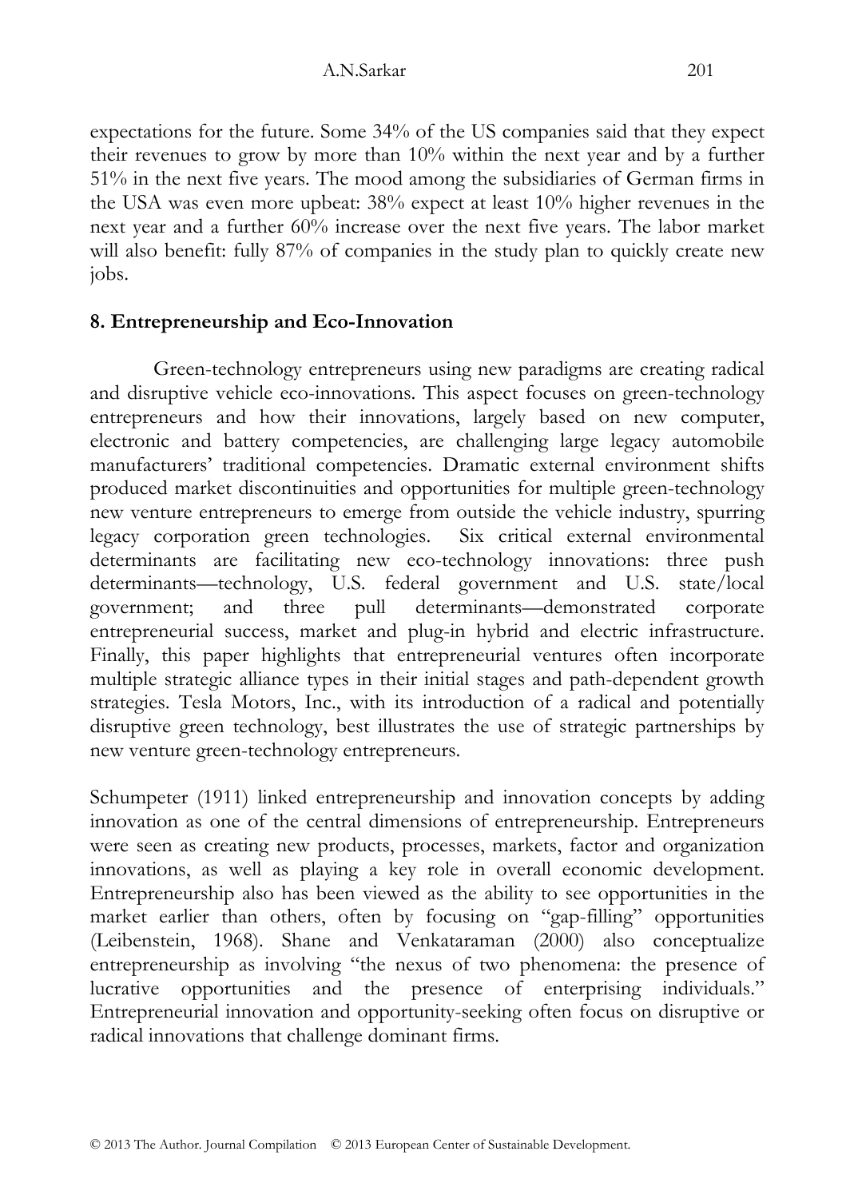expectations for the future. Some 34% of the US companies said that they expect their revenues to grow by more than 10% within the next year and by a further 51% in the next five years. The mood among the subsidiaries of German firms in the USA was even more upbeat: 38% expect at least 10% higher revenues in the next year and a further 60% increase over the next five years. The labor market will also benefit: fully 87% of companies in the study plan to quickly create new jobs.

## 8. Entrepreneurship and Eco-Innovation

Green-technology entrepreneurs using new paradigms are creating radical and disruptive vehicle eco-innovations. This aspect focuses on green-technology entrepreneurs and how their innovations, largely based on new computer, electronic and battery competencies, are challenging large legacy automobile manufacturers' traditional competencies. Dramatic external environment shifts produced market discontinuities and opportunities for multiple green-technology new venture entrepreneurs to emerge from outside the vehicle industry, spurring legacy corporation green technologies. Six critical external environmental determinants are facilitating new eco-technology innovations: three push determinants—technology, U.S. federal government and U.S. state/local government; and three pull determinants—demonstrated corporate entrepreneurial success, market and plug-in hybrid and electric infrastructure. Finally, this paper highlights that entrepreneurial ventures often incorporate multiple strategic alliance types in their initial stages and path-dependent growth strategies. Tesla Motors, Inc., with its introduction of a radical and potentially disruptive green technology, best illustrates the use of strategic partnerships by new venture green-technology entrepreneurs.

Schumpeter (1911) linked entrepreneurship and innovation concepts by adding innovation as one of the central dimensions of entrepreneurship. Entrepreneurs were seen as creating new products, processes, markets, factor and organization innovations, as well as playing a key role in overall economic development. Entrepreneurship also has been viewed as the ability to see opportunities in the market earlier than others, often by focusing on "gap-filling" opportunities (Leibenstein, 1968). Shane and Venkataraman (2000) also conceptualize entrepreneurship as involving "the nexus of two phenomena: the presence of lucrative opportunities and the presence of enterprising individuals." Entrepreneurial innovation and opportunity-seeking often focus on disruptive or radical innovations that challenge dominant firms.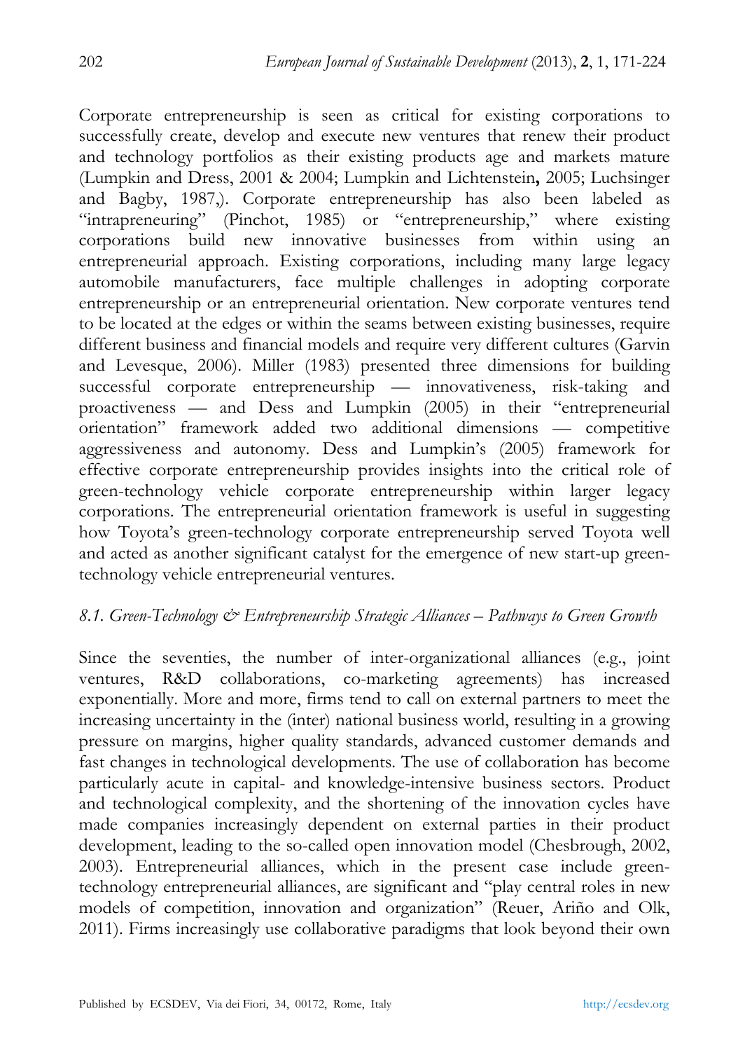Corporate entrepreneurship is seen as critical for existing corporations to successfully create, develop and execute new ventures that renew their product and technology portfolios as their existing products age and markets mature (Lumpkin and Dress, 2001 & 2004; Lumpkin and Lichtenstein**,** 2005; Luchsinger and Bagby, 1987,). Corporate entrepreneurship has also been labeled as "intrapreneuring" (Pinchot, 1985) or "entrepreneurship," where existing corporations build new innovative businesses from within using an entrepreneurial approach. Existing corporations, including many large legacy automobile manufacturers, face multiple challenges in adopting corporate entrepreneurship or an entrepreneurial orientation. New corporate ventures tend to be located at the edges or within the seams between existing businesses, require different business and financial models and require very different cultures (Garvin and Levesque, 2006). Miller (1983) presented three dimensions for building successful corporate entrepreneurship — innovativeness, risk-taking and proactiveness — and Dess and Lumpkin (2005) in their "entrepreneurial orientation" framework added two additional dimensions — competitive aggressiveness and autonomy. Dess and Lumpkin's (2005) framework for effective corporate entrepreneurship provides insights into the critical role of green-technology vehicle corporate entrepreneurship within larger legacy corporations. The entrepreneurial orientation framework is useful in suggesting how Toyota's green-technology corporate entrepreneurship served Toyota well and acted as another significant catalyst for the emergence of new start-up green-technology vehicle entrepreneurial ventures.

### *8.1. Green-Technology & Entrepreneurship Strategic Alliances – Pathways to Green Growth*

Since the seventies, the number of inter-organizational alliances (e.g., joint ventures, R&D collaborations, co-marketing agreements) has increased exponentially. More and more, firms tend to call on external partners to meet the increasing uncertainty in the (inter) national business world, resulting in a growing pressure on margins, higher quality standards, advanced customer demands and fast changes in technological developments. The use of collaboration has become particularly acute in capital- and knowledge-intensive business sectors. Product and technological complexity, and the shortening of the innovation cycles have made companies increasingly dependent on external parties in their product development, leading to the so-called open innovation model (Chesbrough, 2002, 2003). Entrepreneurial alliances, which in the present case include green-technology entrepreneurial alliances, are significant and "play central roles in new models of competition, innovation and organization" (Reuer, Ariño and Olk, 2011). Firms increasingly use collaborative paradigms that look beyond their own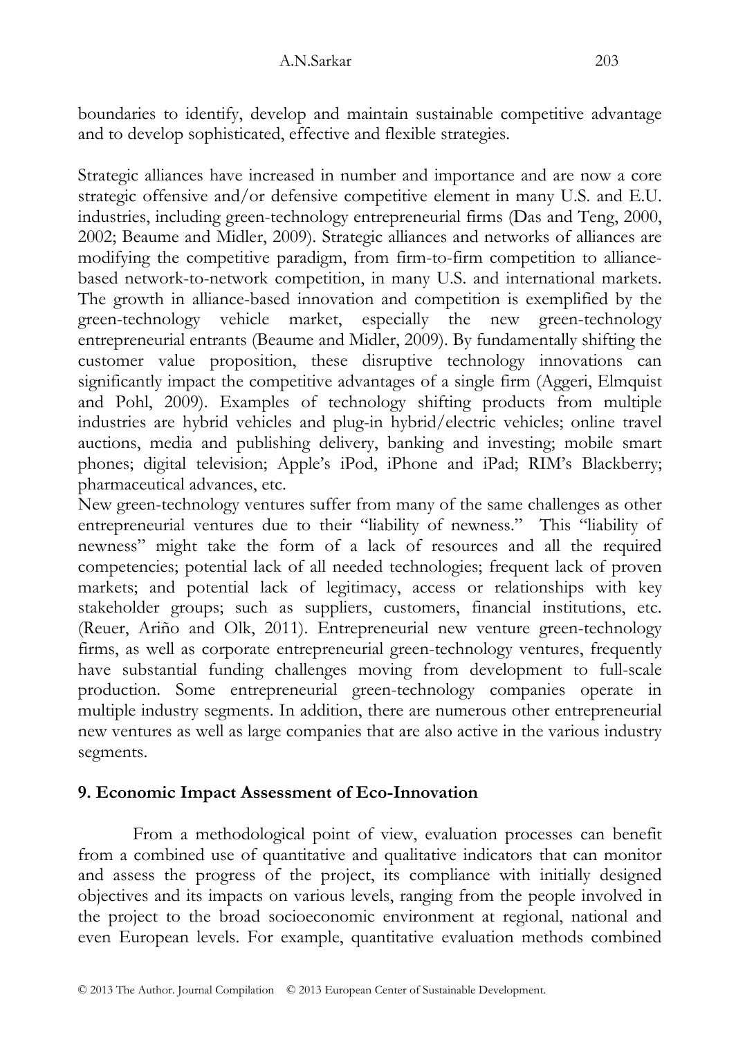boundaries to identify, develop and maintain sustainable competitive advantage and to develop sophisticated, effective and flexible strategies.

Strategic alliances have increased in number and importance and are now a core strategic offensive and/or defensive competitive element in many U.S. and E.U. industries, including green-technology entrepreneurial firms (Das and Teng, 2000, 2002; Beaume and Midler, 2009). Strategic alliances and networks of alliances are modifying the competitive paradigm, from firm-to-firm competition to alliance-based network-to-network competition, in many U.S. and international markets. The growth in alliance-based innovation and competition is exemplified by the green-technology vehicle market, especially the new green-technology entrepreneurial entrants (Beaume and Midler, 2009). By fundamentally shifting the customer value proposition, these disruptive technology innovations can significantly impact the competitive advantages of a single firm (Aggeri, Elmquist and Pohl, 2009). Examples of technology shifting products from multiple industries are hybrid vehicles and plug-in hybrid/electric vehicles; online travel auctions, media and publishing delivery, banking and investing; mobile smart phones; digital television; Apple's iPod, iPhone and iPad; RIM's Blackberry; pharmaceutical advances, etc.

New green-technology ventures suffer from many of the same challenges as other entrepreneurial ventures due to their "liability of newness." This "liability of newness" might take the form of a lack of resources and all the required competencies; potential lack of all needed technologies; frequent lack of proven markets; and potential lack of legitimacy, access or relationships with key stakeholder groups; such as suppliers, customers, financial institutions, etc. (Reuer, Ariño and Olk, 2011). Entrepreneurial new venture green-technology firms, as well as corporate entrepreneurial green-technology ventures, frequently have substantial funding challenges moving from development to full-scale production. Some entrepreneurial green-technology companies operate in multiple industry segments. In addition, there are numerous other entrepreneurial new ventures as well as large companies that are also active in the various industry segments.

## 9. Economic Impact Assessment of Eco-Innovation

From a methodological point of view, evaluation processes can benefit from a combined use of quantitative and qualitative indicators that can monitor and assess the progress of the project, its compliance with initially designed objectives and its impacts on various levels, ranging from the people involved in the project to the broad socioeconomic environment at regional, national and even European levels. For example, quantitative evaluation methods combined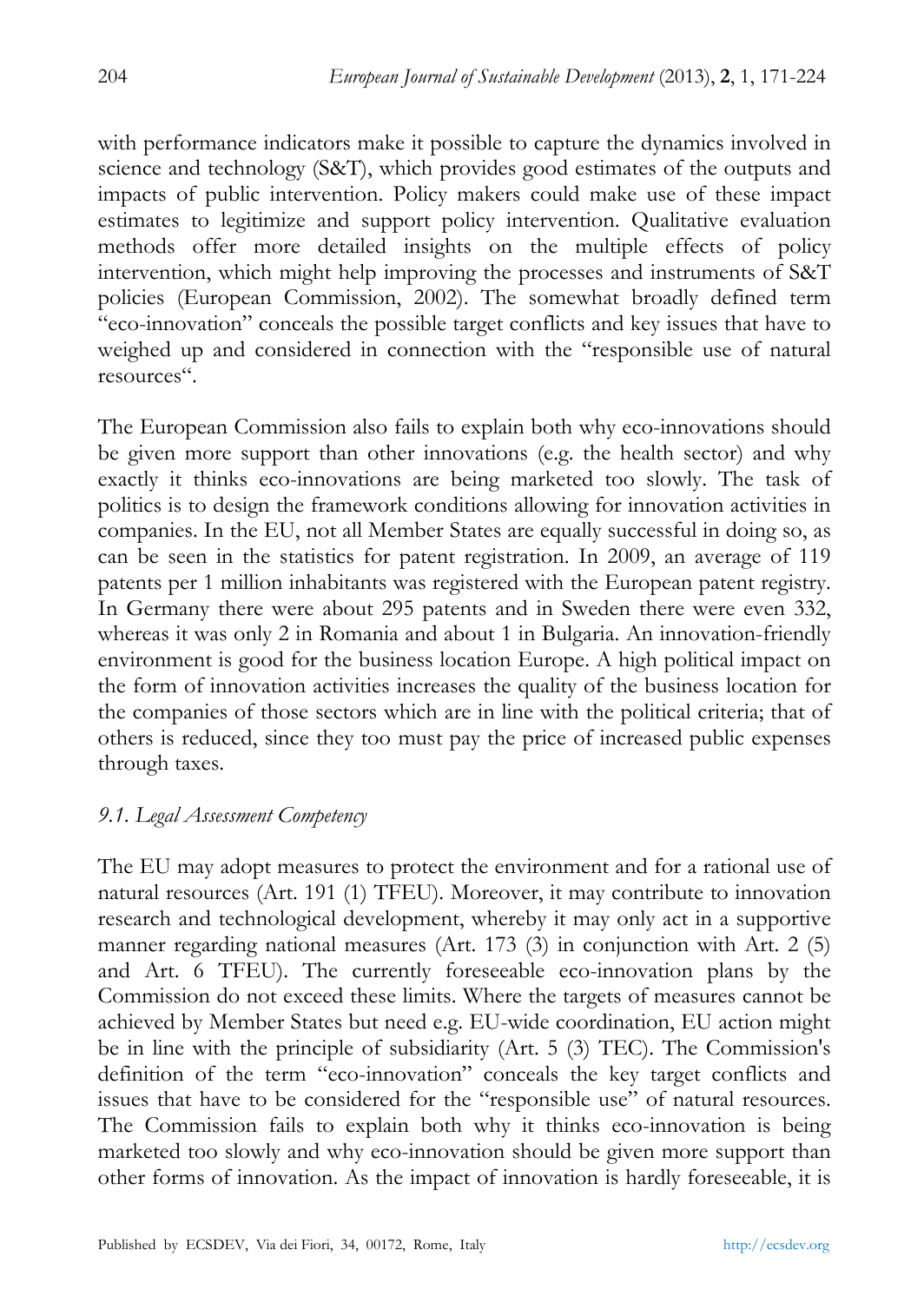with performance indicators make it possible to capture the dynamics involved in science and technology (S&T), which provides good estimates of the outputs and impacts of public intervention. Policy makers could make use of these impact estimates to legitimize and support policy intervention. Qualitative evaluation methods offer more detailed insights on the multiple effects of policy intervention, which might help improving the processes and instruments of S&T policies (European Commission, 2002). The somewhat broadly defined term "eco-innovation" conceals the possible target conflicts and key issues that have to weighed up and considered in connection with the "responsible use of natural resources".

The European Commission also fails to explain both why eco-innovations should be given more support than other innovations (e.g. the health sector) and why exactly it thinks eco-innovations are being marketed too slowly. The task of politics is to design the framework conditions allowing for innovation activities in companies. In the EU, not all Member States are equally successful in doing so, as can be seen in the statistics for patent registration. In 2009, an average of 119 patents per 1 million inhabitants was registered with the European patent registry. In Germany there were about 295 patents and in Sweden there were even 332, whereas it was only 2 in Romania and about 1 in Bulgaria. An innovation-friendly environment is good for the business location Europe. A high political impact on the form of innovation activities increases the quality of the business location for the companies of those sectors which are in line with the political criteria; that of others is reduced, since they too must pay the price of increased public expenses through taxes.

### *9.1. Legal Assessment Competency*

The EU may adopt measures to protect the environment and for a rational use of natural resources (Art. 191 (1) TFEU). Moreover, it may contribute to innovation research and technological development, whereby it may only act in a supportive manner regarding national measures (Art. 173 (3) in conjunction with Art. 2 (5) and Art. 6 TFEU). The currently foreseeable eco-innovation plans by the Commission do not exceed these limits. Where the targets of measures cannot be achieved by Member States but need e.g. EU-wide coordination, EU action might be in line with the principle of subsidiarity (Art. 5 (3) TEC). The Commission's definition of the term "eco-innovation" conceals the key target conflicts and issues that have to be considered for the "responsible use" of natural resources. The Commission fails to explain both why it thinks eco-innovation is being marketed too slowly and why eco-innovation should be given more support than other forms of innovation. As the impact of innovation is hardly foreseeable, it is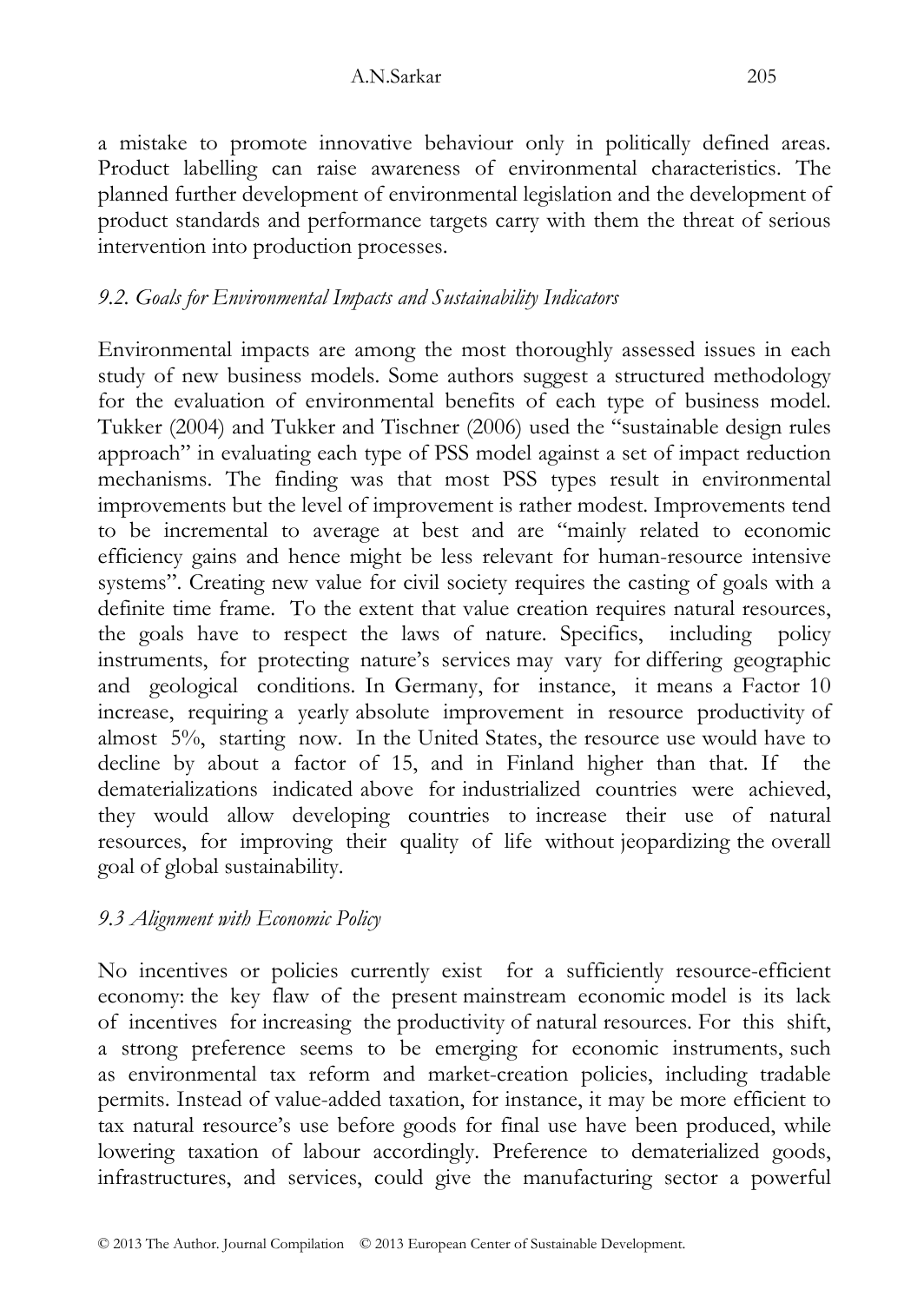a mistake to promote innovative behaviour only in politically defined areas. Product labelling can raise awareness of environmental characteristics. The planned further development of environmental legislation and the development of product standards and performance targets carry with them the threat of serious intervention into production processes.

### *9.2. Goals for Environmental Impacts and Sustainability Indicators*

Environmental impacts are among the most thoroughly assessed issues in each study of new business models. Some authors suggest a structured methodology for the evaluation of environmental benefits of each type of business model. Tukker (2004) and Tukker and Tischner (2006) used the "sustainable design rules approach" in evaluating each type of PSS model against a set of impact reduction mechanisms. The finding was that most PSS types result in environmental improvements but the level of improvement is rather modest. Improvements tend to be incremental to average at best and are "mainly related to economic efficiency gains and hence might be less relevant for human-resource intensive systems". Creating new value for civil society requires the casting of goals with a definite time frame. To the extent that value creation requires natural resources, the goals have to respect the laws of nature. Specifics, including policy instruments, for protecting nature's services may vary for differing geographic and geological conditions. In Germany, for instance, it means a Factor 10 increase, requiring a yearly absolute improvement in resource productivity of almost 5%, starting now. In the United States, the resource use would have to decline by about a factor of 15, and in Finland higher than that. If the dematerializations indicated above for industrialized countries were achieved, they would allow developing countries to increase their use of natural resources, for improving their quality of life without jeopardizing the overall goal of global sustainability.

### *9.3 Alignment with Economic Policy*

No incentives or policies currently exist for a sufficiently resource-efficient economy: the key flaw of the present mainstream economic model is its lack of incentives for increasing the productivity of natural resources. For this shift, a strong preference seems to be emerging for economic instruments, such as environmental tax reform and market-creation policies, including tradable permits. Instead of value-added taxation, for instance, it may be more efficient to tax natural resource's use before goods for final use have been produced, while lowering taxation of labour accordingly. Preference to dematerialized goods, infrastructures, and services, could give the manufacturing sector a powerful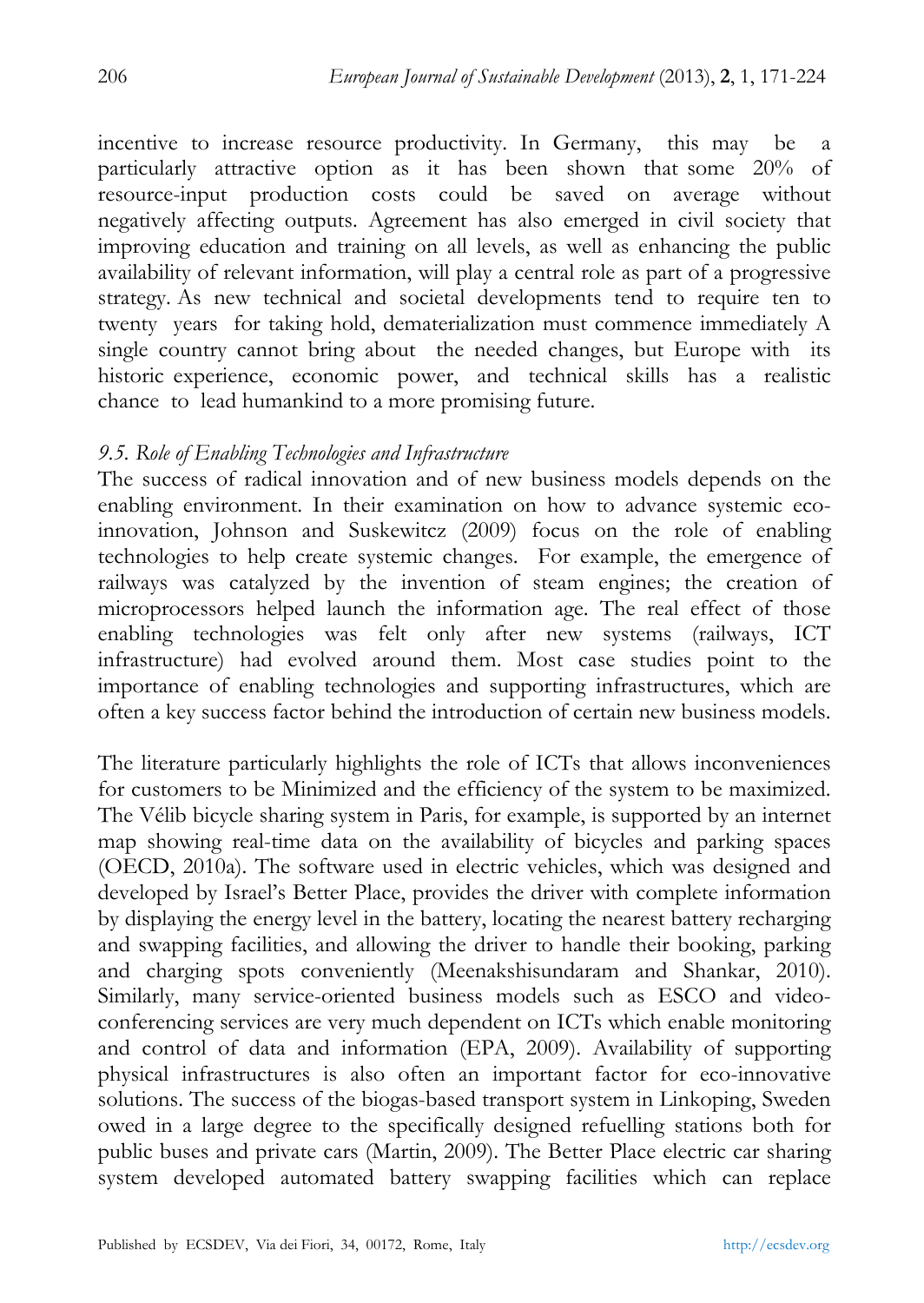incentive to increase resource productivity. In Germany, this may be a particularly attractive option as it has been shown that some 20% of resource-input production costs could be saved on average without negatively affecting outputs. Agreement has also emerged in civil society that improving education and training on all levels, as well as enhancing the public availability of relevant information, will play a central role as part of a progressive strategy. As new technical and societal developments tend to require ten to twenty years for taking hold, dematerialization must commence immediately A single country cannot bring about the needed changes, but Europe with its historic experience, economic power, and technical skills has a realistic chance to lead humankind to a more promising future.

### *9.5. Role of Enabling Technologies and Infrastructure*

The success of radical innovation and of new business models depends on the enabling environment. In their examination on how to advance systemic eco-innovation, Johnson and Suskewitcz (2009) focus on the role of enabling technologies to help create systemic changes. For example, the emergence of railways was catalyzed by the invention of steam engines; the creation of microprocessors helped launch the information age. The real effect of those enabling technologies was felt only after new systems (railways, ICT infrastructure) had evolved around them. Most case studies point to the importance of enabling technologies and supporting infrastructures, which are often a key success factor behind the introduction of certain new business models.

The literature particularly highlights the role of ICTs that allows inconveniences for customers to be Minimized and the efficiency of the system to be maximized. The Vélib bicycle sharing system in Paris, for example, is supported by an internet map showing real-time data on the availability of bicycles and parking spaces (OECD, 2010a). The software used in electric vehicles, which was designed and developed by Israel's Better Place, provides the driver with complete information by displaying the energy level in the battery, locating the nearest battery recharging and swapping facilities, and allowing the driver to handle their booking, parking and charging spots conveniently (Meenakshisundaram and Shankar, 2010). Similarly, many service-oriented business models such as ESCO and video-conferencing services are very much dependent on ICTs which enable monitoring and control of data and information (EPA, 2009). Availability of supporting physical infrastructures is also often an important factor for eco-innovative solutions. The success of the biogas-based transport system in Linkoping, Sweden owed in a large degree to the specifically designed refuelling stations both for public buses and private cars (Martin, 2009). The Better Place electric car sharing system developed automated battery swapping facilities which can replace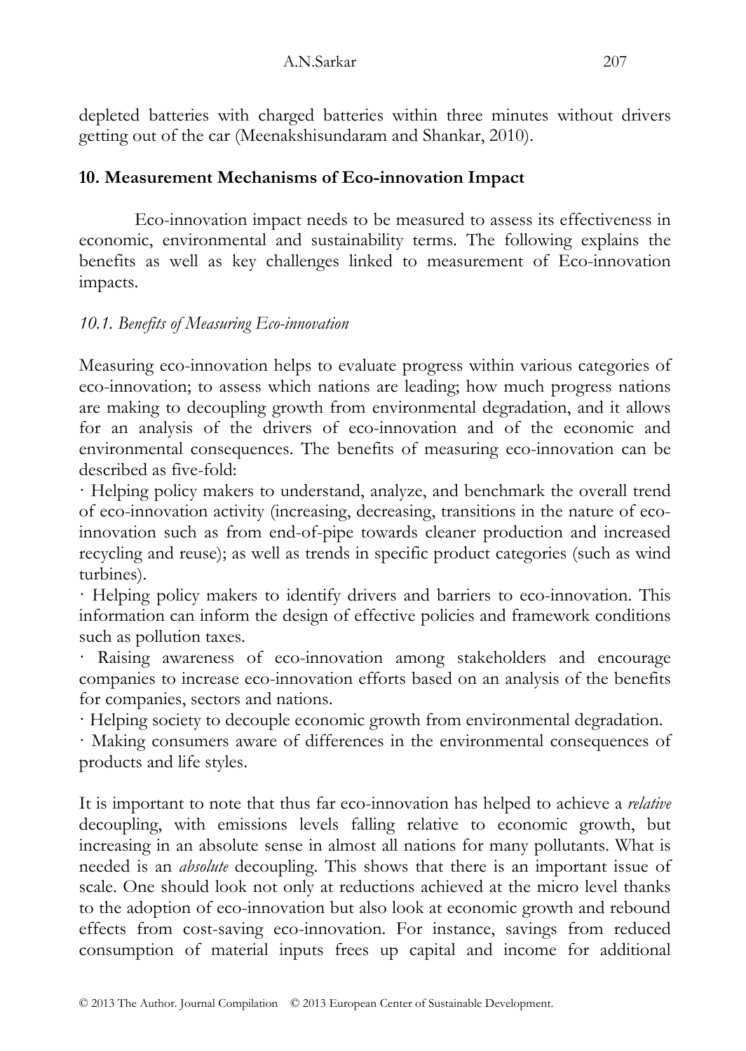depleted batteries with charged batteries within three minutes without drivers getting out of the car (Meenakshisundaram and Shankar, 2010).

## 10. Measurement Mechanisms of Eco-innovation Impact

Eco-innovation impact needs to be measured to assess its effectiveness in economic, environmental and sustainability terms. The following explains the benefits as well as key challenges linked to measurement of Eco-innovation impacts.

### *10.1. Benefits of Measuring Eco-innovation*

Measuring eco-innovation helps to evaluate progress within various categories of eco-innovation; to assess which nations are leading; how much progress nations are making to decoupling growth from environmental degradation, and it allows for an analysis of the drivers of eco-innovation and of the economic and environmental consequences. The benefits of measuring eco-innovation can be described as five-fold:

· Helping policy makers to understand, analyze, and benchmark the overall trend of eco-innovation activity (increasing, decreasing, transitions in the nature of eco-innovation such as from end-of-pipe towards cleaner production and increased recycling and reuse); as well as trends in specific product categories (such as wind turbines).

· Helping policy makers to identify drivers and barriers to eco-innovation. This information can inform the design of effective policies and framework conditions such as pollution taxes.

· Raising awareness of eco-innovation among stakeholders and encourage companies to increase eco-innovation efforts based on an analysis of the benefits for companies, sectors and nations.

· Helping society to decouple economic growth from environmental degradation.

· Making consumers aware of differences in the environmental consequences of products and life styles.

It is important to note that thus far eco-innovation has helped to achieve a *relative* decoupling, with emissions levels falling relative to economic growth, but increasing in an absolute sense in almost all nations for many pollutants. What is needed is an *absolute* decoupling. This shows that there is an important issue of scale. One should look not only at reductions achieved at the micro level thanks to the adoption of eco-innovation but also look at economic growth and rebound effects from cost-saving eco-innovation. For instance, savings from reduced consumption of material inputs frees up capital and income for additional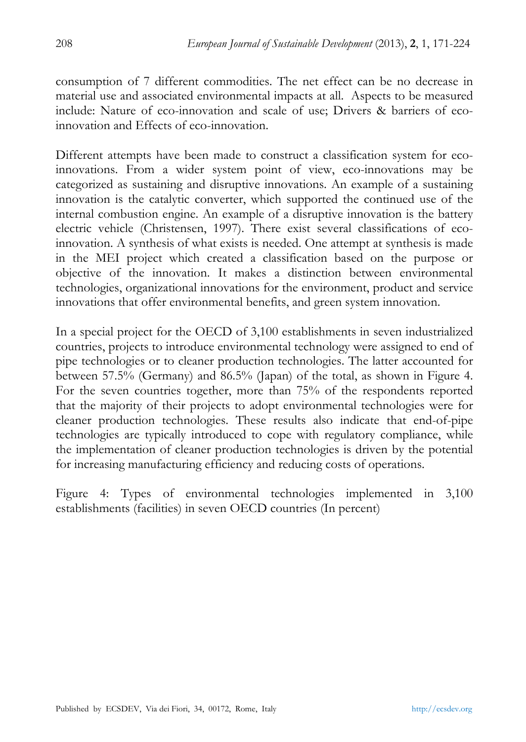consumption of 7 different commodities. The net effect can be no decrease in material use and associated environmental impacts at all. Aspects to be measured include: Nature of eco-innovation and scale of use; Drivers & barriers of eco-innovation and Effects of eco-innovation.

Different attempts have been made to construct a classification system for eco-innovations. From a wider system point of view, eco-innovations may be categorized as sustaining and disruptive innovations. An example of a sustaining innovation is the catalytic converter, which supported the continued use of the internal combustion engine. An example of a disruptive innovation is the battery electric vehicle (Christensen, 1997). There exist several classifications of eco-innovation. A synthesis of what exists is needed. One attempt at synthesis is made in the MEI project which created a classification based on the purpose or objective of the innovation. It makes a distinction between environmental technologies, organizational innovations for the environment, product and service innovations that offer environmental benefits, and green system innovation.

In a special project for the OECD of 3,100 establishments in seven industrialized countries, projects to introduce environmental technology were assigned to end of pipe technologies or to cleaner production technologies. The latter accounted for between 57.5% (Germany) and 86.5% (Japan) of the total, as shown in Figure 4. For the seven countries together, more than 75% of the respondents reported that the majority of their projects to adopt environmental technologies were for cleaner production technologies. These results also indicate that end-of-pipe technologies are typically introduced to cope with regulatory compliance, while the implementation of cleaner production technologies is driven by the potential for increasing manufacturing efficiency and reducing costs of operations.

Figure 4: Types of environmental technologies implemented in 3,100 establishments (facilities) in seven OECD countries (In percent)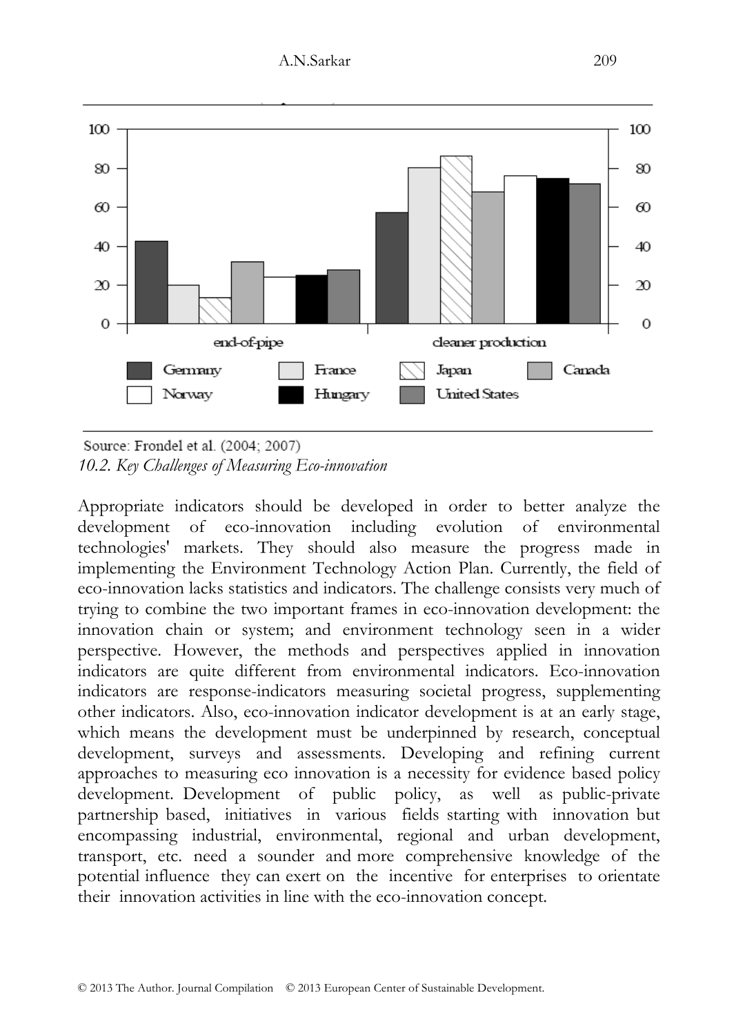Source: Frondel et al. (2004; 2007)

*10.2. Key Challenges of Measuring Eco-innovation*

Appropriate indicators should be developed in order to better analyze the development of eco-innovation including evolution of environmental technologies' markets. They should also measure the progress made in implementing the Environment Technology Action Plan. Currently, the field of eco-innovation lacks statistics and indicators. The challenge consists very much of trying to combine the two important frames in eco-innovation development: the innovation chain or system; and environment technology seen in a wider perspective. However, the methods and perspectives applied in innovation indicators are quite different from environmental indicators. Eco-innovation indicators are response-indicators measuring societal progress, supplementing other indicators. Also, eco-innovation indicator development is at an early stage, which means the development must be underpinned by research, conceptual development, surveys and assessments. Developing and refining current approaches to measuring eco innovation is a necessity for evidence based policy development. Development of public policy, as well as public-private partnership based, initiatives in various fields starting with innovation but encompassing industrial, environmental, regional and urban development, transport, etc. need a sounder and more comprehensive knowledge of the potential influence they can exert on the incentive for enterprises to orientate their innovation activities in line with the eco-innovation concept.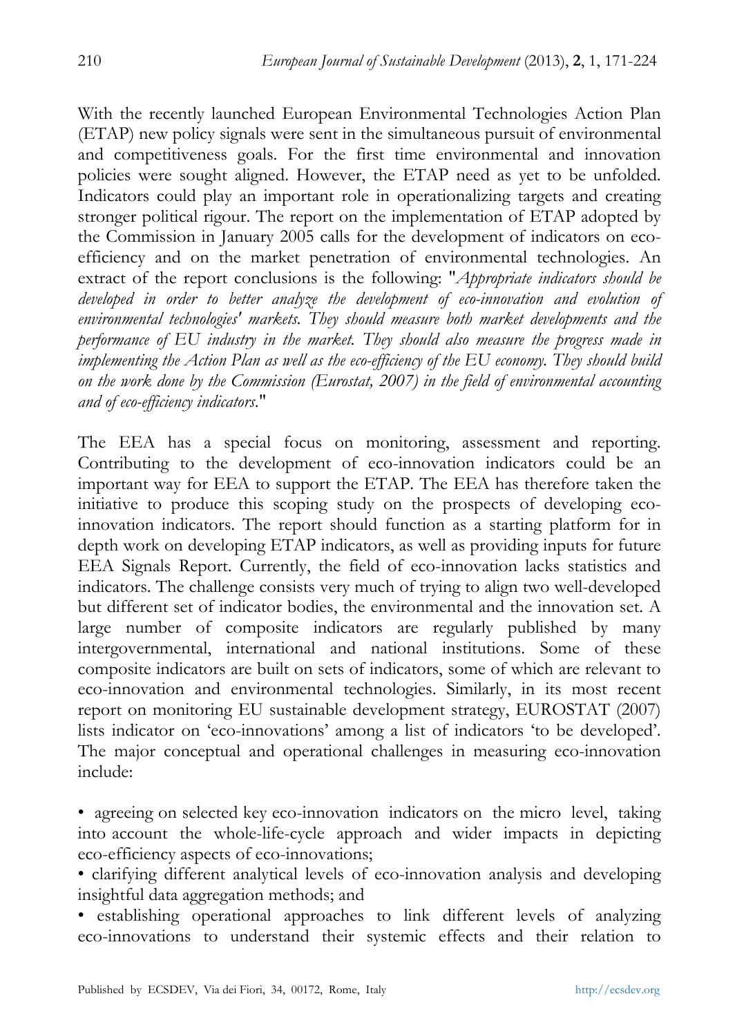With the recently launched European Environmental Technologies Action Plan (ETAP) new policy signals were sent in the simultaneous pursuit of environmental and competitiveness goals. For the first time environmental and innovation policies were sought aligned. However, the ETAP need as yet to be unfolded. Indicators could play an important role in operationalizing targets and creating stronger political rigour. The report on the implementation of ETAP adopted by the Commission in January 2005 calls for the development of indicators on eco-efficiency and on the market penetration of environmental technologies. An extract of the report conclusions is the following: "*Appropriate indicators should be developed in order to better analyze the development of eco-innovation and evolution of environmental technologies' markets. They should measure both market developments and the performance of EU industry in the market. They should also measure the progress made in implementing the Action Plan as well as the eco-efficiency of the EU economy. They should build on the work done by the Commission (Eurostat, 2007) in the field of environmental accounting and of eco-efficiency indicators.*"

The EEA has a special focus on monitoring, assessment and reporting. Contributing to the development of eco-innovation indicators could be an important way for EEA to support the ETAP. The EEA has therefore taken the initiative to produce this scoping study on the prospects of developing eco-innovation indicators. The report should function as a starting platform for in depth work on developing ETAP indicators, as well as providing inputs for future EEA Signals Report. Currently, the field of eco-innovation lacks statistics and indicators. The challenge consists very much of trying to align two well-developed but different set of indicator bodies, the environmental and the innovation set. A large number of composite indicators are regularly published by many intergovernmental, international and national institutions. Some of these composite indicators are built on sets of indicators, some of which are relevant to eco-innovation and environmental technologies. Similarly, in its most recent report on monitoring EU sustainable development strategy, EUROSTAT (2007) lists indicator on 'eco-innovations' among a list of indicators 'to be developed'. The major conceptual and operational challenges in measuring eco-innovation include:

- agreeing on selected key eco-innovation indicators on the micro level, taking into account the whole-life-cycle approach and wider impacts in depicting eco-efficiency aspects of eco-innovations;
- clarifying different analytical levels of eco-innovation analysis and developing insightful data aggregation methods; and
- establishing operational approaches to link different levels of analyzing eco-innovations to understand their systemic effects and their relation to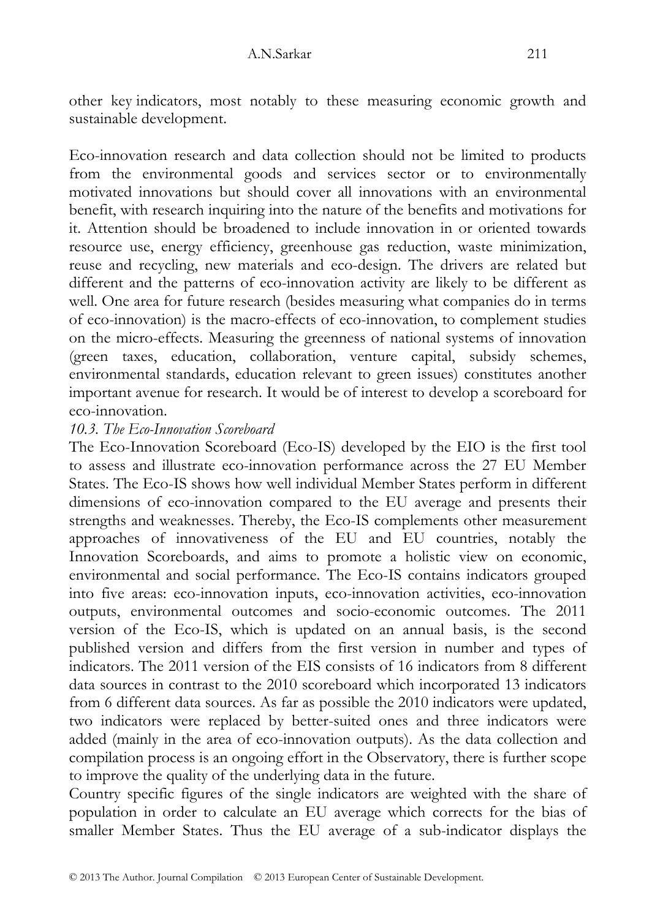other key indicators, most notably to these measuring economic growth and sustainable development.

Eco-innovation research and data collection should not be limited to products from the environmental goods and services sector or to environmentally motivated innovations but should cover all innovations with an environmental benefit, with research inquiring into the nature of the benefits and motivations for it. Attention should be broadened to include innovation in or oriented towards resource use, energy efficiency, greenhouse gas reduction, waste minimization, reuse and recycling, new materials and eco-design. The drivers are related but different and the patterns of eco-innovation activity are likely to be different as well. One area for future research (besides measuring what companies do in terms of eco-innovation) is the macro-effects of eco-innovation, to complement studies on the micro-effects. Measuring the greenness of national systems of innovation (green taxes, education, collaboration, venture capital, subsidy schemes, environmental standards, education relevant to green issues) constitutes another important avenue for research. It would be of interest to develop a scoreboard for eco-innovation.

### *10.3. The Eco-Innovation Scoreboard*

The Eco-Innovation Scoreboard (Eco-IS) developed by the EIO is the first tool to assess and illustrate eco-innovation performance across the 27 EU Member States. The Eco-IS shows how well individual Member States perform in different dimensions of eco-innovation compared to the EU average and presents their strengths and weaknesses. Thereby, the Eco-IS complements other measurement approaches of innovativeness of the EU and EU countries, notably the Innovation Scoreboards, and aims to promote a holistic view on economic, environmental and social performance. The Eco-IS contains indicators grouped into five areas: eco-innovation inputs, eco-innovation activities, eco-innovation outputs, environmental outcomes and socio-economic outcomes. The 2011 version of the Eco-IS, which is updated on an annual basis, is the second published version and differs from the first version in number and types of indicators. The 2011 version of the EIS consists of 16 indicators from 8 different data sources in contrast to the 2010 scoreboard which incorporated 13 indicators from 6 different data sources. As far as possible the 2010 indicators were updated, two indicators were replaced by better-suited ones and three indicators were added (mainly in the area of eco-innovation outputs). As the data collection and compilation process is an ongoing effort in the Observatory, there is further scope to improve the quality of the underlying data in the future.

Country specific figures of the single indicators are weighted with the share of population in order to calculate an EU average which corrects for the bias of smaller Member States. Thus the EU average of a sub-indicator displays the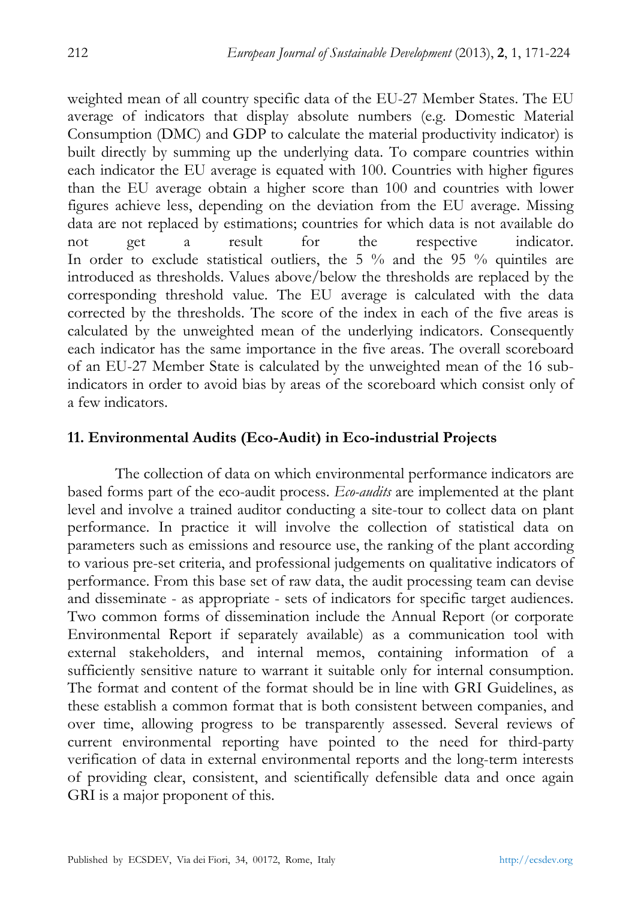weighted mean of all country specific data of the EU-27 Member States. The EU average of indicators that display absolute numbers (e.g. Domestic Material Consumption (DMC) and GDP to calculate the material productivity indicator) is built directly by summing up the underlying data. To compare countries within each indicator the EU average is equated with 100. Countries with higher figures than the EU average obtain a higher score than 100 and countries with lower figures achieve less, depending on the deviation from the EU average. Missing data are not replaced by estimations; countries for which data is not available do not get a result for the respective indicator.
In order to exclude statistical outliers, the 5 % and the 95 % quintiles are introduced as thresholds. Values above/below the thresholds are replaced by the corresponding threshold value. The EU average is calculated with the data corrected by the thresholds. The score of the index in each of the five areas is calculated by the unweighted mean of the underlying indicators. Consequently each indicator has the same importance in the five areas. The overall scoreboard of an EU-27 Member State is calculated by the unweighted mean of the 16 sub-indicators in order to avoid bias by areas of the scoreboard which consist only of a few indicators.

## 11. Environmental Audits (Eco-Audit) in Eco-industrial Projects

The collection of data on which environmental performance indicators are based forms part of the eco-audit process. *Eco-audits* are implemented at the plant level and involve a trained auditor conducting a site-tour to collect data on plant performance. In practice it will involve the collection of statistical data on parameters such as emissions and resource use, the ranking of the plant according to various pre-set criteria, and professional judgements on qualitative indicators of performance. From this base set of raw data, the audit processing team can devise and disseminate - as appropriate - sets of indicators for specific target audiences. Two common forms of dissemination include the Annual Report (or corporate Environmental Report if separately available) as a communication tool with external stakeholders, and internal memos, containing information of a sufficiently sensitive nature to warrant it suitable only for internal consumption. The format and content of the format should be in line with GRI Guidelines, as these establish a common format that is both consistent between companies, and over time, allowing progress to be transparently assessed. Several reviews of current environmental reporting have pointed to the need for third-party verification of data in external environmental reports and the long-term interests of providing clear, consistent, and scientifically defensible data and once again GRI is a major proponent of this.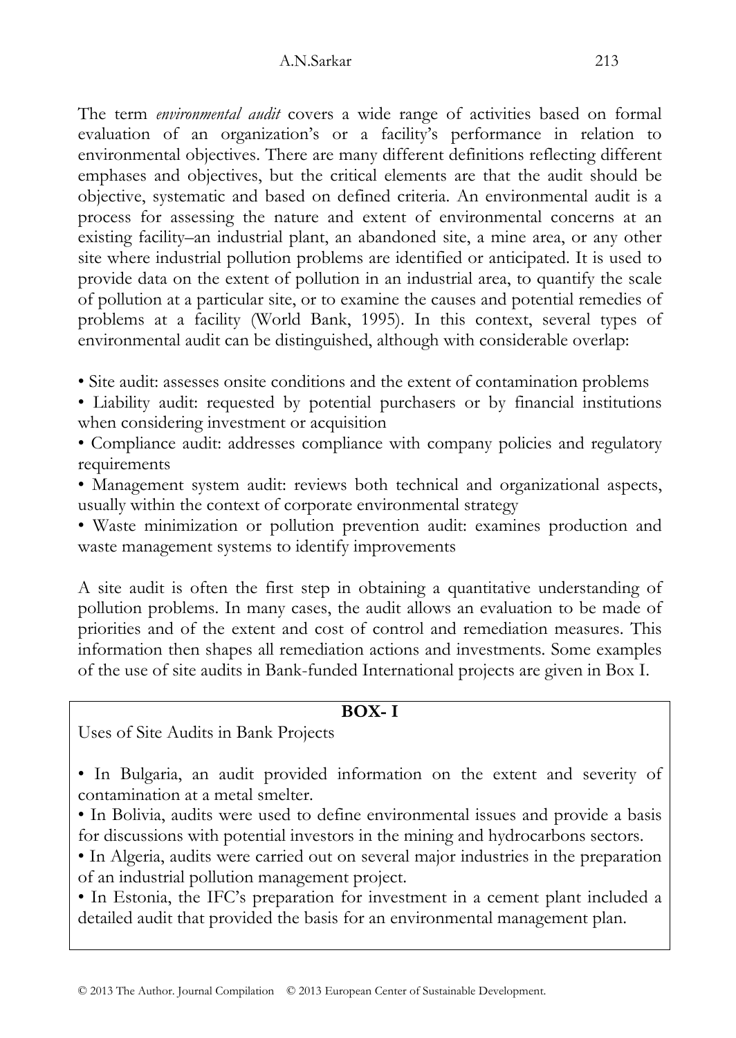The term *environmental audit* covers a wide range of activities based on formal evaluation of an organization's or a facility's performance in relation to environmental objectives. There are many different definitions reflecting different emphases and objectives, but the critical elements are that the audit should be objective, systematic and based on defined criteria. An environmental audit is a process for assessing the nature and extent of environmental concerns at an existing facility–an industrial plant, an abandoned site, a mine area, or any other site where industrial pollution problems are identified or anticipated. It is used to provide data on the extent of pollution in an industrial area, to quantify the scale of pollution at a particular site, or to examine the causes and potential remedies of problems at a facility (World Bank, 1995). In this context, several types of environmental audit can be distinguished, although with considerable overlap:

- Site audit: assesses onsite conditions and the extent of contamination problems
- Liability audit: requested by potential purchasers or by financial institutions when considering investment or acquisition
- Compliance audit: addresses compliance with company policies and regulatory requirements
- Management system audit: reviews both technical and organizational aspects, usually within the context of corporate environmental strategy
- Waste minimization or pollution prevention audit: examines production and waste management systems to identify improvements

A site audit is often the first step in obtaining a quantitative understanding of pollution problems. In many cases, the audit allows an evaluation to be made of priorities and of the extent and cost of control and remediation measures. This information then shapes all remediation actions and investments. Some examples of the use of site audits in Bank-funded International projects are given in Box I.

**BOX- I**

Uses of Site Audits in Bank Projects

- In Bulgaria, an audit provided information on the extent and severity of contamination at a metal smelter.
- In Bolivia, audits were used to define environmental issues and provide a basis for discussions with potential investors in the mining and hydrocarbons sectors.
- In Algeria, audits were carried out on several major industries in the preparation of an industrial pollution management project.
- In Estonia, the IFC's preparation for investment in a cement plant included a detailed audit that provided the basis for an environmental management plan.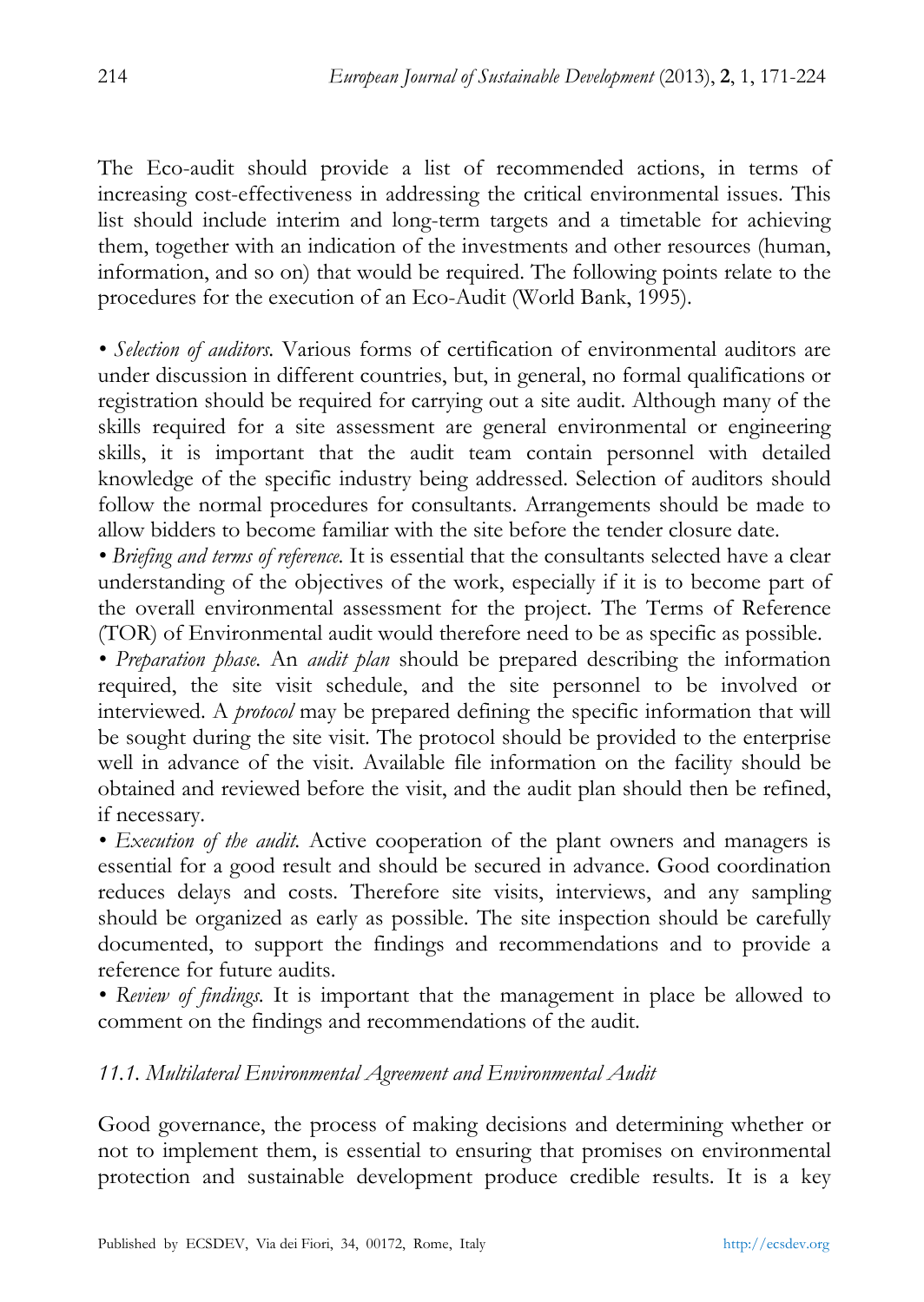The Eco-audit should provide a list of recommended actions, in terms of increasing cost-effectiveness in addressing the critical environmental issues. This list should include interim and long-term targets and a timetable for achieving them, together with an indication of the investments and other resources (human, information, and so on) that would be required. The following points relate to the procedures for the execution of an Eco-Audit (World Bank, 1995).

• *Selection of auditors.* Various forms of certification of environmental auditors are under discussion in different countries, but, in general, no formal qualifications or registration should be required for carrying out a site audit. Although many of the skills required for a site assessment are general environmental or engineering skills, it is important that the audit team contain personnel with detailed knowledge of the specific industry being addressed. Selection of auditors should follow the normal procedures for consultants. Arrangements should be made to allow bidders to become familiar with the site before the tender closure date.

• *Briefing and terms of reference.* It is essential that the consultants selected have a clear understanding of the objectives of the work, especially if it is to become part of the overall environmental assessment for the project. The Terms of Reference (TOR) of Environmental audit would therefore need to be as specific as possible.

• *Preparation phase.* An *audit plan* should be prepared describing the information required, the site visit schedule, and the site personnel to be involved or interviewed. A *protocol* may be prepared defining the specific information that will be sought during the site visit. The protocol should be provided to the enterprise well in advance of the visit. Available file information on the facility should be obtained and reviewed before the visit, and the audit plan should then be refined, if necessary.

• *Execution of the audit.* Active cooperation of the plant owners and managers is essential for a good result and should be secured in advance. Good coordination reduces delays and costs. Therefore site visits, interviews, and any sampling should be organized as early as possible. The site inspection should be carefully documented, to support the findings and recommendations and to provide a reference for future audits.

• *Review of findings.* It is important that the management in place be allowed to comment on the findings and recommendations of the audit.

### *11.1. Multilateral Environmental Agreement and Environmental Audit*

Good governance, the process of making decisions and determining whether or not to implement them, is essential to ensuring that promises on environmental protection and sustainable development produce credible results. It is a key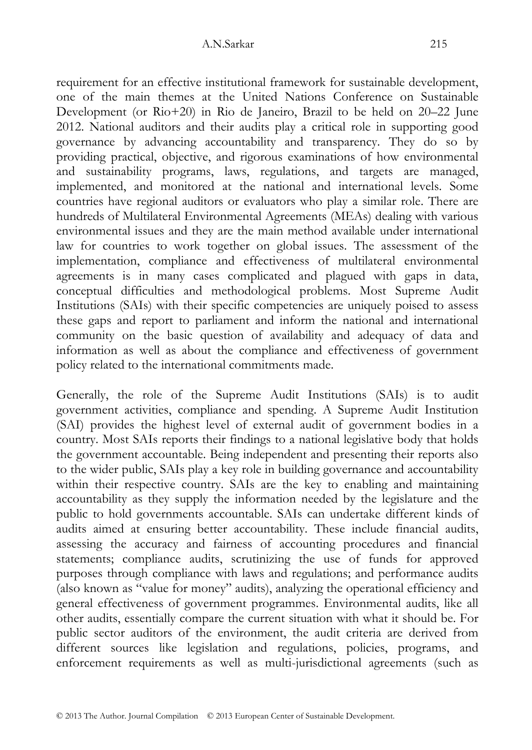requirement for an effective institutional framework for sustainable development, one of the main themes at the United Nations Conference on Sustainable Development (or Rio+20) in Rio de Janeiro, Brazil to be held on 20–22 June 2012. National auditors and their audits play a critical role in supporting good governance by advancing accountability and transparency. They do so by providing practical, objective, and rigorous examinations of how environmental and sustainability programs, laws, regulations, and targets are managed, implemented, and monitored at the national and international levels. Some countries have regional auditors or evaluators who play a similar role. There are hundreds of Multilateral Environmental Agreements (MEAs) dealing with various environmental issues and they are the main method available under international law for countries to work together on global issues. The assessment of the implementation, compliance and effectiveness of multilateral environmental agreements is in many cases complicated and plagued with gaps in data, conceptual difficulties and methodological problems. Most Supreme Audit Institutions (SAIs) with their specific competencies are uniquely poised to assess these gaps and report to parliament and inform the national and international community on the basic question of availability and adequacy of data and information as well as about the compliance and effectiveness of government policy related to the international commitments made.

Generally, the role of the Supreme Audit Institutions (SAIs) is to audit government activities, compliance and spending. A Supreme Audit Institution (SAI) provides the highest level of external audit of government bodies in a country. Most SAIs reports their findings to a national legislative body that holds the government accountable. Being independent and presenting their reports also to the wider public, SAIs play a key role in building governance and accountability within their respective country. SAIs are the key to enabling and maintaining accountability as they supply the information needed by the legislature and the public to hold governments accountable. SAIs can undertake different kinds of audits aimed at ensuring better accountability. These include financial audits, assessing the accuracy and fairness of accounting procedures and financial statements; compliance audits, scrutinizing the use of funds for approved purposes through compliance with laws and regulations; and performance audits (also known as "value for money" audits), analyzing the operational efficiency and general effectiveness of government programmes. Environmental audits, like all other audits, essentially compare the current situation with what it should be. For public sector auditors of the environment, the audit criteria are derived from different sources like legislation and regulations, policies, programs, and enforcement requirements as well as multi-jurisdictional agreements (such as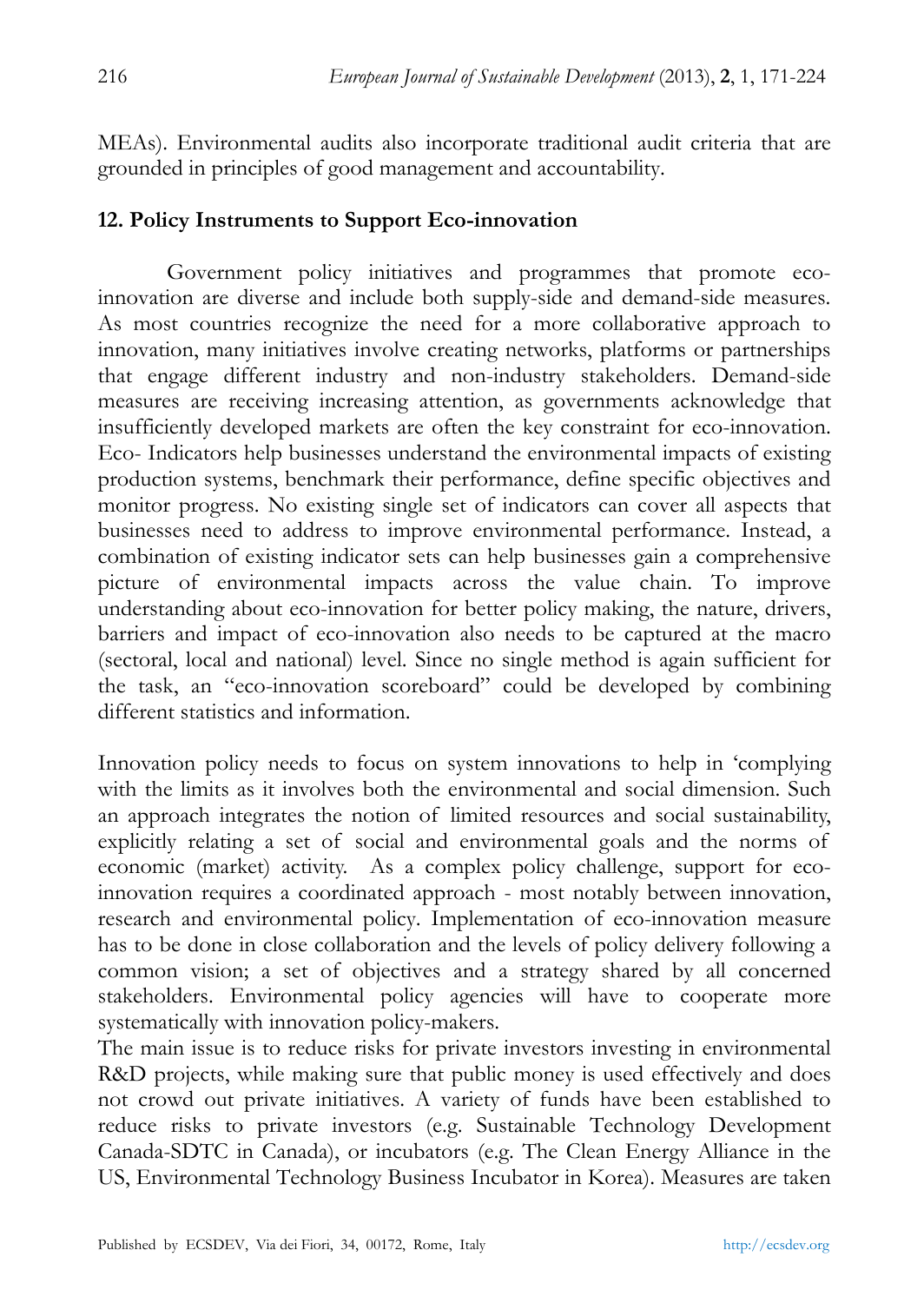MEAs). Environmental audits also incorporate traditional audit criteria that are grounded in principles of good management and accountability.

## 12. Policy Instruments to Support Eco-innovation

Government policy initiatives and programmes that promote eco-innovation are diverse and include both supply-side and demand-side measures. As most countries recognize the need for a more collaborative approach to innovation, many initiatives involve creating networks, platforms or partnerships that engage different industry and non-industry stakeholders. Demand-side measures are receiving increasing attention, as governments acknowledge that insufficiently developed markets are often the key constraint for eco-innovation. Eco- Indicators help businesses understand the environmental impacts of existing production systems, benchmark their performance, define specific objectives and monitor progress. No existing single set of indicators can cover all aspects that businesses need to address to improve environmental performance. Instead, a combination of existing indicator sets can help businesses gain a comprehensive picture of environmental impacts across the value chain. To improve understanding about eco-innovation for better policy making, the nature, drivers, barriers and impact of eco-innovation also needs to be captured at the macro (sectoral, local and national) level. Since no single method is again sufficient for the task, an "eco-innovation scoreboard" could be developed by combining different statistics and information.

Innovation policy needs to focus on system innovations to help in 'complying with the limits as it involves both the environmental and social dimension. Such an approach integrates the notion of limited resources and social sustainability, explicitly relating a set of social and environmental goals and the norms of economic (market) activity. As a complex policy challenge, support for eco-innovation requires a coordinated approach - most notably between innovation, research and environmental policy. Implementation of eco-innovation measure has to be done in close collaboration and the levels of policy delivery following a common vision; a set of objectives and a strategy shared by all concerned stakeholders. Environmental policy agencies will have to cooperate more systematically with innovation policy-makers.

The main issue is to reduce risks for private investors investing in environmental R&D projects, while making sure that public money is used effectively and does not crowd out private initiatives. A variety of funds have been established to reduce risks to private investors (e.g. Sustainable Technology Development Canada-SDTC in Canada), or incubators (e.g. The Clean Energy Alliance in the US, Environmental Technology Business Incubator in Korea). Measures are taken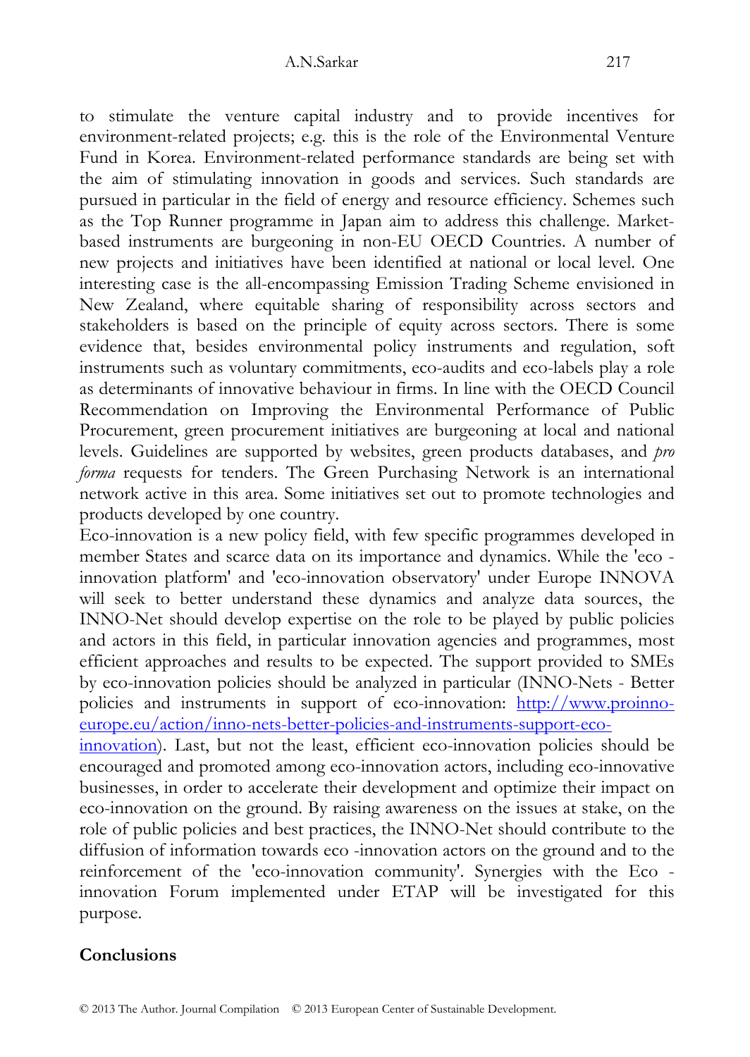to stimulate the venture capital industry and to provide incentives for environment-related projects; e.g. this is the role of the Environmental Venture Fund in Korea. Environment-related performance standards are being set with the aim of stimulating innovation in goods and services. Such standards are pursued in particular in the field of energy and resource efficiency. Schemes such as the Top Runner programme in Japan aim to address this challenge. Market-based instruments are burgeoning in non-EU OECD Countries. A number of new projects and initiatives have been identified at national or local level. One interesting case is the all-encompassing Emission Trading Scheme envisioned in New Zealand, where equitable sharing of responsibility across sectors and stakeholders is based on the principle of equity across sectors. There is some evidence that, besides environmental policy instruments and regulation, soft instruments such as voluntary commitments, eco-audits and eco-labels play a role as determinants of innovative behaviour in firms. In line with the OECD Council Recommendation on Improving the Environmental Performance of Public Procurement, green procurement initiatives are burgeoning at local and national levels. Guidelines are supported by websites, green products databases, and *pro forma* requests for tenders. The Green Purchasing Network is an international network active in this area. Some initiatives set out to promote technologies and products developed by one country.

Eco-innovation is a new policy field, with few specific programmes developed in member States and scarce data on its importance and dynamics. While the 'eco - innovation platform' and 'eco-innovation observatory' under Europe INNOVA will seek to better understand these dynamics and analyze data sources, the INNO-Net should develop expertise on the role to be played by public policies and actors in this field, in particular innovation agencies and programmes, most efficient approaches and results to be expected. The support provided to SMEs by eco-innovation policies should be analyzed in particular (INNO-Nets - Better policies and instruments in support of eco-innovation: http://www.proinno-europe.eu/action/inno-nets-better-policies-and-instruments-support-eco-innovation). Last, but not the least, efficient eco-innovation policies should be encouraged and promoted among eco-innovation actors, including eco-innovative businesses, in order to accelerate their development and optimize their impact on eco-innovation on the ground. By raising awareness on the issues at stake, on the role of public policies and best practices, the INNO-Net should contribute to the diffusion of information towards eco -innovation actors on the ground and to the reinforcement of the 'eco-innovation community'. Synergies with the Eco - innovation Forum implemented under ETAP will be investigated for this purpose.

## Conclusions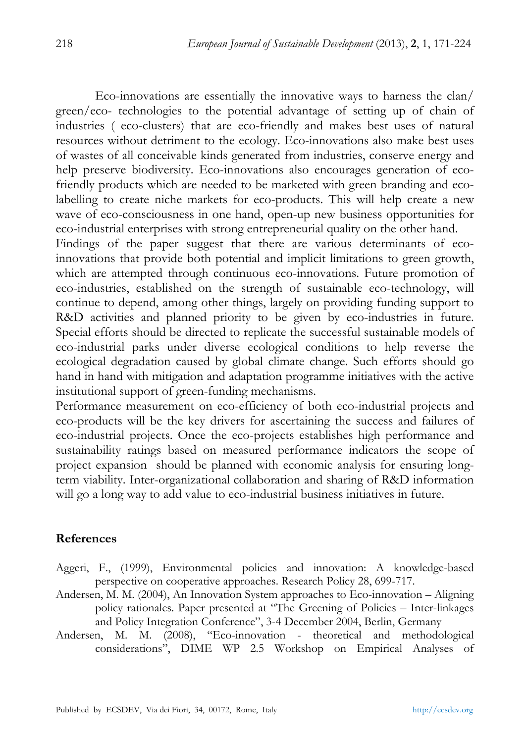Eco-innovations are essentially the innovative ways to harness the clan/ green/eco- technologies to the potential advantage of setting up of chain of industries ( eco-clusters) that are eco-friendly and makes best uses of natural resources without detriment to the ecology. Eco-innovations also make best uses of wastes of all conceivable kinds generated from industries, conserve energy and help preserve biodiversity. Eco-innovations also encourages generation of eco-friendly products which are needed to be marketed with green branding and eco-labelling to create niche markets for eco-products. This will help create a new wave of eco-consciousness in one hand, open-up new business opportunities for eco-industrial enterprises with strong entrepreneurial quality on the other hand.

Findings of the paper suggest that there are various determinants of eco-innovations that provide both potential and implicit limitations to green growth, which are attempted through continuous eco-innovations. Future promotion of eco-industries, established on the strength of sustainable eco-technology, will continue to depend, among other things, largely on providing funding support to R&D activities and planned priority to be given by eco-industries in future. Special efforts should be directed to replicate the successful sustainable models of eco-industrial parks under diverse ecological conditions to help reverse the ecological degradation caused by global climate change. Such efforts should go hand in hand with mitigation and adaptation programme initiatives with the active institutional support of green-funding mechanisms.

Performance measurement on eco-efficiency of both eco-industrial projects and eco-products will be the key drivers for ascertaining the success and failures of eco-industrial projects. Once the eco-projects establishes high performance and sustainability ratings based on measured performance indicators the scope of project expansion should be planned with economic analysis for ensuring long-term viability. Inter-organizational collaboration and sharing of R&D information will go a long way to add value to eco-industrial business initiatives in future.

## References

Aggeri, F., (1999), Environmental policies and innovation: A knowledge-based perspective on cooperative approaches. Research Policy 28, 699-717.

Andersen, M. M. (2004), An Innovation System approaches to Eco-innovation – Aligning policy rationales. Paper presented at "The Greening of Policies – Inter-linkages and Policy Integration Conference", 3-4 December 2004, Berlin, Germany

Andersen, M. M. (2008), "Eco-innovation - theoretical and methodological considerations", DIME WP 2.5 Workshop on Empirical Analyses of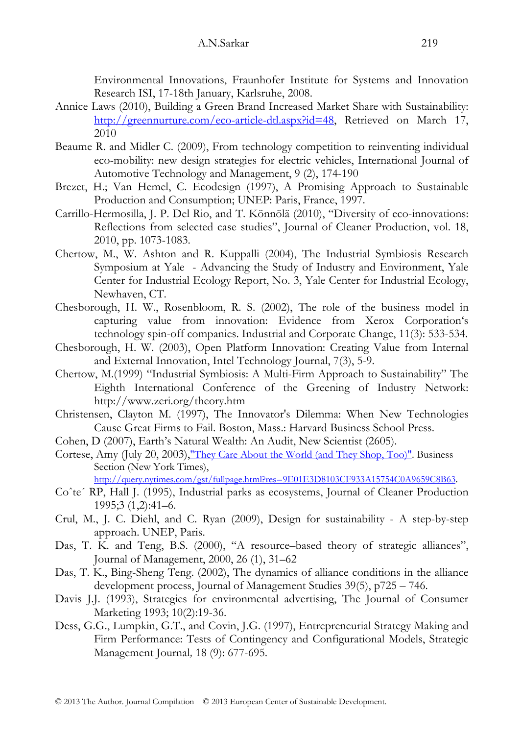Environmental Innovations, Fraunhofer Institute for Systems and Innovation Research ISI, 17-18th January, Karlsruhe, 2008.

Annice Laws (2010), Building a Green Brand Increased Market Share with Sustainability: http://greennurture.com/eco-article-dtl.aspx?id=48, Retrieved on March 17, 2010

Beaume R. and Midler C. (2009), From technology competition to reinventing individual eco-mobility: new design strategies for electric vehicles, International Journal of Automotive Technology and Management, 9 (2), 174-190

Brezet, H.; Van Hemel, C. Ecodesign (1997), A Promising Approach to Sustainable Production and Consumption; UNEP: Paris, France, 1997.

Carrillo-Hermosilla, J. P. Del Rio, and T. Könnölä (2010), "Diversity of eco-innovations: Reflections from selected case studies", Journal of Cleaner Production, vol. 18, 2010, pp. 1073-1083.

Chertow, M., W. Ashton and R. Kuppalli (2004), The Industrial Symbiosis Research Symposium at Yale - Advancing the Study of Industry and Environment, Yale Center for Industrial Ecology Report, No. 3, Yale Center for Industrial Ecology, Newhaven, CT.

Chesborough, H. W., Rosenbloom, R. S. (2002), The role of the business model in capturing value from innovation: Evidence from Xerox Corporation's technology spin-off companies. Industrial and Corporate Change, 11(3): 533-534.

Chesborough, H. W. (2003), Open Platform Innovation: Creating Value from Internal and External Innovation, Intel Technology Journal, 7(3), 5-9.

Chertow, M.(1999) "Industrial Symbiosis: A Multi-Firm Approach to Sustainability" The Eighth International Conference of the Greening of Industry Network: http://www.zeri.org/theory.htm

Christensen, Clayton M. (1997), The Innovator's Dilemma: When New Technologies Cause Great Firms to Fail. Boston, Mass.: Harvard Business School Press.

Cohen, D (2007), Earth's Natural Wealth: An Audit, New Scientist (2605).

Cortese, Amy (July 20, 2003),"They Care About the World (and They Shop, Too)". Business Section (New York Times), http://query.nytimes.com/gst/fullpage.html?res=9E01E3D8103CF933A15754C0A9659C8B63.

Coˆte´ RP, Hall J. (1995), Industrial parks as ecosystems, Journal of Cleaner Production 1995;3 (1,2):41–6.

Crul, M., J. C. Diehl, and C. Ryan (2009), Design for sustainability - A step-by-step approach. UNEP, Paris.

Das, T. K. and Teng, B.S. (2000), "A resource–based theory of strategic alliances", Journal of Management, 2000, 26 (1), 31–62

Das, T. K., Bing-Sheng Teng. (2002), The dynamics of alliance conditions in the alliance development process, Journal of Management Studies 39(5), p725 – 746.

Davis J.J. (1993), Strategies for environmental advertising, The Journal of Consumer Marketing 1993; 10(2):19-36.

Dess, G.G., Lumpkin, G.T., and Covin, J.G. (1997), Entrepreneurial Strategy Making and Firm Performance: Tests of Contingency and Configurational Models, Strategic Management Journal*,* 18 (9): 677-695.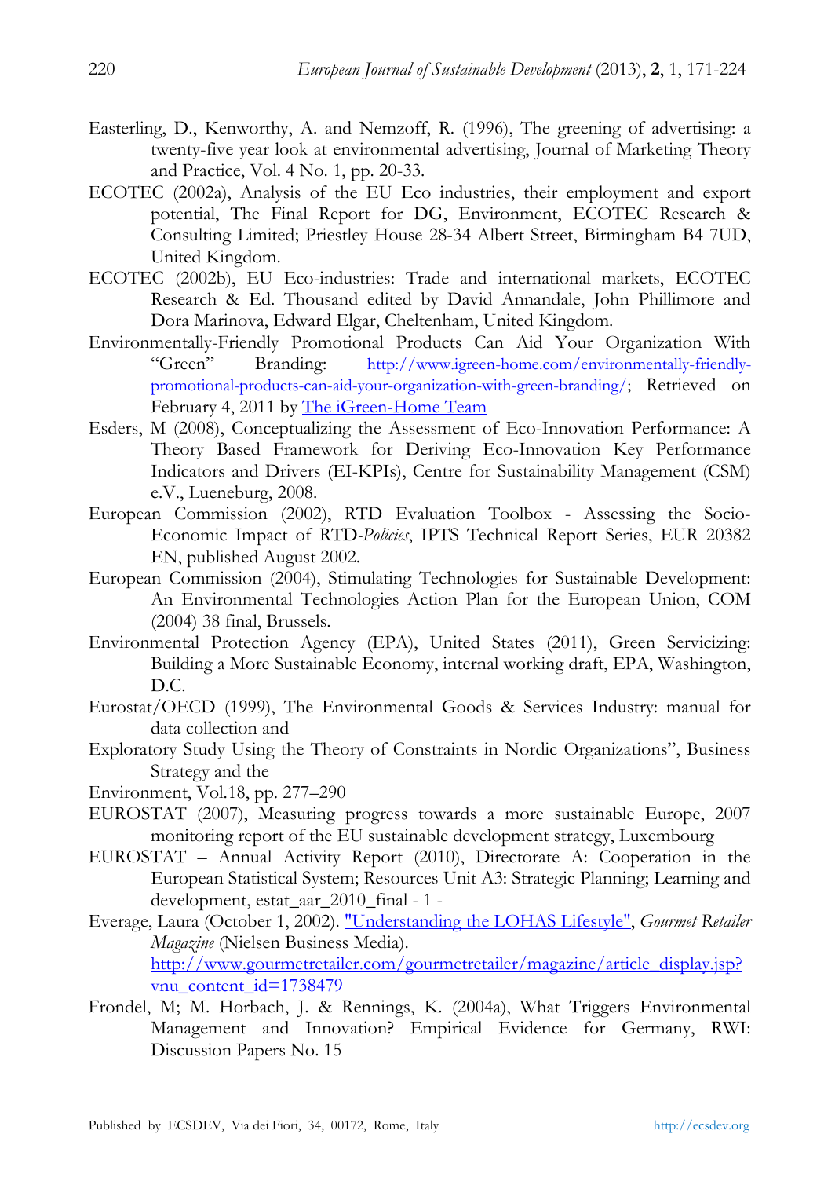Easterling, D., Kenworthy, A. and Nemzoff, R. (1996), The greening of advertising: a twenty-five year look at environmental advertising, Journal of Marketing Theory and Practice, Vol. 4 No. 1, pp. 20-33.

ECOTEC (2002a), Analysis of the EU Eco industries, their employment and export potential, The Final Report for DG, Environment, ECOTEC Research & Consulting Limited; Priestley House 28-34 Albert Street, Birmingham B4 7UD, United Kingdom.

ECOTEC (2002b), EU Eco-industries: Trade and international markets, ECOTEC Research & Ed. Thousand edited by David Annandale, John Phillimore and Dora Marinova, Edward Elgar, Cheltenham, United Kingdom.

Environmentally-Friendly Promotional Products Can Aid Your Organization With "Green" Branding: http://www.igreen-home.com/environmentally-friendly-promotional-products-can-aid-your-organization-with-green-branding/; Retrieved on February 4, 2011 by The iGreen-Home Team

Esders, M (2008), Conceptualizing the Assessment of Eco-Innovation Performance: A Theory Based Framework for Deriving Eco-Innovation Key Performance Indicators and Drivers (EI-KPIs), Centre for Sustainability Management (CSM) e.V., Lueneburg, 2008.

European Commission (2002), RTD Evaluation Toolbox - Assessing the Socio-Economic Impact of RTD-*Policies*, IPTS Technical Report Series, EUR 20382 EN, published August 2002.

European Commission (2004), Stimulating Technologies for Sustainable Development: An Environmental Technologies Action Plan for the European Union, COM (2004) 38 final, Brussels.

Environmental Protection Agency (EPA), United States (2011), Green Servicizing: Building a More Sustainable Economy, internal working draft, EPA, Washington, D.C.

Eurostat/OECD (1999), The Environmental Goods & Services Industry: manual for data collection and

Exploratory Study Using the Theory of Constraints in Nordic Organizations", Business Strategy and the

Environment, Vol.18, pp. 277–290

EUROSTAT (2007), Measuring progress towards a more sustainable Europe, 2007 monitoring report of the EU sustainable development strategy, Luxembourg

EUROSTAT – Annual Activity Report (2010), Directorate A: Cooperation in the European Statistical System; Resources Unit A3: Strategic Planning; Learning and development, estat_aar_2010_final - 1 -

Everage, Laura (October 1, 2002). "Understanding the LOHAS Lifestyle", *Gourmet Retailer Magazine* (Nielsen Business Media). http://www.gourmetretailer.com/gourmetretailer/magazine/article_display.jsp?vnu_content_id=1738479

Frondel, M; M. Horbach, J. & Rennings, K. (2004a), What Triggers Environmental Management and Innovation? Empirical Evidence for Germany, RWI: Discussion Papers No. 15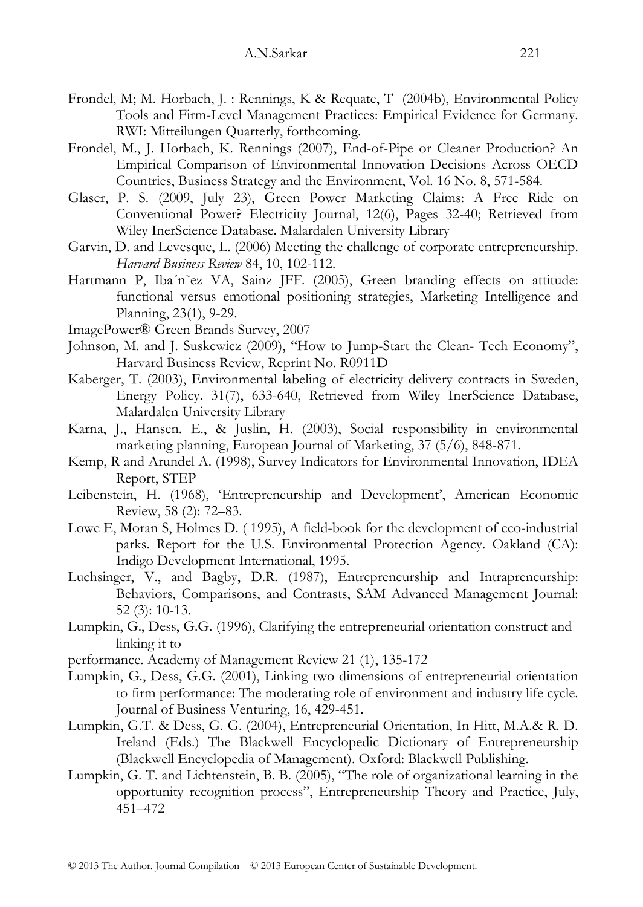Frondel, M; M. Horbach, J. : Rennings, K & Requate, T (2004b), Environmental Policy Tools and Firm-Level Management Practices: Empirical Evidence for Germany. RWI: Mitteilungen Quarterly, forthcoming.

Frondel, M., J. Horbach, K. Rennings (2007), End-of-Pipe or Cleaner Production? An Empirical Comparison of Environmental Innovation Decisions Across OECD Countries, Business Strategy and the Environment, Vol. 16 No. 8, 571-584.

Glaser, P. S. (2009, July 23), Green Power Marketing Claims: A Free Ride on Conventional Power? Electricity Journal, 12(6), Pages 32-40; Retrieved from Wiley InerScience Database. Malardalen University Library

Garvin, D. and Levesque, L. (2006) Meeting the challenge of corporate entrepreneurship. *Harvard Business Review* 84, 10, 102-112.

Hartmann P, Iba´n˜ez VA, Sainz JFF. (2005), Green branding effects on attitude: functional versus emotional positioning strategies, Marketing Intelligence and Planning, 23(1), 9-29.

ImagePower® Green Brands Survey, 2007

Johnson, M. and J. Suskewicz (2009), "How to Jump-Start the Clean- Tech Economy", Harvard Business Review, Reprint No. R0911D

Kaberger, T. (2003), Environmental labeling of electricity delivery contracts in Sweden, Energy Policy. 31(7), 633-640, Retrieved from Wiley InerScience Database, Malardalen University Library

Karna, J., Hansen. E., & Juslin, H. (2003), Social responsibility in environmental marketing planning, European Journal of Marketing, 37 (5/6), 848-871.

Kemp, R and Arundel A. (1998), Survey Indicators for Environmental Innovation, IDEA Report, STEP

Leibenstein, H. (1968), 'Entrepreneurship and Development', American Economic Review, 58 (2): 72–83.

Lowe E, Moran S, Holmes D. ( 1995), A field-book for the development of eco-industrial parks. Report for the U.S. Environmental Protection Agency. Oakland (CA): Indigo Development International, 1995.

Luchsinger, V., and Bagby, D.R. (1987), Entrepreneurship and Intrapreneurship: Behaviors, Comparisons, and Contrasts, SAM Advanced Management Journal: 52 (3): 10-13.

Lumpkin, G., Dess, G.G. (1996), Clarifying the entrepreneurial orientation construct and linking it to performance. Academy of Management Review 21 (1), 135-172

Lumpkin, G., Dess, G.G. (2001), Linking two dimensions of entrepreneurial orientation to firm performance: The moderating role of environment and industry life cycle. Journal of Business Venturing, 16, 429-451.

Lumpkin, G.T. & Dess, G. G. (2004), Entrepreneurial Orientation, In Hitt, M.A.& R. D. Ireland (Eds.) The Blackwell Encyclopedic Dictionary of Entrepreneurship (Blackwell Encyclopedia of Management). Oxford: Blackwell Publishing.

Lumpkin, G. T. and Lichtenstein, B. B. (2005), "The role of organizational learning in the opportunity recognition process", Entrepreneurship Theory and Practice, July, 451–472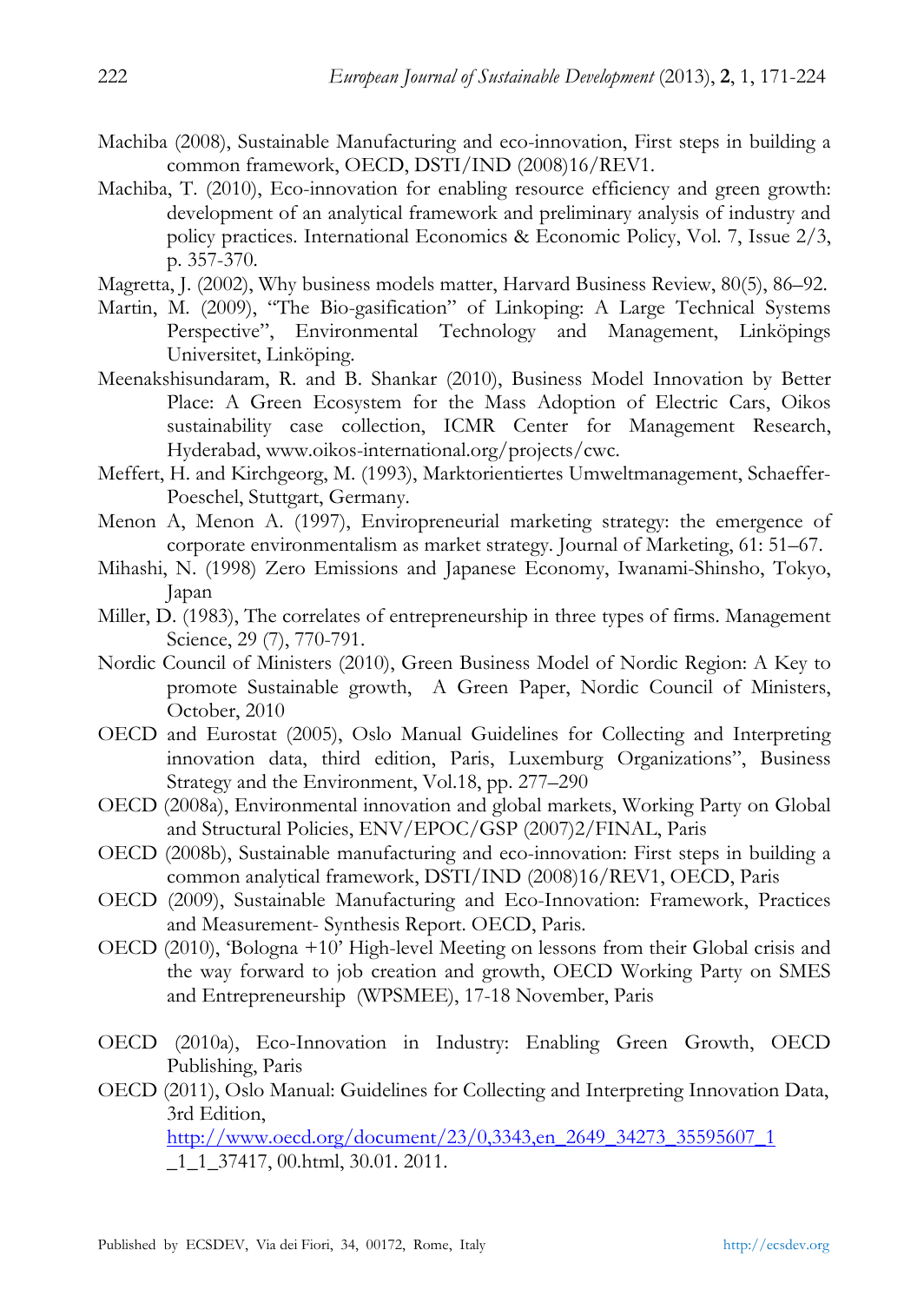Machiba (2008), Sustainable Manufacturing and eco-innovation, First steps in building a common framework, OECD, DSTI/IND (2008)16/REV1.

Machiba, T. (2010), Eco-innovation for enabling resource efficiency and green growth: development of an analytical framework and preliminary analysis of industry and policy practices. International Economics & Economic Policy, Vol. 7, Issue 2/3, p. 357-370.

Magretta, J. (2002), Why business models matter, Harvard Business Review, 80(5), 86–92.

Martin, M. (2009), "The Bio-gasification" of Linkoping: A Large Technical Systems Perspective", Environmental Technology and Management, Linköpings Universitet, Linköping.

Meenakshisundaram, R. and B. Shankar (2010), Business Model Innovation by Better Place: A Green Ecosystem for the Mass Adoption of Electric Cars, Oikos sustainability case collection, ICMR Center for Management Research, Hyderabad, www.oikos-international.org/projects/cwc.

Meffert, H. and Kirchgeorg, M. (1993), Marktorientiertes Umweltmanagement, Schaeffer-Poeschel, Stuttgart, Germany.

Menon A, Menon A. (1997), Enviropreneurial marketing strategy: the emergence of corporate environmentalism as market strategy. Journal of Marketing, 61: 51–67.

Mihashi, N. (1998) Zero Emissions and Japanese Economy, Iwanami-Shinsho, Tokyo, Japan

Miller, D. (1983), The correlates of entrepreneurship in three types of firms. Management Science, 29 (7), 770-791.

Nordic Council of Ministers (2010), Green Business Model of Nordic Region: A Key to promote Sustainable growth, A Green Paper, Nordic Council of Ministers, October, 2010

OECD and Eurostat (2005), Oslo Manual Guidelines for Collecting and Interpreting innovation data, third edition, Paris, Luxemburg Organizations", Business Strategy and the Environment, Vol.18, pp. 277–290

OECD (2008a), Environmental innovation and global markets, Working Party on Global and Structural Policies, ENV/EPOC/GSP (2007)2/FINAL, Paris

OECD (2008b), Sustainable manufacturing and eco-innovation: First steps in building a common analytical framework, DSTI/IND (2008)16/REV1, OECD, Paris

OECD (2009), Sustainable Manufacturing and Eco-Innovation: Framework, Practices and Measurement- Synthesis Report. OECD, Paris.

OECD (2010), 'Bologna +10' High-level Meeting on lessons from their Global crisis and the way forward to job creation and growth, OECD Working Party on SMES and Entrepreneurship (WPSMEE), 17-18 November, Paris

OECD (2010a), Eco-Innovation in Industry: Enabling Green Growth, OECD Publishing, Paris

OECD (2011), Oslo Manual: Guidelines for Collecting and Interpreting Innovation Data, 3rd Edition, http://www.oecd.org/document/23/0,3343,en_2649_34273_35595607_1_1_1_37417, 00.html, 30.01. 2011.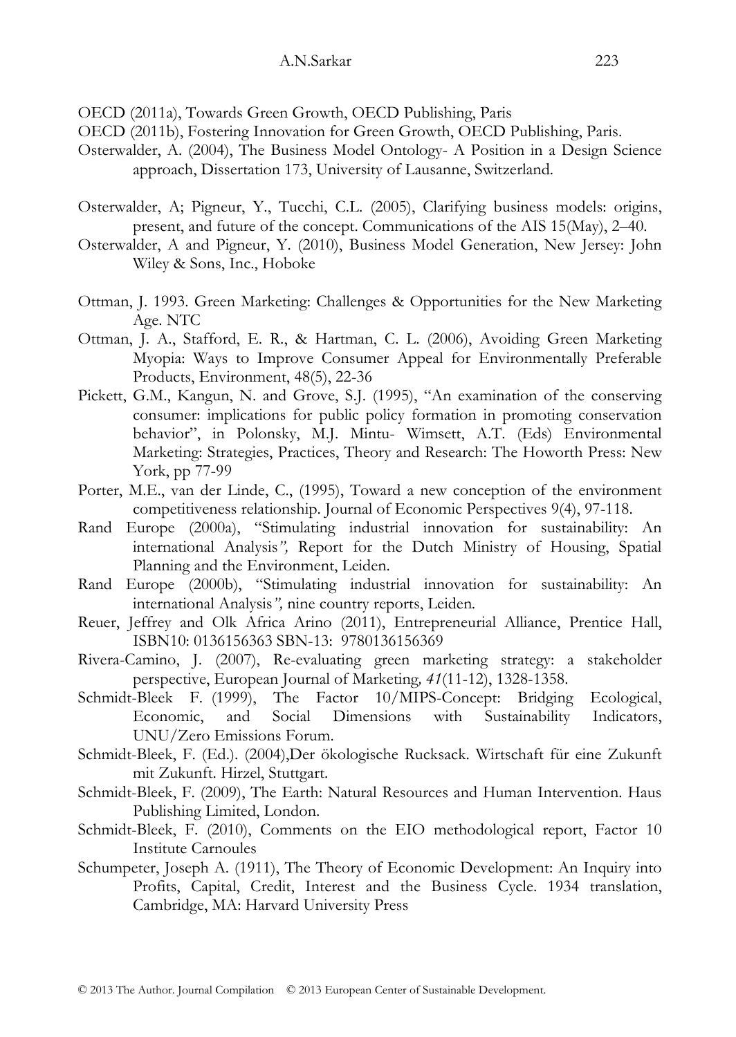OECD (2011a), Towards Green Growth, OECD Publishing, Paris

OECD (2011b), Fostering Innovation for Green Growth, OECD Publishing, Paris.

Osterwalder, A. (2004), The Business Model Ontology- A Position in a Design Science approach, Dissertation 173, University of Lausanne, Switzerland.

Osterwalder, A; Pigneur, Y., Tucchi, C.L. (2005), Clarifying business models: origins, present, and future of the concept. Communications of the AIS 15(May), 2–40.

Osterwalder, A and Pigneur, Y. (2010), Business Model Generation, New Jersey: John Wiley & Sons, Inc., Hoboke

Ottman, J. 1993. Green Marketing: Challenges & Opportunities for the New Marketing Age. NTC

Ottman, J. A., Stafford, E. R., & Hartman, C. L. (2006), Avoiding Green Marketing Myopia: Ways to Improve Consumer Appeal for Environmentally Preferable Products, Environment, 48(5), 22-36

Pickett, G.M., Kangun, N. and Grove, S.J. (1995), "An examination of the conserving consumer: implications for public policy formation in promoting conservation behavior", in Polonsky, M.J. Mintu- Wimsett, A.T. (Eds) Environmental Marketing: Strategies, Practices, Theory and Research: The Howorth Press: New York, pp 77-99

Porter, M.E., van der Linde, C., (1995), Toward a new conception of the environment competitiveness relationship. Journal of Economic Perspectives 9(4), 97-118.

Rand Europe (2000a), "Stimulating industrial innovation for sustainability: An international Analysis*",* Report for the Dutch Ministry of Housing, Spatial Planning and the Environment, Leiden.

Rand Europe (2000b), "Stimulating industrial innovation for sustainability: An international Analysis*",* nine country reports, Leiden.

Reuer, Jeffrey and Olk Africa Arino (2011), Entrepreneurial Alliance, Prentice Hall, ISBN10: 0136156363 SBN-13: 9780136156369

Rivera-Camino, J. (2007), Re-evaluating green marketing strategy: a stakeholder perspective, European Journal of Marketing*, 41*(11-12), 1328-1358.

Schmidt-Bleek F. (1999), The Factor 10/MIPS-Concept: Bridging Ecological, Economic, and Social Dimensions with Sustainability Indicators, UNU/Zero Emissions Forum.

Schmidt-Bleek, F. (Ed.). (2004),Der ökologische Rucksack. Wirtschaft für eine Zukunft mit Zukunft. Hirzel, Stuttgart.

Schmidt-Bleek, F. (2009), The Earth: Natural Resources and Human Intervention. Haus Publishing Limited, London.

Schmidt-Bleek, F. (2010), Comments on the EIO methodological report, Factor 10 Institute Carnoules

Schumpeter, Joseph A. (1911), The Theory of Economic Development: An Inquiry into Profits, Capital, Credit, Interest and the Business Cycle. 1934 translation, Cambridge, MA: Harvard University Press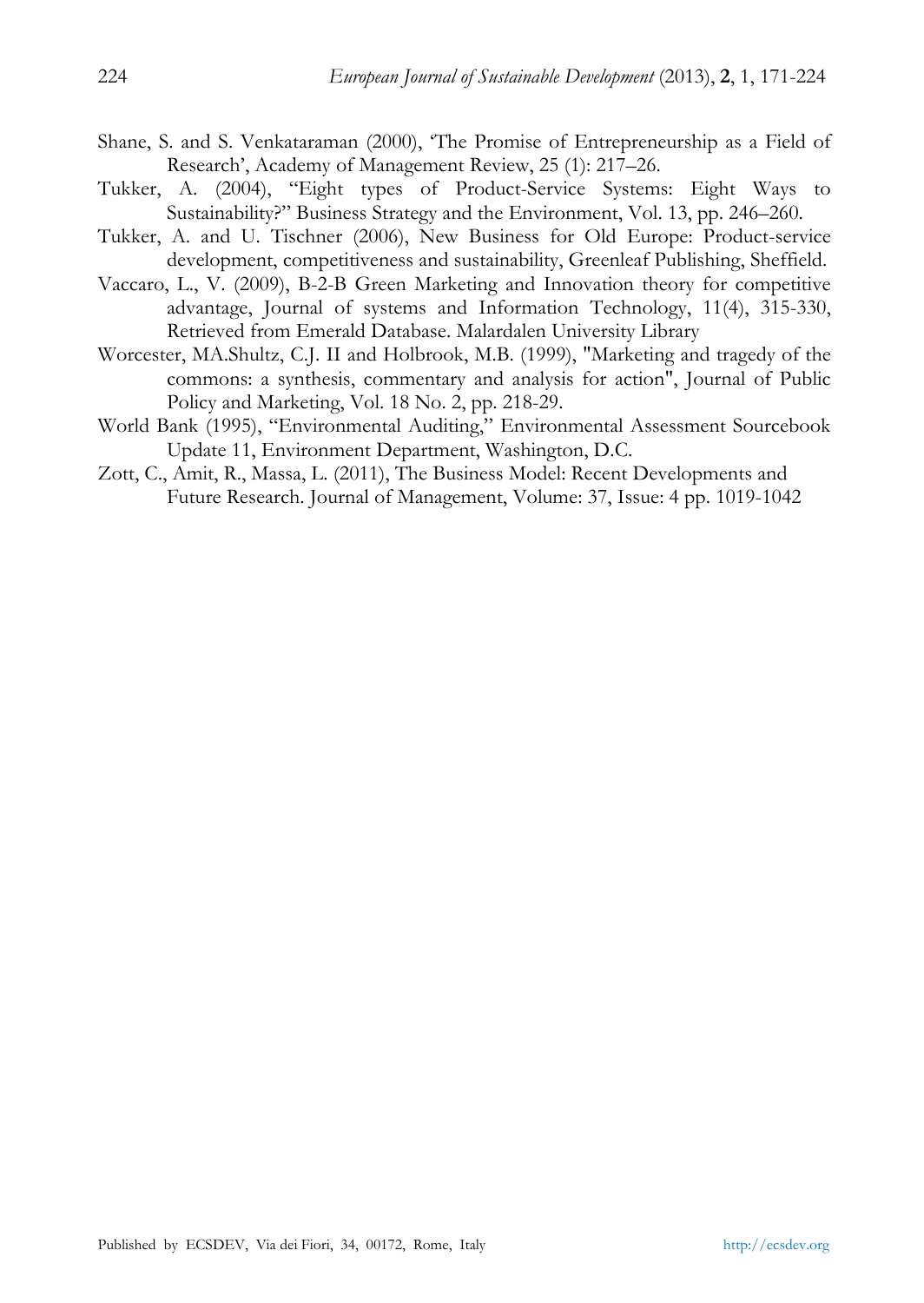Shane, S. and S. Venkataraman (2000), 'The Promise of Entrepreneurship as a Field of Research', Academy of Management Review, 25 (1): 217–26.

Tukker, A. (2004), "Eight types of Product-Service Systems: Eight Ways to Sustainability?" Business Strategy and the Environment, Vol. 13, pp. 246–260.

Tukker, A. and U. Tischner (2006), New Business for Old Europe: Product-service development, competitiveness and sustainability, Greenleaf Publishing, Sheffield.

Vaccaro, L., V. (2009), B-2-B Green Marketing and Innovation theory for competitive advantage, Journal of systems and Information Technology, 11(4), 315-330, Retrieved from Emerald Database. Malardalen University Library

Worcester, MA.Shultz, C.J. II and Holbrook, M.B. (1999), "Marketing and tragedy of the commons: a synthesis, commentary and analysis for action", Journal of Public Policy and Marketing, Vol. 18 No. 2, pp. 218-29.

World Bank (1995), "Environmental Auditing," Environmental Assessment Sourcebook Update 11, Environment Department, Washington, D.C.

Zott, C., Amit, R., Massa, L. (2011), The Business Model: Recent Developments and Future Research. Journal of Management, Volume: 37, Issue: 4 pp. 1019-1042